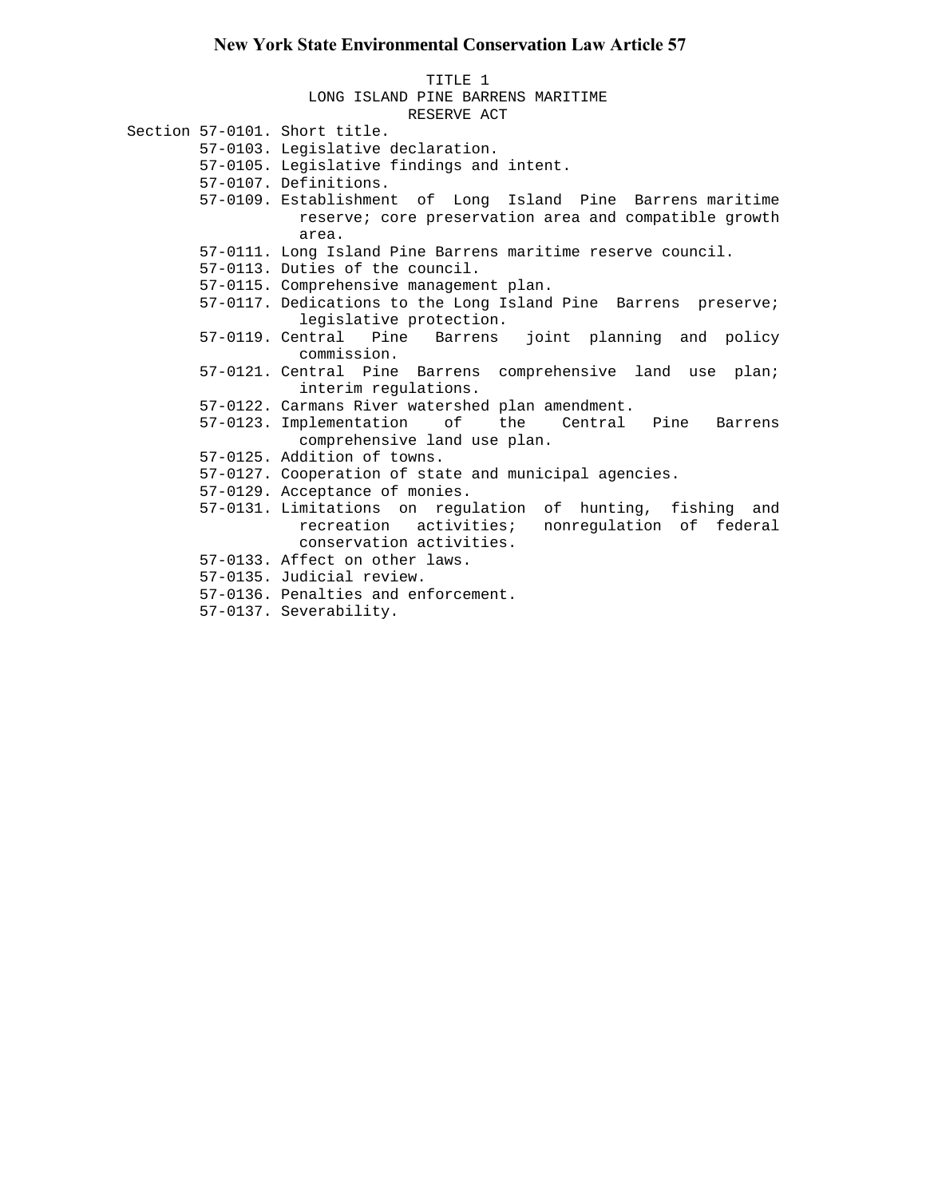# New York State Environmental Conservation Law Article 57

## TITLE 1
## LONG ISLAND PINE BARRENS MARITIME RESERVE ACT

Section 57-0101. Short title.
- 57-0103. Legislative declaration.
- 57-0105. Legislative findings and intent.
- 57-0107. Definitions.
- 57-0109. Establishment of Long Island Pine Barrens maritime reserve; core preservation area and compatible growth area.
- 57-0111. Long Island Pine Barrens maritime reserve council.
- 57-0113. Duties of the council.
- 57-0115. Comprehensive management plan.
- 57-0117. Dedications to the Long Island Pine Barrens preserve; legislative protection.
- 57-0119. Central Pine Barrens joint planning and policy commission.
- 57-0121. Central Pine Barrens comprehensive land use plan; interim regulations.
- 57-0122. Carmans River watershed plan amendment.
- 57-0123. Implementation of the Central Pine Barrens comprehensive land use plan.
- 57-0125. Addition of towns.
- 57-0127. Cooperation of state and municipal agencies.
- 57-0129. Acceptance of monies.
- 57-0131. Limitations on regulation of hunting, fishing and recreation activities; nonregulation of federal conservation activities.
- 57-0133. Affect on other laws.
- 57-0135. Judicial review.
- 57-0136. Penalties and enforcement.
- 57-0137. Severability.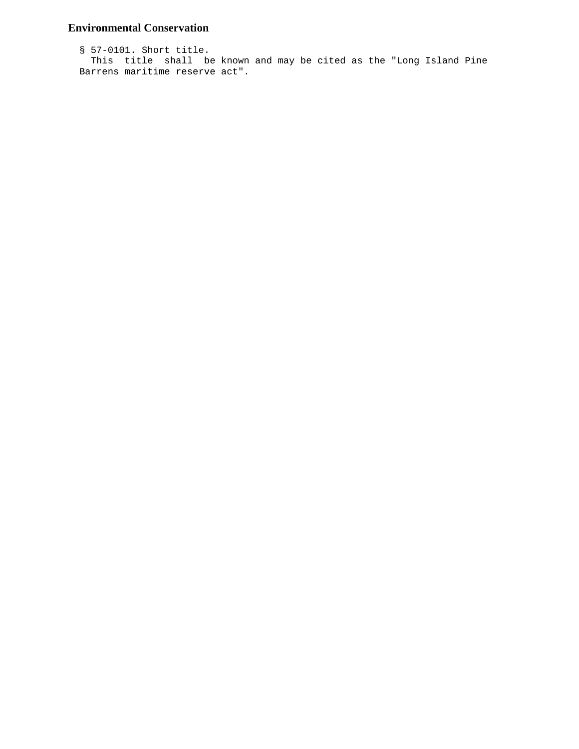**Environmental Conservation**

§ 57-0101. Short title.

This title shall be known and may be cited as the "Long Island Pine Barrens maritime reserve act".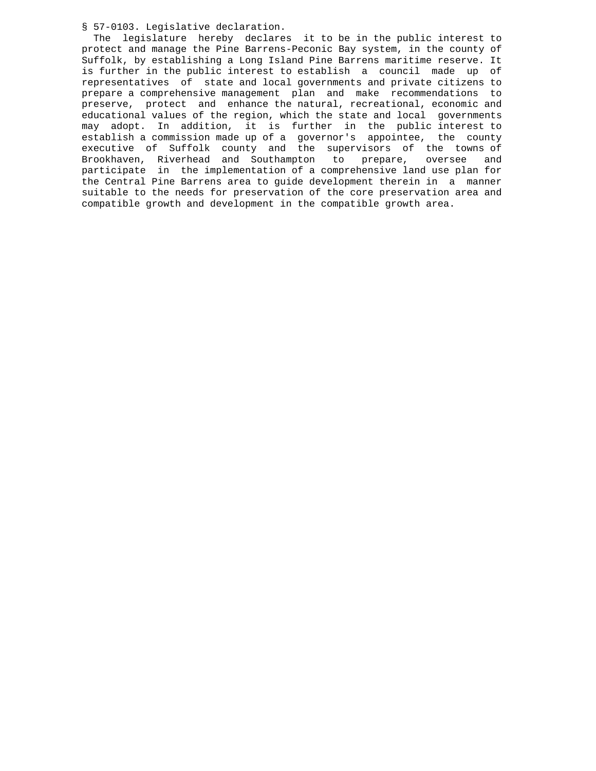§ 57-0103. Legislative declaration.

The legislature hereby declares it to be in the public interest to protect and manage the Pine Barrens-Peconic Bay system, in the county of Suffolk, by establishing a Long Island Pine Barrens maritime reserve. It is further in the public interest to establish a council made up of representatives of state and local governments and private citizens to prepare a comprehensive management plan and make recommendations to preserve, protect and enhance the natural, recreational, economic and educational values of the region, which the state and local governments may adopt. In addition, it is further in the public interest to establish a commission made up of a governor's appointee, the county executive of Suffolk county and the supervisors of the towns of Brookhaven, Riverhead and Southampton to prepare, oversee and participate in the implementation of a comprehensive land use plan for the Central Pine Barrens area to guide development therein in a manner suitable to the needs for preservation of the core preservation area and compatible growth and development in the compatible growth area.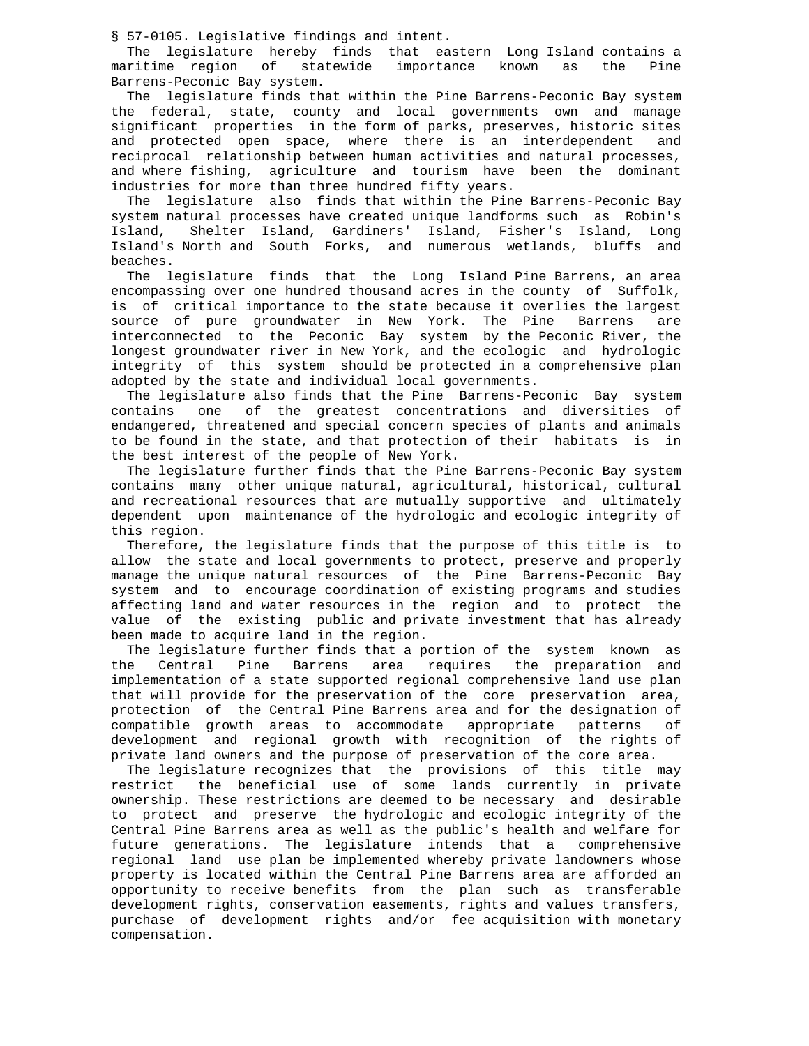§ 57-0105. Legislative findings and intent.

The legislature hereby finds that eastern Long Island contains a maritime region of statewide importance known as the Pine Barrens-Peconic Bay system.

The legislature finds that within the Pine Barrens-Peconic Bay system the federal, state, county and local governments own and manage significant properties in the form of parks, preserves, historic sites and protected open space, where there is an interdependent and reciprocal relationship between human activities and natural processes, and where fishing, agriculture and tourism have been the dominant industries for more than three hundred fifty years.

The legislature also finds that within the Pine Barrens-Peconic Bay system natural processes have created unique landforms such as Robin's Island, Shelter Island, Gardiners' Island, Fisher's Island, Long Island's North and South Forks, and numerous wetlands, bluffs and beaches.

The legislature finds that the Long Island Pine Barrens, an area encompassing over one hundred thousand acres in the county of Suffolk, is of critical importance to the state because it overlies the largest source of pure groundwater in New York. The Pine Barrens are interconnected to the Peconic Bay system by the Peconic River, the longest groundwater river in New York, and the ecologic and hydrologic integrity of this system should be protected in a comprehensive plan adopted by the state and individual local governments.

The legislature also finds that the Pine Barrens-Peconic Bay system contains one of the greatest concentrations and diversities of endangered, threatened and special concern species of plants and animals to be found in the state, and that protection of their habitats is in the best interest of the people of New York.

The legislature further finds that the Pine Barrens-Peconic Bay system contains many other unique natural, agricultural, historical, cultural and recreational resources that are mutually supportive and ultimately dependent upon maintenance of the hydrologic and ecologic integrity of this region.

Therefore, the legislature finds that the purpose of this title is to allow the state and local governments to protect, preserve and properly manage the unique natural resources of the Pine Barrens-Peconic Bay system and to encourage coordination of existing programs and studies affecting land and water resources in the region and to protect the value of the existing public and private investment that has already been made to acquire land in the region.

The legislature further finds that a portion of the system known as the Central Pine Barrens area requires the preparation and implementation of a state supported regional comprehensive land use plan that will provide for the preservation of the core preservation area, protection of the Central Pine Barrens area and for the designation of compatible growth areas to accommodate appropriate patterns of development and regional growth with recognition of the rights of private land owners and the purpose of preservation of the core area.

The legislature recognizes that the provisions of this title may restrict the beneficial use of some lands currently in private ownership. These restrictions are deemed to be necessary and desirable to protect and preserve the hydrologic and ecologic integrity of the Central Pine Barrens area as well as the public's health and welfare for future generations. The legislature intends that a comprehensive regional land use plan be implemented whereby private landowners whose property is located within the Central Pine Barrens area are afforded an opportunity to receive benefits from the plan such as transferable development rights, conservation easements, rights and values transfers, purchase of development rights and/or fee acquisition with monetary compensation.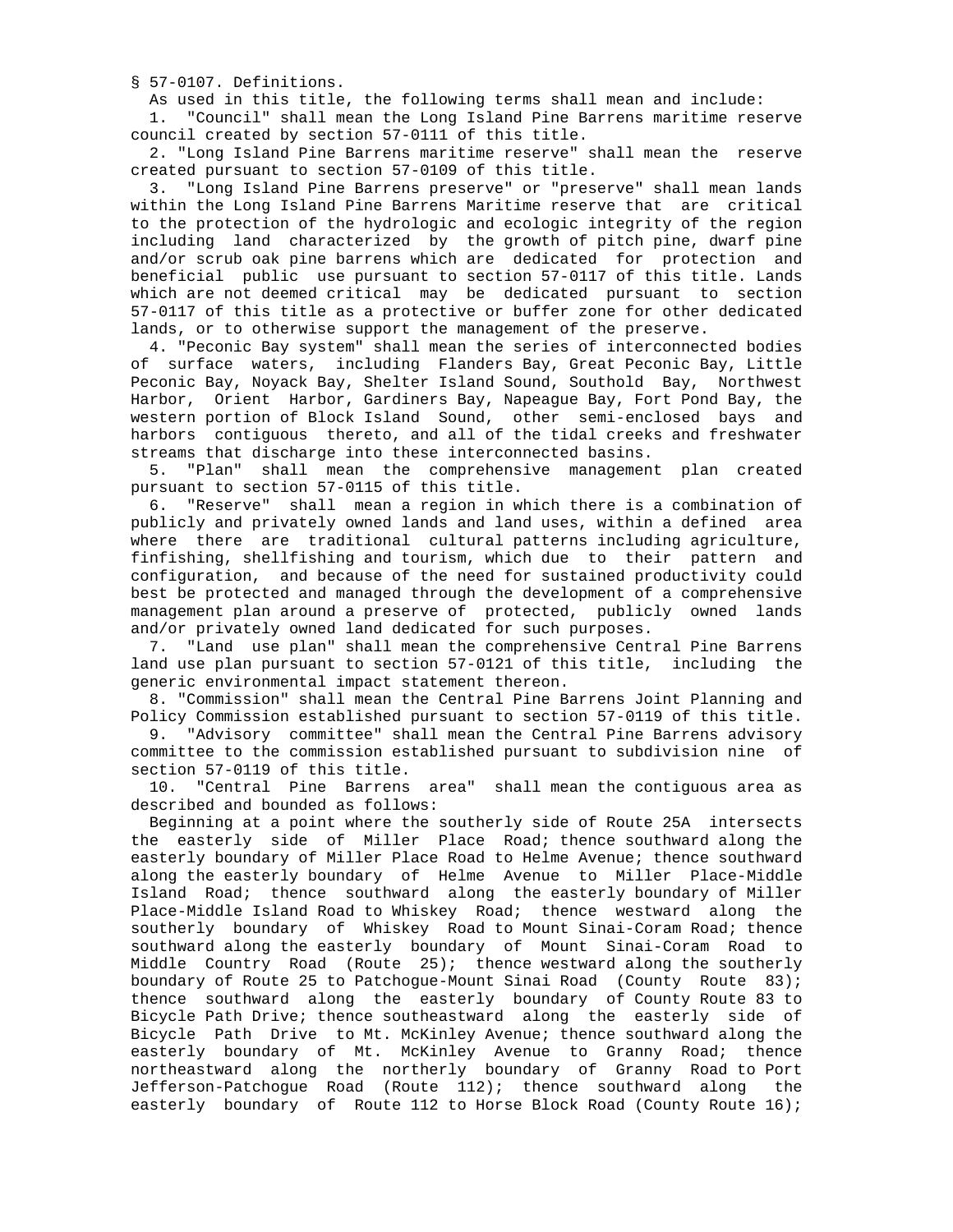§ 57-0107. Definitions.

As used in this title, the following terms shall mean and include:

1. "Council" shall mean the Long Island Pine Barrens maritime reserve council created by section 57-0111 of this title.

2. "Long Island Pine Barrens maritime reserve" shall mean the reserve created pursuant to section 57-0109 of this title.

3. "Long Island Pine Barrens preserve" or "preserve" shall mean lands within the Long Island Pine Barrens Maritime reserve that are critical to the protection of the hydrologic and ecologic integrity of the region including land characterized by the growth of pitch pine, dwarf pine and/or scrub oak pine barrens which are dedicated for protection and beneficial public use pursuant to section 57-0117 of this title. Lands which are not deemed critical may be dedicated pursuant to section 57-0117 of this title as a protective or buffer zone for other dedicated lands, or to otherwise support the management of the preserve.

4. "Peconic Bay system" shall mean the series of interconnected bodies of surface waters, including Flanders Bay, Great Peconic Bay, Little Peconic Bay, Noyack Bay, Shelter Island Sound, Southold Bay, Northwest Harbor, Orient Harbor, Gardiners Bay, Napeague Bay, Fort Pond Bay, the western portion of Block Island Sound, other semi-enclosed bays and harbors contiguous thereto, and all of the tidal creeks and freshwater streams that discharge into these interconnected basins.

5. "Plan" shall mean the comprehensive management plan created pursuant to section 57-0115 of this title.

6. "Reserve" shall mean a region in which there is a combination of publicly and privately owned lands and land uses, within a defined area where there are traditional cultural patterns including agriculture, finfishing, shellfishing and tourism, which due to their pattern and configuration, and because of the need for sustained productivity could best be protected and managed through the development of a comprehensive management plan around a preserve of protected, publicly owned lands and/or privately owned land dedicated for such purposes.

7. "Land use plan" shall mean the comprehensive Central Pine Barrens land use plan pursuant to section 57-0121 of this title, including the generic environmental impact statement thereon.

8. "Commission" shall mean the Central Pine Barrens Joint Planning and Policy Commission established pursuant to section 57-0119 of this title.

9. "Advisory committee" shall mean the Central Pine Barrens advisory committee to the commission established pursuant to subdivision nine of section 57-0119 of this title.

10. "Central Pine Barrens area" shall mean the contiguous area as described and bounded as follows:

Beginning at a point where the southerly side of Route 25A intersects the easterly side of Miller Place Road; thence southward along the easterly boundary of Miller Place Road to Helme Avenue; thence southward along the easterly boundary of Helme Avenue to Miller Place-Middle Island Road; thence southward along the easterly boundary of Miller Place-Middle Island Road to Whiskey Road; thence westward along the southerly boundary of Whiskey Road to Mount Sinai-Coram Road; thence southward along the easterly boundary of Mount Sinai-Coram Road to Middle Country Road (Route 25); thence westward along the southerly boundary of Route 25 to Patchogue-Mount Sinai Road (County Route 83); thence southward along the easterly boundary of County Route 83 to Bicycle Path Drive; thence southeastward along the easterly side of Bicycle Path Drive to Mt. McKinley Avenue; thence southward along the easterly boundary of Mt. McKinley Avenue to Granny Road; thence northeastward along the northerly boundary of Granny Road to Port Jefferson-Patchogue Road (Route 112); thence southward along the easterly boundary of Route 112 to Horse Block Road (County Route 16);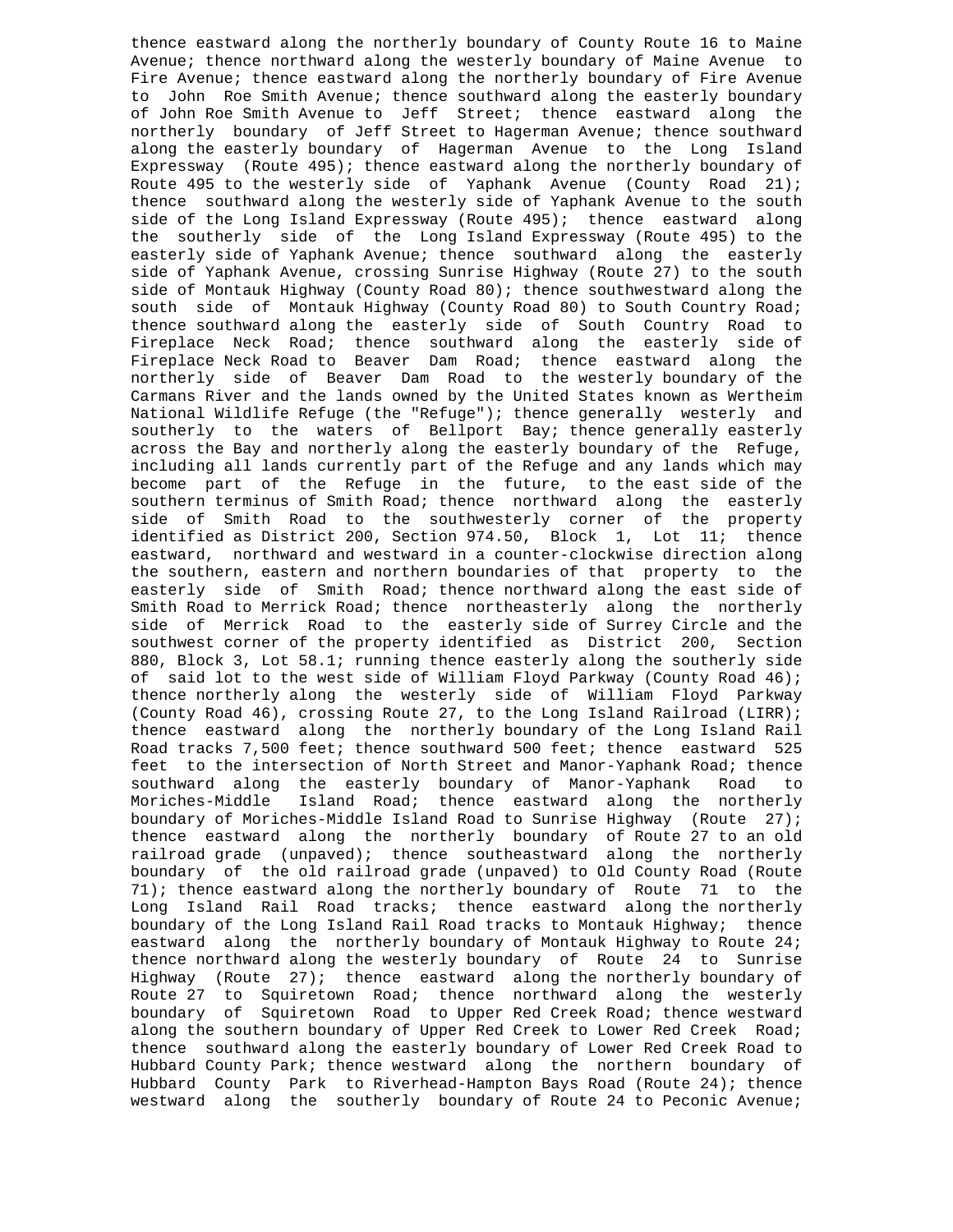thence eastward along the northerly boundary of County Route 16 to Maine Avenue; thence northward along the westerly boundary of Maine Avenue to Fire Avenue; thence eastward along the northerly boundary of Fire Avenue to John Roe Smith Avenue; thence southward along the easterly boundary of John Roe Smith Avenue to Jeff Street; thence eastward along the northerly boundary of Jeff Street to Hagerman Avenue; thence southward along the easterly boundary of Hagerman Avenue to the Long Island Expressway (Route 495); thence eastward along the northerly boundary of Route 495 to the westerly side of Yaphank Avenue (County Road 21); thence southward along the westerly side of Yaphank Avenue to the south side of the Long Island Expressway (Route 495); thence eastward along the southerly side of the Long Island Expressway (Route 495) to the easterly side of Yaphank Avenue; thence southward along the easterly side of Yaphank Avenue, crossing Sunrise Highway (Route 27) to the south side of Montauk Highway (County Road 80); thence southwestward along the south side of Montauk Highway (County Road 80) to South Country Road; thence southward along the easterly side of South Country Road to Fireplace Neck Road; thence southward along the easterly side of Fireplace Neck Road to Beaver Dam Road; thence eastward along the northerly side of Beaver Dam Road to the westerly boundary of the Carmans River and the lands owned by the United States known as Wertheim National Wildlife Refuge (the "Refuge"); thence generally westerly and southerly to the waters of Bellport Bay; thence generally easterly across the Bay and northerly along the easterly boundary of the Refuge, including all lands currently part of the Refuge and any lands which may become part of the Refuge in the future, to the east side of the southern terminus of Smith Road; thence northward along the easterly side of Smith Road to the southwesterly corner of the property identified as District 200, Section 974.50, Block 1, Lot 11; thence eastward, northward and westward in a counter-clockwise direction along the southern, eastern and northern boundaries of that property to the easterly side of Smith Road; thence northward along the east side of Smith Road to Merrick Road; thence northeasterly along the northerly side of Merrick Road to the easterly side of Surrey Circle and the southwest corner of the property identified as District 200, Section 880, Block 3, Lot 58.1; running thence easterly along the southerly side of said lot to the west side of William Floyd Parkway (County Road 46); thence northerly along the westerly side of William Floyd Parkway (County Road 46), crossing Route 27, to the Long Island Railroad (LIRR); thence eastward along the northerly boundary of the Long Island Rail Road tracks 7,500 feet; thence southward 500 feet; thence eastward 525 feet to the intersection of North Street and Manor-Yaphank Road; thence southward along the easterly boundary of Manor-Yaphank Road to Moriches-Middle Island Road; thence eastward along the northerly boundary of Moriches-Middle Island Road to Sunrise Highway (Route 27); thence eastward along the northerly boundary of Route 27 to an old railroad grade (unpaved); thence southeastward along the northerly boundary of the old railroad grade (unpaved) to Old County Road (Route 71); thence eastward along the northerly boundary of Route 71 to the Long Island Rail Road tracks; thence eastward along the northerly boundary of the Long Island Rail Road tracks to Montauk Highway; thence eastward along the northerly boundary of Montauk Highway to Route 24; thence northward along the westerly boundary of Route 24 to Sunrise Highway (Route 27); thence eastward along the northerly boundary of Route 27 to Squiretown Road; thence northward along the westerly boundary of Squiretown Road to Upper Red Creek Road; thence westward along the southern boundary of Upper Red Creek to Lower Red Creek Road; thence southward along the easterly boundary of Lower Red Creek Road to Hubbard County Park; thence westward along the northern boundary of Hubbard County Park to Riverhead-Hampton Bays Road (Route 24); thence westward along the southerly boundary of Route 24 to Peconic Avenue;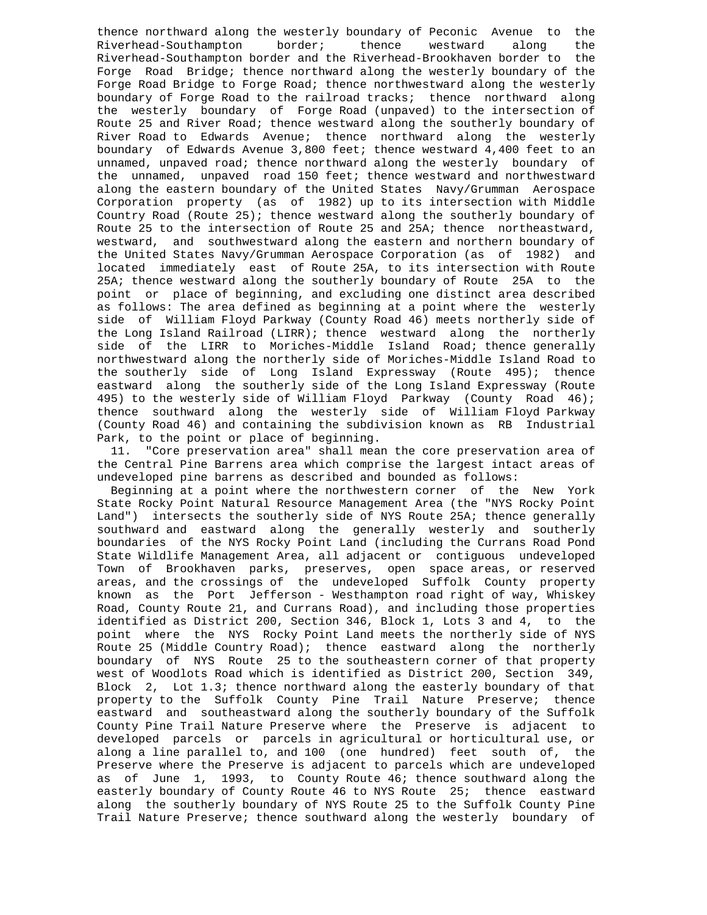thence northward along the westerly boundary of Peconic Avenue to the Riverhead-Southampton border; thence westward along the Riverhead-Southampton border and the Riverhead-Brookhaven border to the Forge Road Bridge; thence northward along the westerly boundary of the Forge Road Bridge to Forge Road; thence northwestward along the westerly boundary of Forge Road to the railroad tracks; thence northward along the westerly boundary of Forge Road (unpaved) to the intersection of Route 25 and River Road; thence westward along the southerly boundary of River Road to Edwards Avenue; thence northward along the westerly boundary of Edwards Avenue 3,800 feet; thence westward 4,400 feet to an unnamed, unpaved road; thence northward along the westerly boundary of the unnamed, unpaved road 150 feet; thence westward and northwestward along the eastern boundary of the United States Navy/Grumman Aerospace Corporation property (as of 1982) up to its intersection with Middle Country Road (Route 25); thence westward along the southerly boundary of Route 25 to the intersection of Route 25 and 25A; thence northeastward, westward, and southwestward along the eastern and northern boundary of the United States Navy/Grumman Aerospace Corporation (as of 1982) and located immediately east of Route 25A, to its intersection with Route 25A; thence westward along the southerly boundary of Route 25A to the point or place of beginning, and excluding one distinct area described as follows: The area defined as beginning at a point where the westerly side of William Floyd Parkway (County Road 46) meets northerly side of the Long Island Railroad (LIRR); thence westward along the northerly side of the LIRR to Moriches-Middle Island Road; thence generally northwestward along the northerly side of Moriches-Middle Island Road to the southerly side of Long Island Expressway (Route 495); thence eastward along the southerly side of the Long Island Expressway (Route 495) to the westerly side of William Floyd Parkway (County Road 46); thence southward along the westerly side of William Floyd Parkway (County Road 46) and containing the subdivision known as RB Industrial Park, to the point or place of beginning.

11. "Core preservation area" shall mean the core preservation area of the Central Pine Barrens area which comprise the largest intact areas of undeveloped pine barrens as described and bounded as follows:

Beginning at a point where the northwestern corner of the New York State Rocky Point Natural Resource Management Area (the "NYS Rocky Point Land") intersects the southerly side of NYS Route 25A; thence generally southward and eastward along the generally westerly and southerly boundaries of the NYS Rocky Point Land (including the Currans Road Pond State Wildlife Management Area, all adjacent or contiguous undeveloped Town of Brookhaven parks, preserves, open space areas, or reserved areas, and the crossings of the undeveloped Suffolk County property known as the Port Jefferson - Westhampton road right of way, Whiskey Road, County Route 21, and Currans Road), and including those properties identified as District 200, Section 346, Block 1, Lots 3 and 4, to the point where the NYS Rocky Point Land meets the northerly side of NYS Route 25 (Middle Country Road); thence eastward along the northerly boundary of NYS Route 25 to the southeastern corner of that property west of Woodlots Road which is identified as District 200, Section 349, Block 2, Lot 1.3; thence northward along the easterly boundary of that property to the Suffolk County Pine Trail Nature Preserve; thence eastward and southeastward along the southerly boundary of the Suffolk County Pine Trail Nature Preserve where the Preserve is adjacent to developed parcels or parcels in agricultural or horticultural use, or along a line parallel to, and 100 (one hundred) feet south of, the Preserve where the Preserve is adjacent to parcels which are undeveloped as of June 1, 1993, to County Route 46; thence southward along the easterly boundary of County Route 46 to NYS Route 25; thence eastward along the southerly boundary of NYS Route 25 to the Suffolk County Pine Trail Nature Preserve; thence southward along the westerly boundary of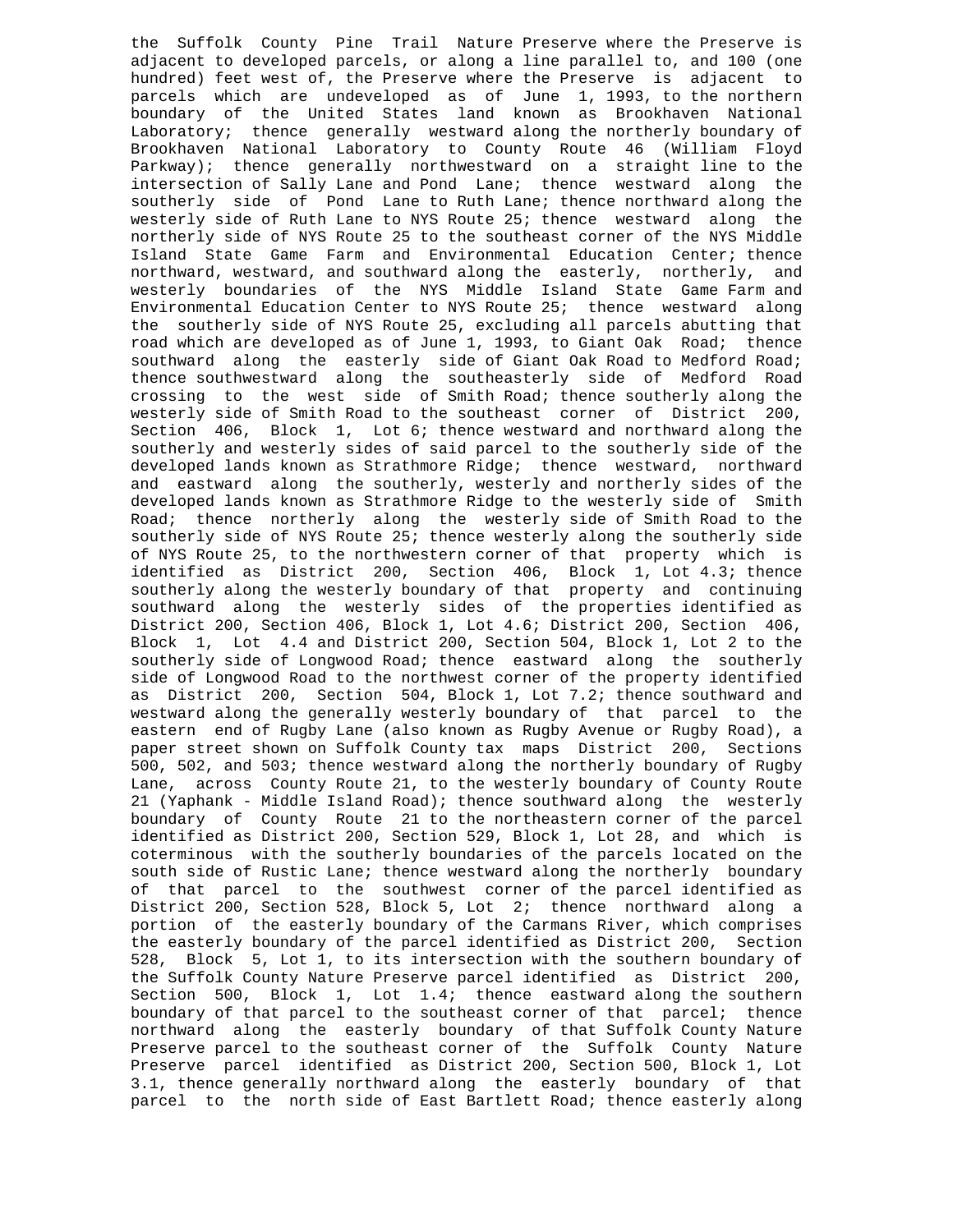the Suffolk County Pine Trail Nature Preserve where the Preserve is adjacent to developed parcels, or along a line parallel to, and 100 (one hundred) feet west of, the Preserve where the Preserve is adjacent to parcels which are undeveloped as of June 1, 1993, to the northern boundary of the United States land known as Brookhaven National Laboratory; thence generally westward along the northerly boundary of Brookhaven National Laboratory to County Route 46 (William Floyd Parkway); thence generally northwestward on a straight line to the intersection of Sally Lane and Pond Lane; thence westward along the southerly side of Pond Lane to Ruth Lane; thence northward along the westerly side of Ruth Lane to NYS Route 25; thence westward along the northerly side of NYS Route 25 to the southeast corner of the NYS Middle Island State Game Farm and Environmental Education Center; thence northward, westward, and southward along the easterly, northerly, and westerly boundaries of the NYS Middle Island State Game Farm and Environmental Education Center to NYS Route 25; thence westward along the southerly side of NYS Route 25, excluding all parcels abutting that road which are developed as of June 1, 1993, to Giant Oak Road; thence southward along the easterly side of Giant Oak Road to Medford Road; thence southwestward along the southeasterly side of Medford Road crossing to the west side of Smith Road; thence southerly along the westerly side of Smith Road to the southeast corner of District 200, Section 406, Block 1, Lot 6; thence westward and northward along the southerly and westerly sides of said parcel to the southerly side of the developed lands known as Strathmore Ridge; thence westward, northward and eastward along the southerly, westerly and northerly sides of the developed lands known as Strathmore Ridge to the westerly side of Smith Road; thence northerly along the westerly side of Smith Road to the southerly side of NYS Route 25; thence westerly along the southerly side of NYS Route 25, to the northwestern corner of that property which is identified as District 200, Section 406, Block 1, Lot 4.3; thence southerly along the westerly boundary of that property and continuing southward along the westerly sides of the properties identified as District 200, Section 406, Block 1, Lot 4.6; District 200, Section 406, Block 1, Lot 4.4 and District 200, Section 504, Block 1, Lot 2 to the southerly side of Longwood Road; thence eastward along the southerly side of Longwood Road to the northwest corner of the property identified as District 200, Section 504, Block 1, Lot 7.2; thence southward and westward along the generally westerly boundary of that parcel to the eastern end of Rugby Lane (also known as Rugby Avenue or Rugby Road), a paper street shown on Suffolk County tax maps District 200, Sections 500, 502, and 503; thence westward along the northerly boundary of Rugby Lane, across County Route 21, to the westerly boundary of County Route 21 (Yaphank - Middle Island Road); thence southward along the westerly boundary of County Route 21 to the northeastern corner of the parcel identified as District 200, Section 529, Block 1, Lot 28, and which is coterminous with the southerly boundaries of the parcels located on the south side of Rustic Lane; thence westward along the northerly boundary of that parcel to the southwest corner of the parcel identified as District 200, Section 528, Block 5, Lot 2; thence northward along a portion of the easterly boundary of the Carmans River, which comprises the easterly boundary of the parcel identified as District 200, Section 528, Block 5, Lot 1, to its intersection with the southern boundary of the Suffolk County Nature Preserve parcel identified as District 200, Section 500, Block 1, Lot 1.4; thence eastward along the southern boundary of that parcel to the southeast corner of that parcel; thence northward along the easterly boundary of that Suffolk County Nature Preserve parcel to the southeast corner of the Suffolk County Nature Preserve parcel identified as District 200, Section 500, Block 1, Lot 3.1, thence generally northward along the easterly boundary of that parcel to the north side of East Bartlett Road; thence easterly along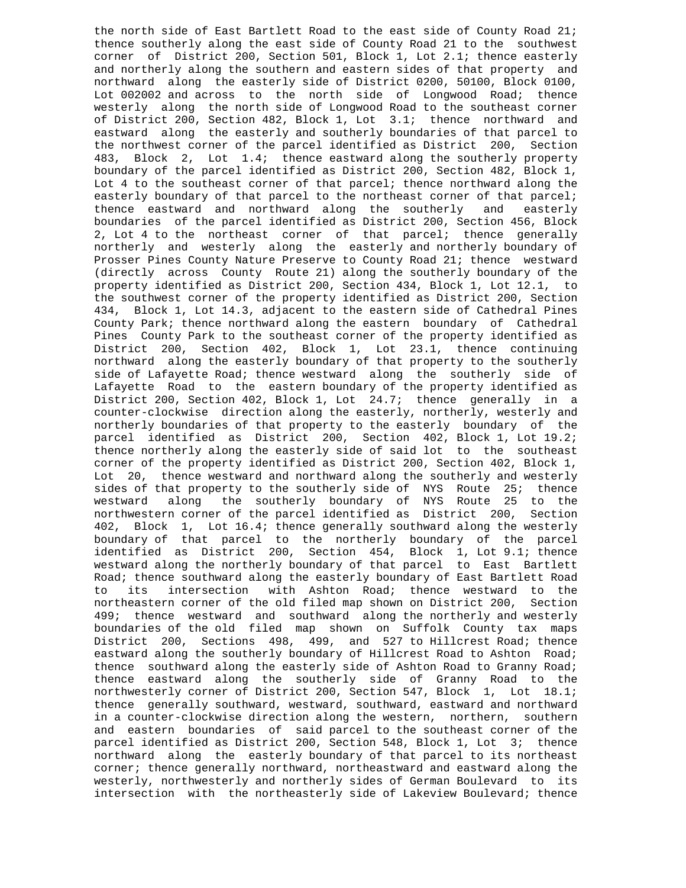the north side of East Bartlett Road to the east side of County Road 21; thence southerly along the east side of County Road 21 to the southwest corner of District 200, Section 501, Block 1, Lot 2.1; thence easterly and northerly along the southern and eastern sides of that property and northward along the easterly side of District 0200, 50100, Block 0100, Lot 002002 and across to the north side of Longwood Road; thence westerly along the north side of Longwood Road to the southeast corner of District 200, Section 482, Block 1, Lot 3.1; thence northward and eastward along the easterly and southerly boundaries of that parcel to the northwest corner of the parcel identified as District 200, Section 483, Block 2, Lot 1.4; thence eastward along the southerly property boundary of the parcel identified as District 200, Section 482, Block 1, Lot 4 to the southeast corner of that parcel; thence northward along the easterly boundary of that parcel to the northeast corner of that parcel; thence eastward and northward along the southerly and easterly boundaries of the parcel identified as District 200, Section 456, Block 2, Lot 4 to the northeast corner of that parcel; thence generally northerly and westerly along the easterly and northerly boundary of Prosser Pines County Nature Preserve to County Road 21; thence westward (directly across County Route 21) along the southerly boundary of the property identified as District 200, Section 434, Block 1, Lot 12.1, to the southwest corner of the property identified as District 200, Section 434, Block 1, Lot 14.3, adjacent to the eastern side of Cathedral Pines County Park; thence northward along the eastern boundary of Cathedral Pines County Park to the southeast corner of the property identified as District 200, Section 402, Block 1, Lot 23.1, thence continuing northward along the easterly boundary of that property to the southerly side of Lafayette Road; thence westward along the southerly side of Lafayette Road to the eastern boundary of the property identified as District 200, Section 402, Block 1, Lot 24.7; thence generally in a counter-clockwise direction along the easterly, northerly, westerly and northerly boundaries of that property to the easterly boundary of the parcel identified as District 200, Section 402, Block 1, Lot 19.2; thence northerly along the easterly side of said lot to the southeast corner of the property identified as District 200, Section 402, Block 1, Lot 20, thence westward and northward along the southerly and westerly sides of that property to the southerly side of NYS Route 25; thence westward along the southerly boundary of NYS Route 25 to the northwestern corner of the parcel identified as District 200, Section 402, Block 1, Lot 16.4; thence generally southward along the westerly boundary of that parcel to the northerly boundary of the parcel identified as District 200, Section 454, Block 1, Lot 9.1; thence westward along the northerly boundary of that parcel to East Bartlett Road; thence southward along the easterly boundary of East Bartlett Road to its intersection with Ashton Road; thence westward to the northeastern corner of the old filed map shown on District 200, Section 499; thence westward and southward along the northerly and westerly boundaries of the old filed map shown on Suffolk County tax maps District 200, Sections 498, 499, and 527 to Hillcrest Road; thence eastward along the southerly boundary of Hillcrest Road to Ashton Road; thence southward along the easterly side of Ashton Road to Granny Road; thence eastward along the southerly side of Granny Road to the northwesterly corner of District 200, Section 547, Block 1, Lot 18.1; thence generally southward, westward, southward, eastward and northward in a counter-clockwise direction along the western, northern, southern and eastern boundaries of said parcel to the southeast corner of the parcel identified as District 200, Section 548, Block 1, Lot 3; thence northward along the easterly boundary of that parcel to its northeast corner; thence generally northward, northeastward and eastward along the westerly, northwesterly and northerly sides of German Boulevard to its intersection with the northeasterly side of Lakeview Boulevard; thence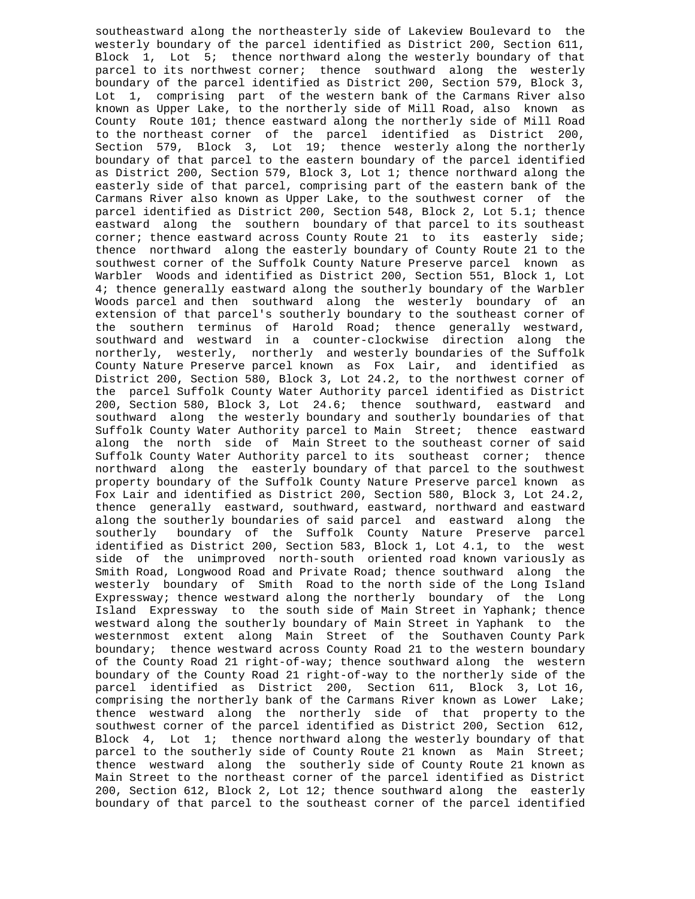southeastward along the northeasterly side of Lakeview Boulevard to the westerly boundary of the parcel identified as District 200, Section 611, Block 1, Lot 5; thence northward along the westerly boundary of that parcel to its northwest corner; thence southward along the westerly boundary of the parcel identified as District 200, Section 579, Block 3, Lot 1, comprising part of the western bank of the Carmans River also known as Upper Lake, to the northerly side of Mill Road, also known as County Route 101; thence eastward along the northerly side of Mill Road to the northeast corner of the parcel identified as District 200, Section 579, Block 3, Lot 19; thence westerly along the northerly boundary of that parcel to the eastern boundary of the parcel identified as District 200, Section 579, Block 3, Lot 1; thence northward along the easterly side of that parcel, comprising part of the eastern bank of the Carmans River also known as Upper Lake, to the southwest corner of the parcel identified as District 200, Section 548, Block 2, Lot 5.1; thence eastward along the southern boundary of that parcel to its southeast corner; thence eastward across County Route 21 to its easterly side; thence northward along the easterly boundary of County Route 21 to the southwest corner of the Suffolk County Nature Preserve parcel known as Warbler Woods and identified as District 200, Section 551, Block 1, Lot 4; thence generally eastward along the southerly boundary of the Warbler Woods parcel and then southward along the westerly boundary of an extension of that parcel's southerly boundary to the southeast corner of the southern terminus of Harold Road; thence generally westward, southward and westward in a counter-clockwise direction along the northerly, westerly, northerly and westerly boundaries of the Suffolk County Nature Preserve parcel known as Fox Lair, and identified as District 200, Section 580, Block 3, Lot 24.2, to the northwest corner of the parcel Suffolk County Water Authority parcel identified as District 200, Section 580, Block 3, Lot 24.6; thence southward, eastward and southward along the westerly boundary and southerly boundaries of that Suffolk County Water Authority parcel to Main Street; thence eastward along the north side of Main Street to the southeast corner of said Suffolk County Water Authority parcel to its southeast corner; thence northward along the easterly boundary of that parcel to the southwest property boundary of the Suffolk County Nature Preserve parcel known as Fox Lair and identified as District 200, Section 580, Block 3, Lot 24.2, thence generally eastward, southward, eastward, northward and eastward along the southerly boundaries of said parcel and eastward along the southerly boundary of the Suffolk County Nature Preserve parcel identified as District 200, Section 583, Block 1, Lot 4.1, to the west side of the unimproved north-south oriented road known variously as Smith Road, Longwood Road and Private Road; thence southward along the westerly boundary of Smith Road to the north side of the Long Island Expressway; thence westward along the northerly boundary of the Long Island Expressway to the south side of Main Street in Yaphank; thence westward along the southerly boundary of Main Street in Yaphank to the westernmost extent along Main Street of the Southaven County Park boundary; thence westward across County Road 21 to the western boundary of the County Road 21 right-of-way; thence southward along the western boundary of the County Road 21 right-of-way to the northerly side of the parcel identified as District 200, Section 611, Block 3, Lot 16, comprising the northerly bank of the Carmans River known as Lower Lake; thence westward along the northerly side of that property to the southwest corner of the parcel identified as District 200, Section 612, Block 4, Lot 1; thence northward along the westerly boundary of that parcel to the southerly side of County Route 21 known as Main Street; thence westward along the southerly side of County Route 21 known as Main Street to the northeast corner of the parcel identified as District 200, Section 612, Block 2, Lot 12; thence southward along the easterly boundary of that parcel to the southeast corner of the parcel identified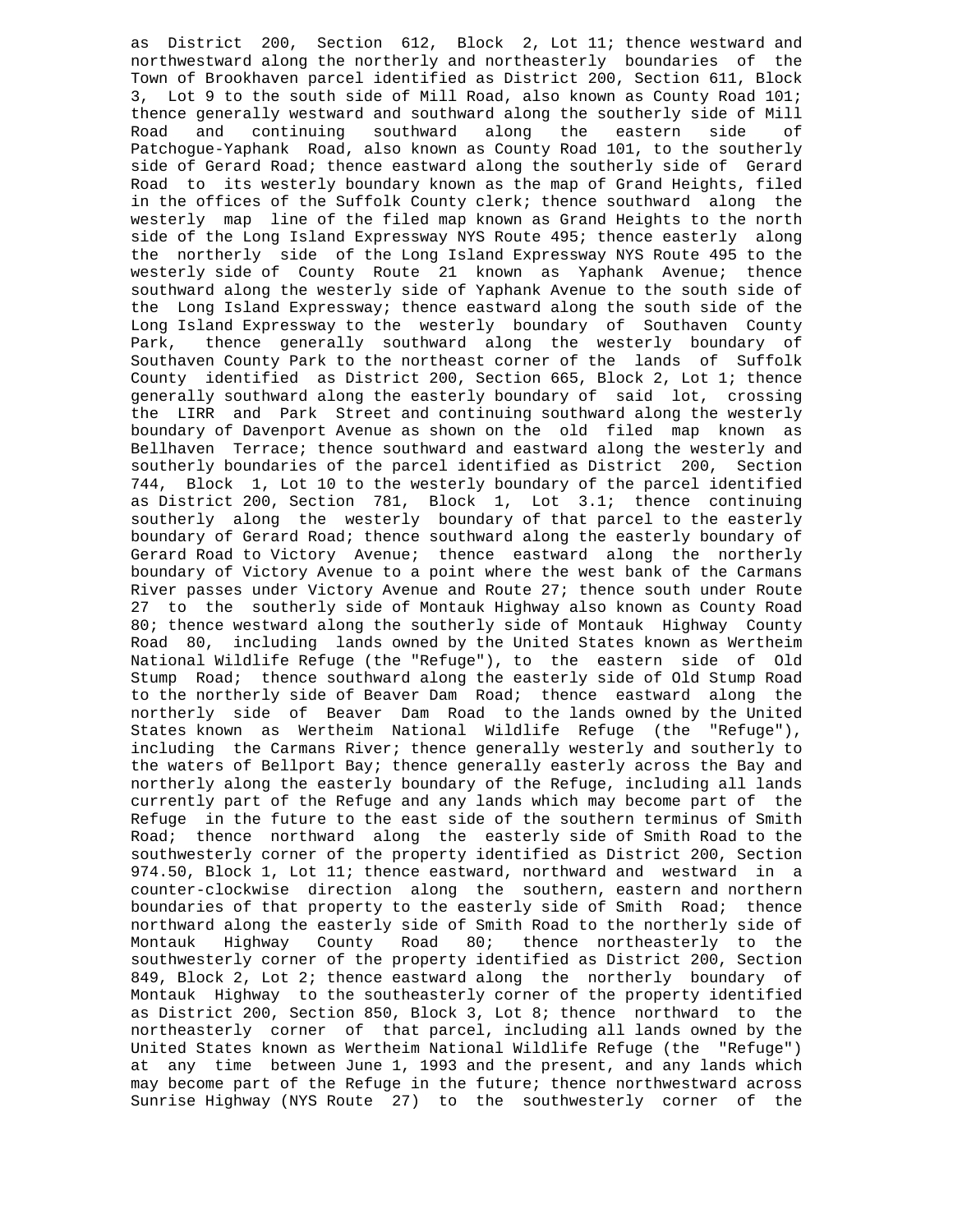as District 200, Section 612, Block 2, Lot 11; thence westward and northwestward along the northerly and northeasterly boundaries of the Town of Brookhaven parcel identified as District 200, Section 611, Block 3, Lot 9 to the south side of Mill Road, also known as County Road 101; thence generally westward and southward along the southerly side of Mill Road and continuing southward along the eastern side of Patchogue-Yaphank Road, also known as County Road 101, to the southerly side of Gerard Road; thence eastward along the southerly side of Gerard Road to its westerly boundary known as the map of Grand Heights, filed in the offices of the Suffolk County clerk; thence southward along the westerly map line of the filed map known as Grand Heights to the north side of the Long Island Expressway NYS Route 495; thence easterly along the northerly side of the Long Island Expressway NYS Route 495 to the westerly side of County Route 21 known as Yaphank Avenue; thence southward along the westerly side of Yaphank Avenue to the south side of the Long Island Expressway; thence eastward along the south side of the Long Island Expressway to the westerly boundary of Southaven County Park, thence generally southward along the westerly boundary of Southaven County Park to the northeast corner of the lands of Suffolk County identified as District 200, Section 665, Block 2, Lot 1; thence generally southward along the easterly boundary of said lot, crossing the LIRR and Park Street and continuing southward along the westerly boundary of Davenport Avenue as shown on the old filed map known as Bellhaven Terrace; thence southward and eastward along the westerly and southerly boundaries of the parcel identified as District 200, Section 744, Block 1, Lot 10 to the westerly boundary of the parcel identified as District 200, Section 781, Block 1, Lot 3.1; thence continuing southerly along the westerly boundary of that parcel to the easterly boundary of Gerard Road; thence southward along the easterly boundary of Gerard Road to Victory Avenue; thence eastward along the northerly boundary of Victory Avenue to a point where the west bank of the Carmans River passes under Victory Avenue and Route 27; thence south under Route 27 to the southerly side of Montauk Highway also known as County Road 80; thence westward along the southerly side of Montauk Highway County Road 80, including lands owned by the United States known as Wertheim National Wildlife Refuge (the "Refuge"), to the eastern side of Old Stump Road; thence southward along the easterly side of Old Stump Road to the northerly side of Beaver Dam Road; thence eastward along the northerly side of Beaver Dam Road to the lands owned by the United States known as Wertheim National Wildlife Refuge (the "Refuge"), including the Carmans River; thence generally westerly and southerly to the waters of Bellport Bay; thence generally easterly across the Bay and northerly along the easterly boundary of the Refuge, including all lands currently part of the Refuge and any lands which may become part of the Refuge in the future to the east side of the southern terminus of Smith Road; thence northward along the easterly side of Smith Road to the southwesterly corner of the property identified as District 200, Section 974.50, Block 1, Lot 11; thence eastward, northward and westward in a counter-clockwise direction along the southern, eastern and northern boundaries of that property to the easterly side of Smith Road; thence northward along the easterly side of Smith Road to the northerly side of Montauk Highway County Road 80; thence northeasterly to the southwesterly corner of the property identified as District 200, Section 849, Block 2, Lot 2; thence eastward along the northerly boundary of Montauk Highway to the southeasterly corner of the property identified as District 200, Section 850, Block 3, Lot 8; thence northward to the northeasterly corner of that parcel, including all lands owned by the United States known as Wertheim National Wildlife Refuge (the "Refuge") at any time between June 1, 1993 and the present, and any lands which may become part of the Refuge in the future; thence northwestward across Sunrise Highway (NYS Route 27) to the southwesterly corner of the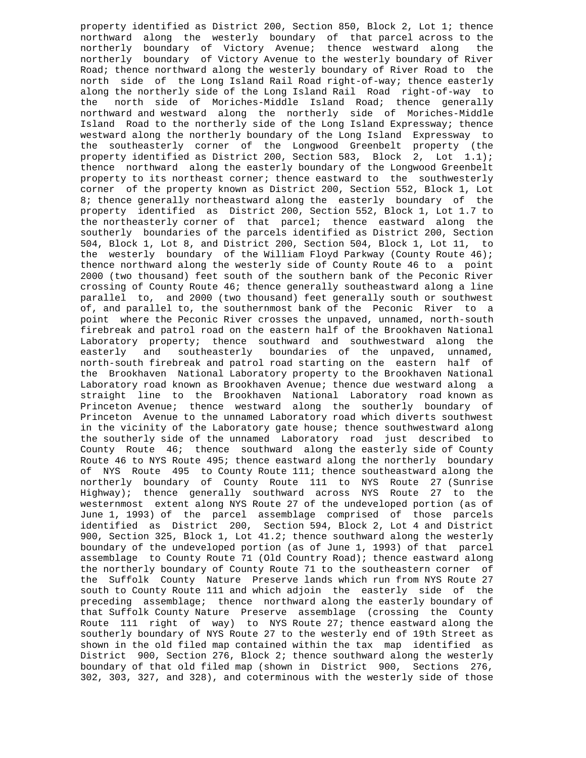property identified as District 200, Section 850, Block 2, Lot 1; thence northward along the westerly boundary of that parcel across to the northerly boundary of Victory Avenue; thence westward along the northerly boundary of Victory Avenue to the westerly boundary of River Road; thence northward along the westerly boundary of River Road to the north side of the Long Island Rail Road right-of-way; thence easterly along the northerly side of the Long Island Rail Road right-of-way to the north side of Moriches-Middle Island Road; thence generally northward and westward along the northerly side of Moriches-Middle Island Road to the northerly side of the Long Island Expressway; thence westward along the northerly boundary of the Long Island Expressway to the southeasterly corner of the Longwood Greenbelt property (the property identified as District 200, Section 583, Block 2, Lot 1.1); thence northward along the easterly boundary of the Longwood Greenbelt property to its northeast corner; thence eastward to the southwesterly corner of the property known as District 200, Section 552, Block 1, Lot 8; thence generally northeastward along the easterly boundary of the property identified as District 200, Section 552, Block 1, Lot 1.7 to the northeasterly corner of that parcel; thence eastward along the southerly boundaries of the parcels identified as District 200, Section 504, Block 1, Lot 8, and District 200, Section 504, Block 1, Lot 11, to the westerly boundary of the William Floyd Parkway (County Route 46); thence northward along the westerly side of County Route 46 to a point 2000 (two thousand) feet south of the southern bank of the Peconic River crossing of County Route 46; thence generally southeastward along a line parallel to, and 2000 (two thousand) feet generally south or southwest of, and parallel to, the southernmost bank of the Peconic River to a point where the Peconic River crosses the unpaved, unnamed, north-south firebreak and patrol road on the eastern half of the Brookhaven National Laboratory property; thence southward and southwestward along the easterly and southeasterly boundaries of the unpaved, unnamed, north-south firebreak and patrol road starting on the eastern half of the Brookhaven National Laboratory property to the Brookhaven National Laboratory road known as Brookhaven Avenue; thence due westward along a straight line to the Brookhaven National Laboratory road known as Princeton Avenue; thence westward along the southerly boundary of Princeton Avenue to the unnamed Laboratory road which diverts southwest in the vicinity of the Laboratory gate house; thence southwestward along the southerly side of the unnamed Laboratory road just described to County Route 46; thence southward along the easterly side of County Route 46 to NYS Route 495; thence eastward along the northerly boundary of NYS Route 495 to County Route 111; thence southeastward along the northerly boundary of County Route 111 to NYS Route 27 (Sunrise Highway); thence generally southward across NYS Route 27 to the westernmost extent along NYS Route 27 of the undeveloped portion (as of June 1, 1993) of the parcel assemblage comprised of those parcels identified as District 200, Section 594, Block 2, Lot 4 and District 900, Section 325, Block 1, Lot 41.2; thence southward along the westerly boundary of the undeveloped portion (as of June 1, 1993) of that parcel assemblage to County Route 71 (Old Country Road); thence eastward along the northerly boundary of County Route 71 to the southeastern corner of the Suffolk County Nature Preserve lands which run from NYS Route 27 south to County Route 111 and which adjoin the easterly side of the preceding assemblage; thence northward along the easterly boundary of that Suffolk County Nature Preserve assemblage (crossing the County Route 111 right of way) to NYS Route 27; thence eastward along the southerly boundary of NYS Route 27 to the westerly end of 19th Street as shown in the old filed map contained within the tax map identified as District 900, Section 276, Block 2; thence southward along the westerly boundary of that old filed map (shown in District 900, Sections 276, 302, 303, 327, and 328), and coterminous with the westerly side of those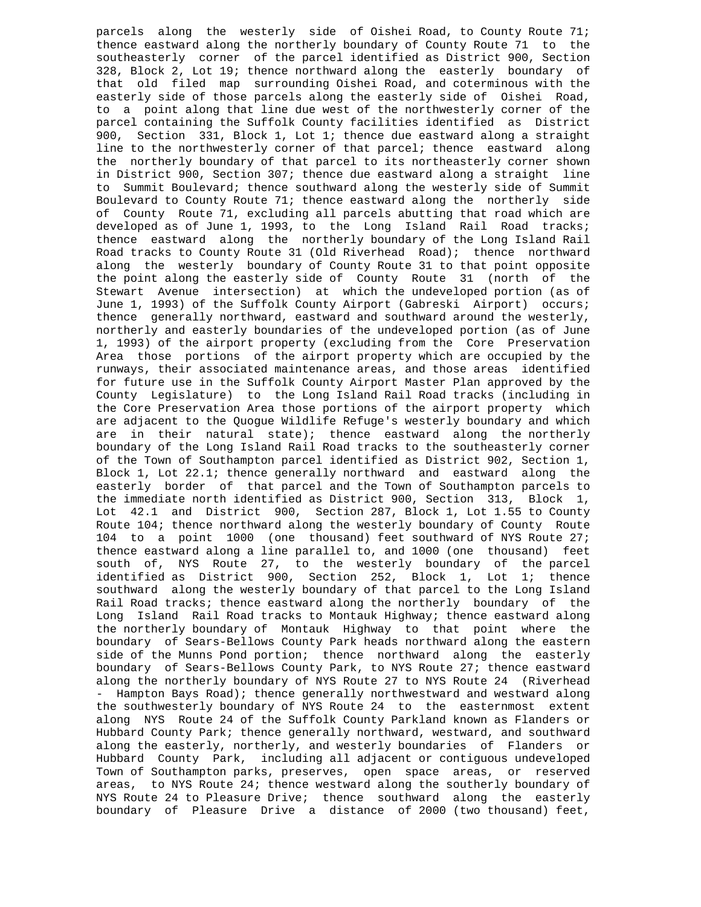parcels along the westerly side of Oishei Road, to County Route 71; thence eastward along the northerly boundary of County Route 71 to the southeasterly corner of the parcel identified as District 900, Section 328, Block 2, Lot 19; thence northward along the easterly boundary of that old filed map surrounding Oishei Road, and coterminous with the easterly side of those parcels along the easterly side of Oishei Road, to a point along that line due west of the northwesterly corner of the parcel containing the Suffolk County facilities identified as District 900, Section 331, Block 1, Lot 1; thence due eastward along a straight line to the northwesterly corner of that parcel; thence eastward along the northerly boundary of that parcel to its northeasterly corner shown in District 900, Section 307; thence due eastward along a straight line to Summit Boulevard; thence southward along the westerly side of Summit Boulevard to County Route 71; thence eastward along the northerly side of County Route 71, excluding all parcels abutting that road which are developed as of June 1, 1993, to the Long Island Rail Road tracks; thence eastward along the northerly boundary of the Long Island Rail Road tracks to County Route 31 (Old Riverhead Road); thence northward along the westerly boundary of County Route 31 to that point opposite the point along the easterly side of County Route 31 (north of the Stewart Avenue intersection) at which the undeveloped portion (as of June 1, 1993) of the Suffolk County Airport (Gabreski Airport) occurs; thence generally northward, eastward and southward around the westerly, northerly and easterly boundaries of the undeveloped portion (as of June 1, 1993) of the airport property (excluding from the Core Preservation Area those portions of the airport property which are occupied by the runways, their associated maintenance areas, and those areas identified for future use in the Suffolk County Airport Master Plan approved by the County Legislature) to the Long Island Rail Road tracks (including in the Core Preservation Area those portions of the airport property which are adjacent to the Quogue Wildlife Refuge's westerly boundary and which are in their natural state); thence eastward along the northerly boundary of the Long Island Rail Road tracks to the southeasterly corner of the Town of Southampton parcel identified as District 902, Section 1, Block 1, Lot 22.1; thence generally northward and eastward along the easterly border of that parcel and the Town of Southampton parcels to the immediate north identified as District 900, Section 313, Block 1, Lot 42.1 and District 900, Section 287, Block 1, Lot 1.55 to County Route 104; thence northward along the westerly boundary of County Route 104 to a point 1000 (one thousand) feet southward of NYS Route 27; thence eastward along a line parallel to, and 1000 (one thousand) feet south of, NYS Route 27, to the westerly boundary of the parcel identified as District 900, Section 252, Block 1, Lot 1; thence southward along the westerly boundary of that parcel to the Long Island Rail Road tracks; thence eastward along the northerly boundary of the Long Island Rail Road tracks to Montauk Highway; thence eastward along the northerly boundary of Montauk Highway to that point where the boundary of Sears-Bellows County Park heads northward along the eastern side of the Munns Pond portion; thence northward along the easterly boundary of Sears-Bellows County Park, to NYS Route 27; thence eastward along the northerly boundary of NYS Route 27 to NYS Route 24 (Riverhead - Hampton Bays Road); thence generally northwestward and westward along the southwesterly boundary of NYS Route 24 to the easternmost extent along NYS Route 24 of the Suffolk County Parkland known as Flanders or Hubbard County Park; thence generally northward, westward, and southward along the easterly, northerly, and westerly boundaries of Flanders or Hubbard County Park, including all adjacent or contiguous undeveloped Town of Southampton parks, preserves, open space areas, or reserved areas, to NYS Route 24; thence westward along the southerly boundary of NYS Route 24 to Pleasure Drive; thence southward along the easterly boundary of Pleasure Drive a distance of 2000 (two thousand) feet,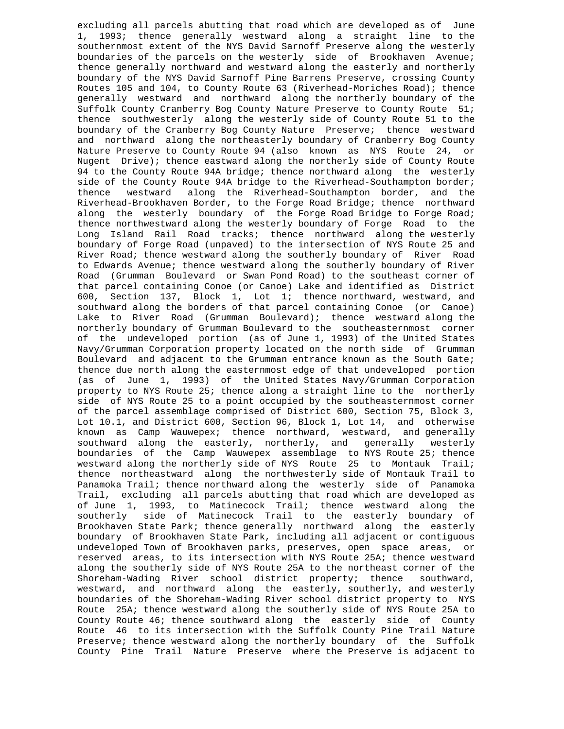excluding all parcels abutting that road which are developed as of June 1, 1993; thence generally westward along a straight line to the southernmost extent of the NYS David Sarnoff Preserve along the westerly boundaries of the parcels on the westerly side of Brookhaven Avenue; thence generally northward and westward along the easterly and northerly boundary of the NYS David Sarnoff Pine Barrens Preserve, crossing County Routes 105 and 104, to County Route 63 (Riverhead-Moriches Road); thence generally westward and northward along the northerly boundary of the Suffolk County Cranberry Bog County Nature Preserve to County Route 51; thence southwesterly along the westerly side of County Route 51 to the boundary of the Cranberry Bog County Nature Preserve; thence westward and northward along the northeasterly boundary of Cranberry Bog County Nature Preserve to County Route 94 (also known as NYS Route 24, or Nugent Drive); thence eastward along the northerly side of County Route 94 to the County Route 94A bridge; thence northward along the westerly side of the County Route 94A bridge to the Riverhead-Southampton border; thence westward along the Riverhead-Southampton border, and the Riverhead-Brookhaven Border, to the Forge Road Bridge; thence northward along the westerly boundary of the Forge Road Bridge to Forge Road; thence northwestward along the westerly boundary of Forge Road to the Long Island Rail Road tracks; thence northward along the westerly boundary of Forge Road (unpaved) to the intersection of NYS Route 25 and River Road; thence westward along the southerly boundary of River Road to Edwards Avenue; thence westward along the southerly boundary of River Road (Grumman Boulevard or Swan Pond Road) to the southeast corner of that parcel containing Conoe (or Canoe) Lake and identified as District 600, Section 137, Block 1, Lot 1; thence northward, westward, and southward along the borders of that parcel containing Conoe (or Canoe) Lake to River Road (Grumman Boulevard); thence westward along the northerly boundary of Grumman Boulevard to the southeasternmost corner of the undeveloped portion (as of June 1, 1993) of the United States Navy/Grumman Corporation property located on the north side of Grumman Boulevard and adjacent to the Grumman entrance known as the South Gate; thence due north along the easternmost edge of that undeveloped portion (as of June 1, 1993) of the United States Navy/Grumman Corporation property to NYS Route 25; thence along a straight line to the northerly side of NYS Route 25 to a point occupied by the southeasternmost corner of the parcel assemblage comprised of District 600, Section 75, Block 3, Lot 10.1, and District 600, Section 96, Block 1, Lot 14, and otherwise known as Camp Wauwepex; thence northward, westward, and generally southward along the easterly, northerly, and generally westerly boundaries of the Camp Wauwepex assemblage to NYS Route 25; thence westward along the northerly side of NYS Route 25 to Montauk Trail; thence northeastward along the northwesterly side of Montauk Trail to Panamoka Trail; thence northward along the westerly side of Panamoka Trail, excluding all parcels abutting that road which are developed as of June 1, 1993, to Matinecock Trail; thence westward along the southerly side of Matinecock Trail to the easterly boundary of Brookhaven State Park; thence generally northward along the easterly boundary of Brookhaven State Park, including all adjacent or contiguous undeveloped Town of Brookhaven parks, preserves, open space areas, or reserved areas, to its intersection with NYS Route 25A; thence westward along the southerly side of NYS Route 25A to the northeast corner of the Shoreham-Wading River school district property; thence southward, westward, and northward along the easterly, southerly, and westerly boundaries of the Shoreham-Wading River school district property to NYS Route 25A; thence westward along the southerly side of NYS Route 25A to County Route 46; thence southward along the easterly side of County Route 46 to its intersection with the Suffolk County Pine Trail Nature Preserve; thence westward along the northerly boundary of the Suffolk County Pine Trail Nature Preserve where the Preserve is adjacent to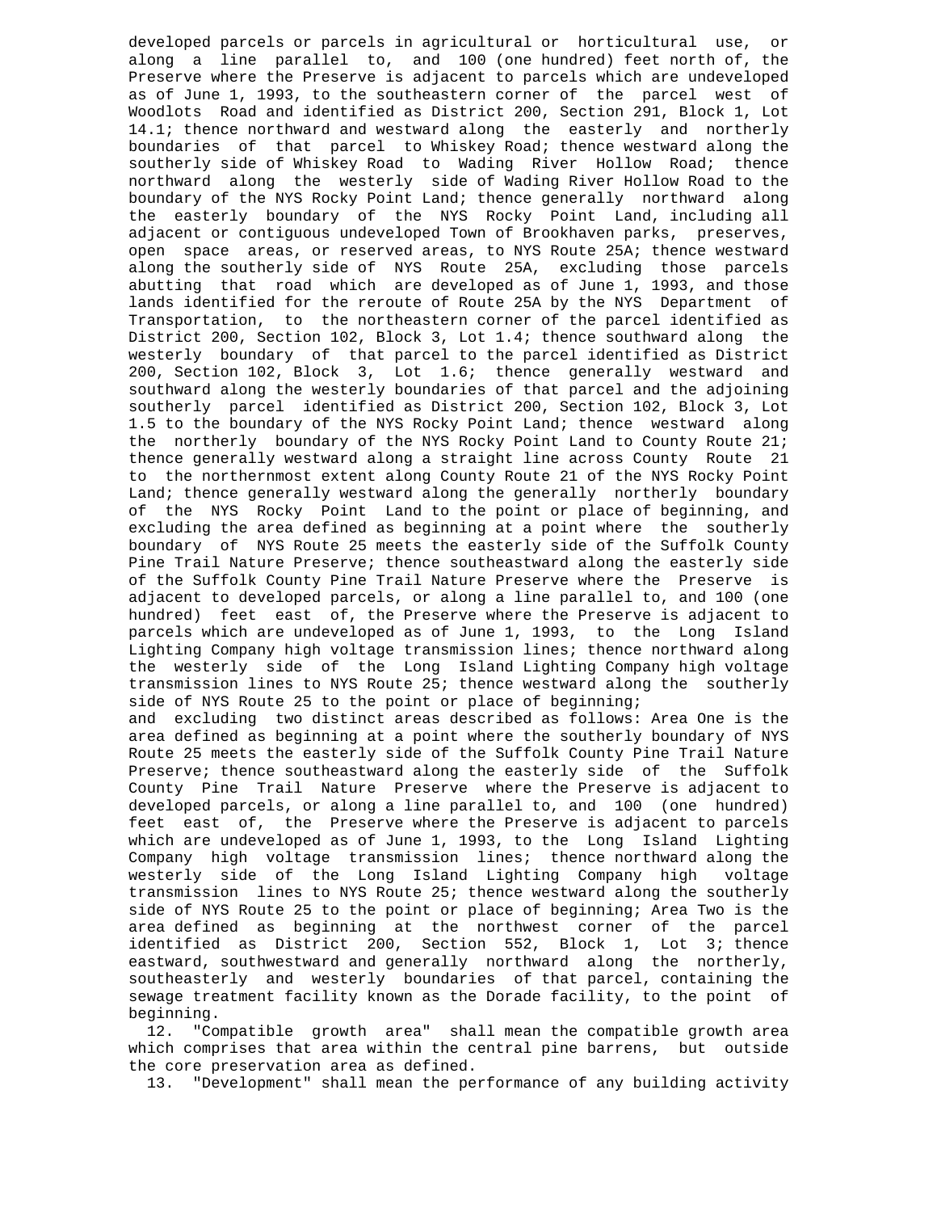developed parcels or parcels in agricultural or horticultural use, or along a line parallel to, and 100 (one hundred) feet north of, the Preserve where the Preserve is adjacent to parcels which are undeveloped as of June 1, 1993, to the southeastern corner of the parcel west of Woodlots Road and identified as District 200, Section 291, Block 1, Lot 14.1; thence northward and westward along the easterly and northerly boundaries of that parcel to Whiskey Road; thence westward along the southerly side of Whiskey Road to Wading River Hollow Road; thence northward along the westerly side of Wading River Hollow Road to the boundary of the NYS Rocky Point Land; thence generally northward along the easterly boundary of the NYS Rocky Point Land, including all adjacent or contiguous undeveloped Town of Brookhaven parks, preserves, open space areas, or reserved areas, to NYS Route 25A; thence westward along the southerly side of NYS Route 25A, excluding those parcels abutting that road which are developed as of June 1, 1993, and those lands identified for the reroute of Route 25A by the NYS Department of Transportation, to the northeastern corner of the parcel identified as District 200, Section 102, Block 3, Lot 1.4; thence southward along the westerly boundary of that parcel to the parcel identified as District 200, Section 102, Block 3, Lot 1.6; thence generally westward and southward along the westerly boundaries of that parcel and the adjoining southerly parcel identified as District 200, Section 102, Block 3, Lot 1.5 to the boundary of the NYS Rocky Point Land; thence westward along the northerly boundary of the NYS Rocky Point Land to County Route 21; thence generally westward along a straight line across County Route 21 to the northernmost extent along County Route 21 of the NYS Rocky Point Land; thence generally westward along the generally northerly boundary of the NYS Rocky Point Land to the point or place of beginning, and excluding the area defined as beginning at a point where the southerly boundary of NYS Route 25 meets the easterly side of the Suffolk County Pine Trail Nature Preserve; thence southeastward along the easterly side of the Suffolk County Pine Trail Nature Preserve where the Preserve is adjacent to developed parcels, or along a line parallel to, and 100 (one hundred) feet east of, the Preserve where the Preserve is adjacent to parcels which are undeveloped as of June 1, 1993, to the Long Island Lighting Company high voltage transmission lines; thence northward along the westerly side of the Long Island Lighting Company high voltage transmission lines to NYS Route 25; thence westward along the southerly side of NYS Route 25 to the point or place of beginning;
and excluding two distinct areas described as follows: Area One is the area defined as beginning at a point where the southerly boundary of NYS Route 25 meets the easterly side of the Suffolk County Pine Trail Nature Preserve; thence southeastward along the easterly side of the Suffolk County Pine Trail Nature Preserve where the Preserve is adjacent to developed parcels, or along a line parallel to, and 100 (one hundred) feet east of, the Preserve where the Preserve is adjacent to parcels which are undeveloped as of June 1, 1993, to the Long Island Lighting Company high voltage transmission lines; thence northward along the westerly side of the Long Island Lighting Company high voltage transmission lines to NYS Route 25; thence westward along the southerly side of NYS Route 25 to the point or place of beginning; Area Two is the area defined as beginning at the northwest corner of the parcel identified as District 200, Section 552, Block 1, Lot 3; thence eastward, southwestward and generally northward along the northerly, southeasterly and westerly boundaries of that parcel, containing the sewage treatment facility known as the Dorade facility, to the point of beginning.

12. "Compatible growth area" shall mean the compatible growth area which comprises that area within the central pine barrens, but outside the core preservation area as defined.

13. "Development" shall mean the performance of any building activity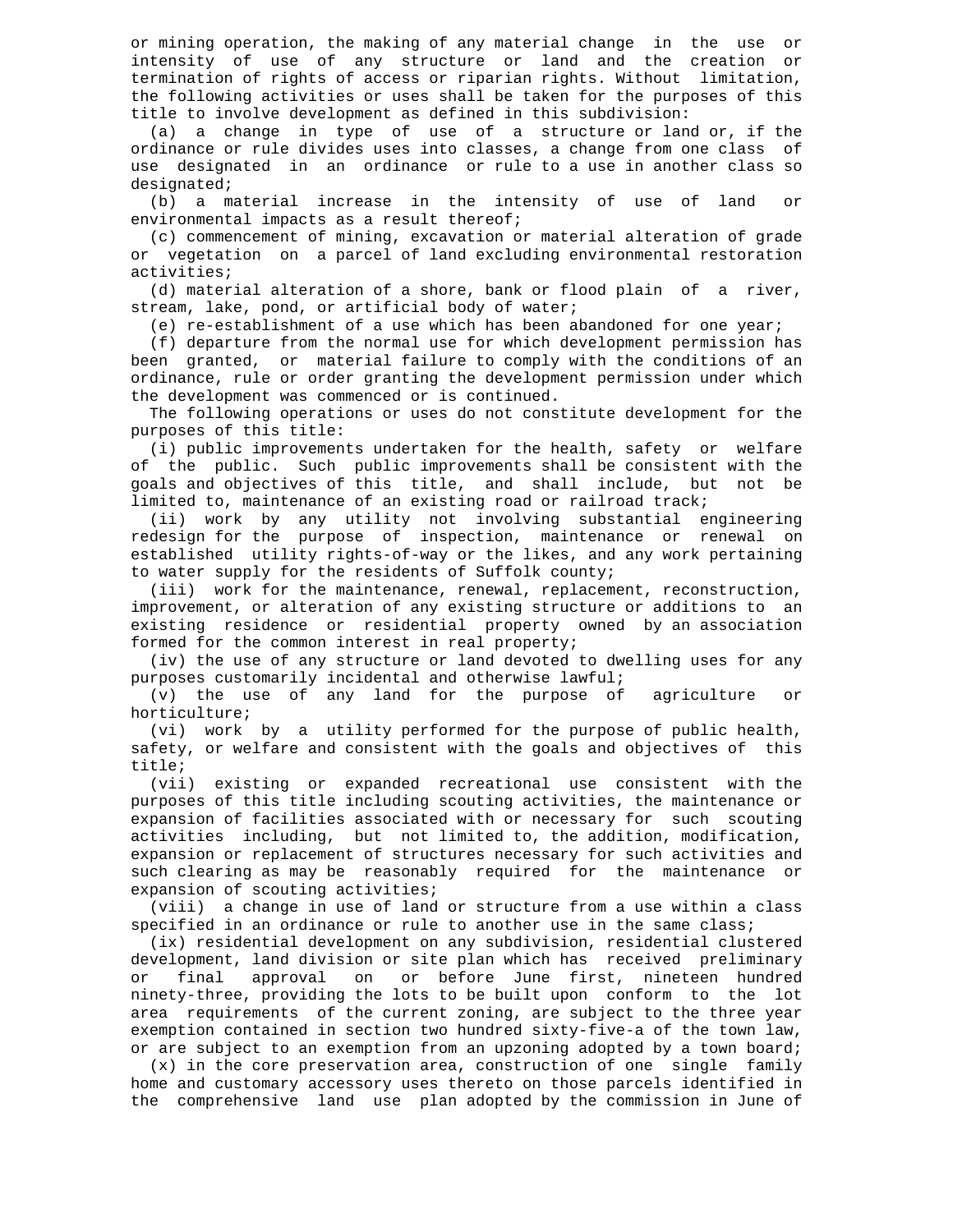or mining operation, the making of any material change in the use or intensity of use of any structure or land and the creation or termination of rights of access or riparian rights. Without limitation, the following activities or uses shall be taken for the purposes of this title to involve development as defined in this subdivision:

(a) a change in type of use of a structure or land or, if the ordinance or rule divides uses into classes, a change from one class of use designated in an ordinance or rule to a use in another class so designated;

(b) a material increase in the intensity of use of land or environmental impacts as a result thereof;

(c) commencement of mining, excavation or material alteration of grade or vegetation on a parcel of land excluding environmental restoration activities;

(d) material alteration of a shore, bank or flood plain of a river, stream, lake, pond, or artificial body of water;

(e) re-establishment of a use which has been abandoned for one year;

(f) departure from the normal use for which development permission has been granted, or material failure to comply with the conditions of an ordinance, rule or order granting the development permission under which the development was commenced or is continued.

The following operations or uses do not constitute development for the purposes of this title:

(i) public improvements undertaken for the health, safety or welfare of the public. Such public improvements shall be consistent with the goals and objectives of this title, and shall include, but not be limited to, maintenance of an existing road or railroad track;

(ii) work by any utility not involving substantial engineering redesign for the purpose of inspection, maintenance or renewal on established utility rights-of-way or the likes, and any work pertaining to water supply for the residents of Suffolk county;

(iii) work for the maintenance, renewal, replacement, reconstruction, improvement, or alteration of any existing structure or additions to an existing residence or residential property owned by an association formed for the common interest in real property;

(iv) the use of any structure or land devoted to dwelling uses for any purposes customarily incidental and otherwise lawful;

(v) the use of any land for the purpose of agriculture or horticulture;

(vi) work by a utility performed for the purpose of public health, safety, or welfare and consistent with the goals and objectives of this title;

(vii) existing or expanded recreational use consistent with the purposes of this title including scouting activities, the maintenance or expansion of facilities associated with or necessary for such scouting activities including, but not limited to, the addition, modification, expansion or replacement of structures necessary for such activities and such clearing as may be reasonably required for the maintenance or expansion of scouting activities;

(viii) a change in use of land or structure from a use within a class specified in an ordinance or rule to another use in the same class;

(ix) residential development on any subdivision, residential clustered development, land division or site plan which has received preliminary or final approval on or before June first, nineteen hundred ninety-three, providing the lots to be built upon conform to the lot area requirements of the current zoning, are subject to the three year exemption contained in section two hundred sixty-five-a of the town law, or are subject to an exemption from an upzoning adopted by a town board;

(x) in the core preservation area, construction of one single family home and customary accessory uses thereto on those parcels identified in the comprehensive land use plan adopted by the commission in June of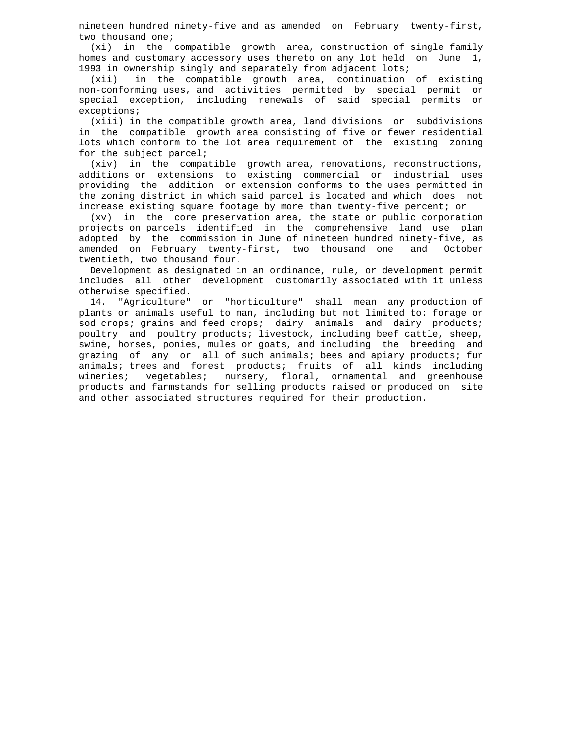nineteen hundred ninety-five and as amended on February twenty-first, two thousand one;

(xi) in the compatible growth area, construction of single family homes and customary accessory uses thereto on any lot held on June 1, 1993 in ownership singly and separately from adjacent lots;

(xii) in the compatible growth area, continuation of existing non-conforming uses, and activities permitted by special permit or special exception, including renewals of said special permits or exceptions;

(xiii) in the compatible growth area, land divisions or subdivisions in the compatible growth area consisting of five or fewer residential lots which conform to the lot area requirement of the existing zoning for the subject parcel;

(xiv) in the compatible growth area, renovations, reconstructions, additions or extensions to existing commercial or industrial uses providing the addition or extension conforms to the uses permitted in the zoning district in which said parcel is located and which does not increase existing square footage by more than twenty-five percent; or

(xv) in the core preservation area, the state or public corporation projects on parcels identified in the comprehensive land use plan adopted by the commission in June of nineteen hundred ninety-five, as amended on February twenty-first, two thousand one and October twentieth, two thousand four.

Development as designated in an ordinance, rule, or development permit includes all other development customarily associated with it unless otherwise specified.

14. "Agriculture" or "horticulture" shall mean any production of plants or animals useful to man, including but not limited to: forage or sod crops; grains and feed crops; dairy animals and dairy products; poultry and poultry products; livestock, including beef cattle, sheep, swine, horses, ponies, mules or goats, and including the breeding and grazing of any or all of such animals; bees and apiary products; fur animals; trees and forest products; fruits of all kinds including wineries; vegetables; nursery, floral, ornamental and greenhouse products and farmstands for selling products raised or produced on site and other associated structures required for their production.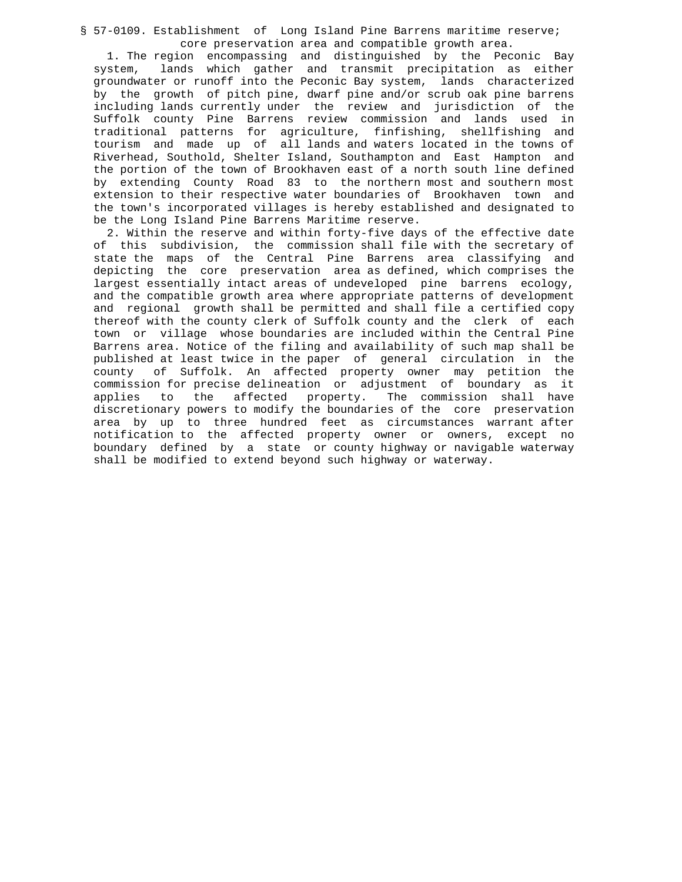§ 57-0109. Establishment of Long Island Pine Barrens maritime reserve; core preservation area and compatible growth area.

1. The region encompassing and distinguished by the Peconic Bay system, lands which gather and transmit precipitation as either groundwater or runoff into the Peconic Bay system, lands characterized by the growth of pitch pine, dwarf pine and/or scrub oak pine barrens including lands currently under the review and jurisdiction of the Suffolk county Pine Barrens review commission and lands used in traditional patterns for agriculture, finfishing, shellfishing and tourism and made up of all lands and waters located in the towns of Riverhead, Southold, Shelter Island, Southampton and East Hampton and the portion of the town of Brookhaven east of a north south line defined by extending County Road 83 to the northern most and southern most extension to their respective water boundaries of Brookhaven town and the town's incorporated villages is hereby established and designated to be the Long Island Pine Barrens Maritime reserve.

2. Within the reserve and within forty-five days of the effective date of this subdivision, the commission shall file with the secretary of state the maps of the Central Pine Barrens area classifying and depicting the core preservation area as defined, which comprises the largest essentially intact areas of undeveloped pine barrens ecology, and the compatible growth area where appropriate patterns of development and regional growth shall be permitted and shall file a certified copy thereof with the county clerk of Suffolk county and the clerk of each town or village whose boundaries are included within the Central Pine Barrens area. Notice of the filing and availability of such map shall be published at least twice in the paper of general circulation in the county of Suffolk. An affected property owner may petition the commission for precise delineation or adjustment of boundary as it applies to the affected property. The commission shall have discretionary powers to modify the boundaries of the core preservation area by up to three hundred feet as circumstances warrant after notification to the affected property owner or owners, except no boundary defined by a state or county highway or navigable waterway shall be modified to extend beyond such highway or waterway.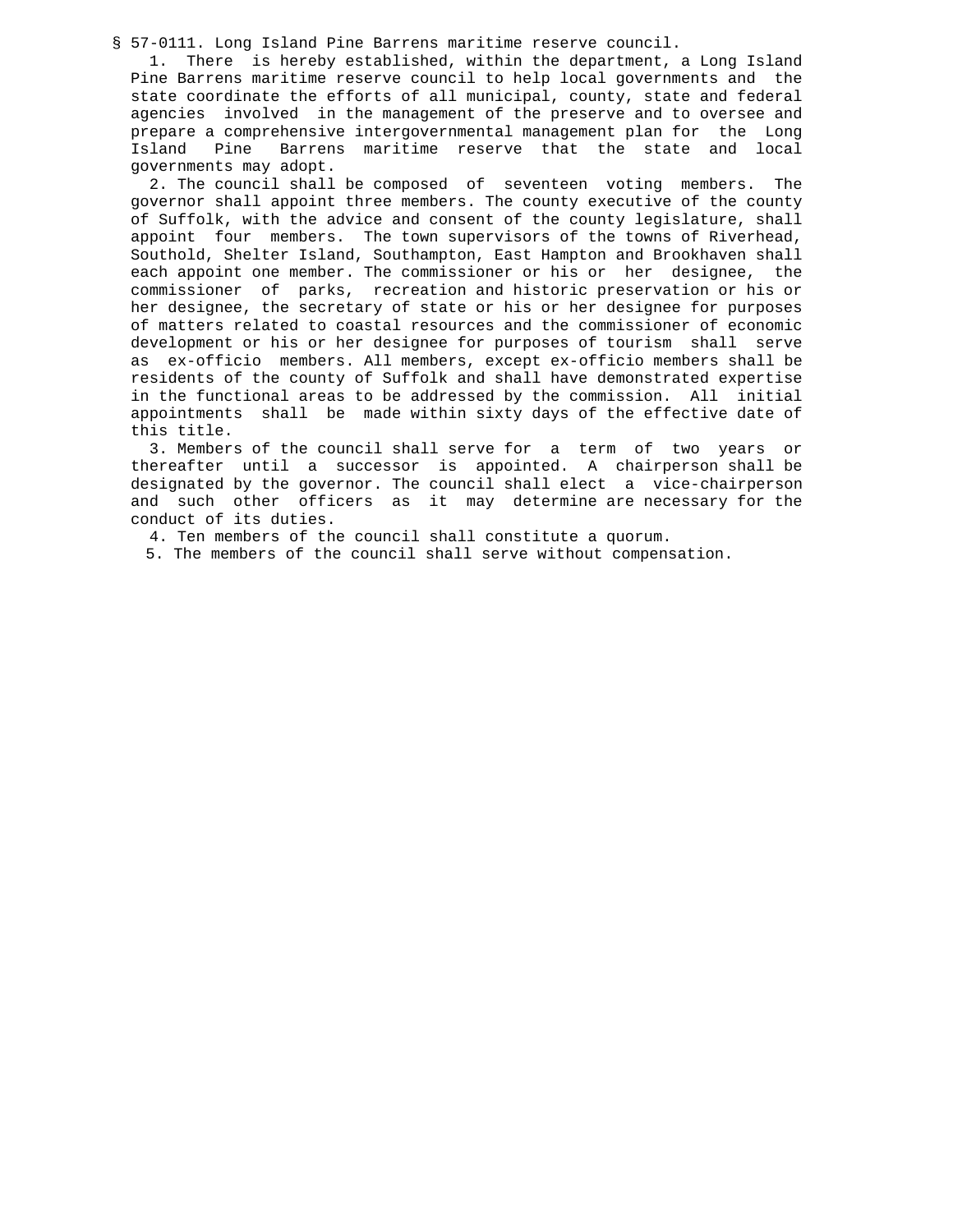§ 57-0111. Long Island Pine Barrens maritime reserve council.

1. There is hereby established, within the department, a Long Island Pine Barrens maritime reserve council to help local governments and the state coordinate the efforts of all municipal, county, state and federal agencies involved in the management of the preserve and to oversee and prepare a comprehensive intergovernmental management plan for the Long Island Pine Barrens maritime reserve that the state and local governments may adopt.

2. The council shall be composed of seventeen voting members. The governor shall appoint three members. The county executive of the county of Suffolk, with the advice and consent of the county legislature, shall appoint four members. The town supervisors of the towns of Riverhead, Southold, Shelter Island, Southampton, East Hampton and Brookhaven shall each appoint one member. The commissioner or his or her designee, the commissioner of parks, recreation and historic preservation or his or her designee, the secretary of state or his or her designee for purposes of matters related to coastal resources and the commissioner of economic development or his or her designee for purposes of tourism shall serve as ex-officio members. All members, except ex-officio members shall be residents of the county of Suffolk and shall have demonstrated expertise in the functional areas to be addressed by the commission. All initial appointments shall be made within sixty days of the effective date of this title.

3. Members of the council shall serve for a term of two years or thereafter until a successor is appointed. A chairperson shall be designated by the governor. The council shall elect a vice-chairperson and such other officers as it may determine are necessary for the conduct of its duties.

4. Ten members of the council shall constitute a quorum.

5. The members of the council shall serve without compensation.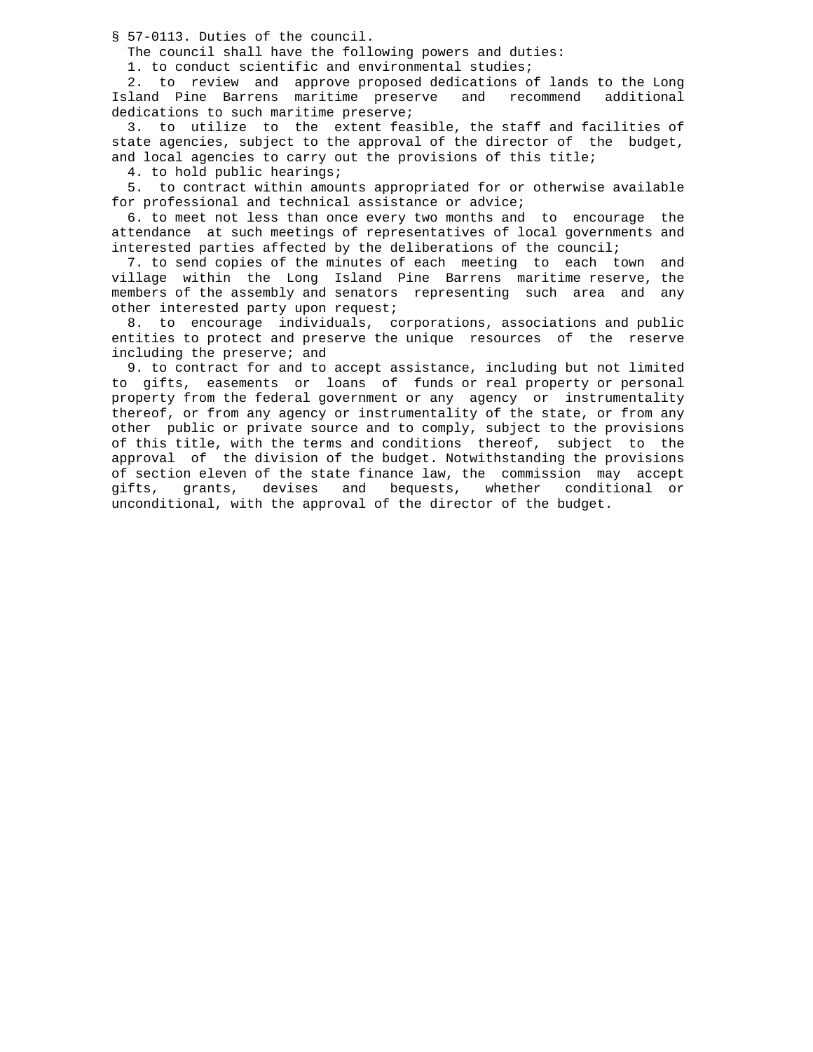§ 57-0113. Duties of the council.

The council shall have the following powers and duties:

1. to conduct scientific and environmental studies;

2. to review and approve proposed dedications of lands to the Long Island Pine Barrens maritime preserve and recommend additional dedications to such maritime preserve;

3. to utilize to the extent feasible, the staff and facilities of state agencies, subject to the approval of the director of the budget, and local agencies to carry out the provisions of this title;

4. to hold public hearings;

5. to contract within amounts appropriated for or otherwise available for professional and technical assistance or advice;

6. to meet not less than once every two months and to encourage the attendance at such meetings of representatives of local governments and interested parties affected by the deliberations of the council;

7. to send copies of the minutes of each meeting to each town and village within the Long Island Pine Barrens maritime reserve, the members of the assembly and senators representing such area and any other interested party upon request;

8. to encourage individuals, corporations, associations and public entities to protect and preserve the unique resources of the reserve including the preserve; and

9. to contract for and to accept assistance, including but not limited to gifts, easements or loans of funds or real property or personal property from the federal government or any agency or instrumentality thereof, or from any agency or instrumentality of the state, or from any other public or private source and to comply, subject to the provisions of this title, with the terms and conditions thereof, subject to the approval of the division of the budget. Notwithstanding the provisions of section eleven of the state finance law, the commission may accept gifts, grants, devises and bequests, whether conditional or unconditional, with the approval of the director of the budget.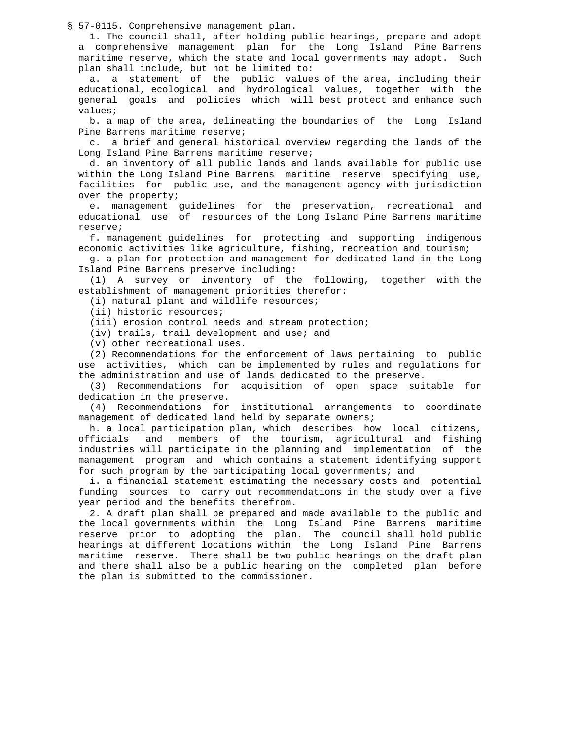§ 57-0115. Comprehensive management plan.

1. The council shall, after holding public hearings, prepare and adopt a comprehensive management plan for the Long Island Pine Barrens maritime reserve, which the state and local governments may adopt. Such plan shall include, but not be limited to:

a. a statement of the public values of the area, including their educational, ecological and hydrological values, together with the general goals and policies which will best protect and enhance such values;

b. a map of the area, delineating the boundaries of the Long Island Pine Barrens maritime reserve;

c. a brief and general historical overview regarding the lands of the Long Island Pine Barrens maritime reserve;

d. an inventory of all public lands and lands available for public use within the Long Island Pine Barrens maritime reserve specifying use, facilities for public use, and the management agency with jurisdiction over the property;

e. management guidelines for the preservation, recreational and educational use of resources of the Long Island Pine Barrens maritime reserve;

f. management guidelines for protecting and supporting indigenous economic activities like agriculture, fishing, recreation and tourism;

g. a plan for protection and management for dedicated land in the Long Island Pine Barrens preserve including:

(1) A survey or inventory of the following, together with the establishment of management priorities therefor:

(i) natural plant and wildlife resources;

(ii) historic resources;

(iii) erosion control needs and stream protection;

(iv) trails, trail development and use; and

(v) other recreational uses.

(2) Recommendations for the enforcement of laws pertaining to public use activities, which can be implemented by rules and regulations for the administration and use of lands dedicated to the preserve.

(3) Recommendations for acquisition of open space suitable for dedication in the preserve.

(4) Recommendations for institutional arrangements to coordinate management of dedicated land held by separate owners;

h. a local participation plan, which describes how local citizens, officials and members of the tourism, agricultural and fishing industries will participate in the planning and implementation of the management program and which contains a statement identifying support for such program by the participating local governments; and

i. a financial statement estimating the necessary costs and potential funding sources to carry out recommendations in the study over a five year period and the benefits therefrom.

2. A draft plan shall be prepared and made available to the public and the local governments within the Long Island Pine Barrens maritime reserve prior to adopting the plan. The council shall hold public hearings at different locations within the Long Island Pine Barrens maritime reserve. There shall be two public hearings on the draft plan and there shall also be a public hearing on the completed plan before the plan is submitted to the commissioner.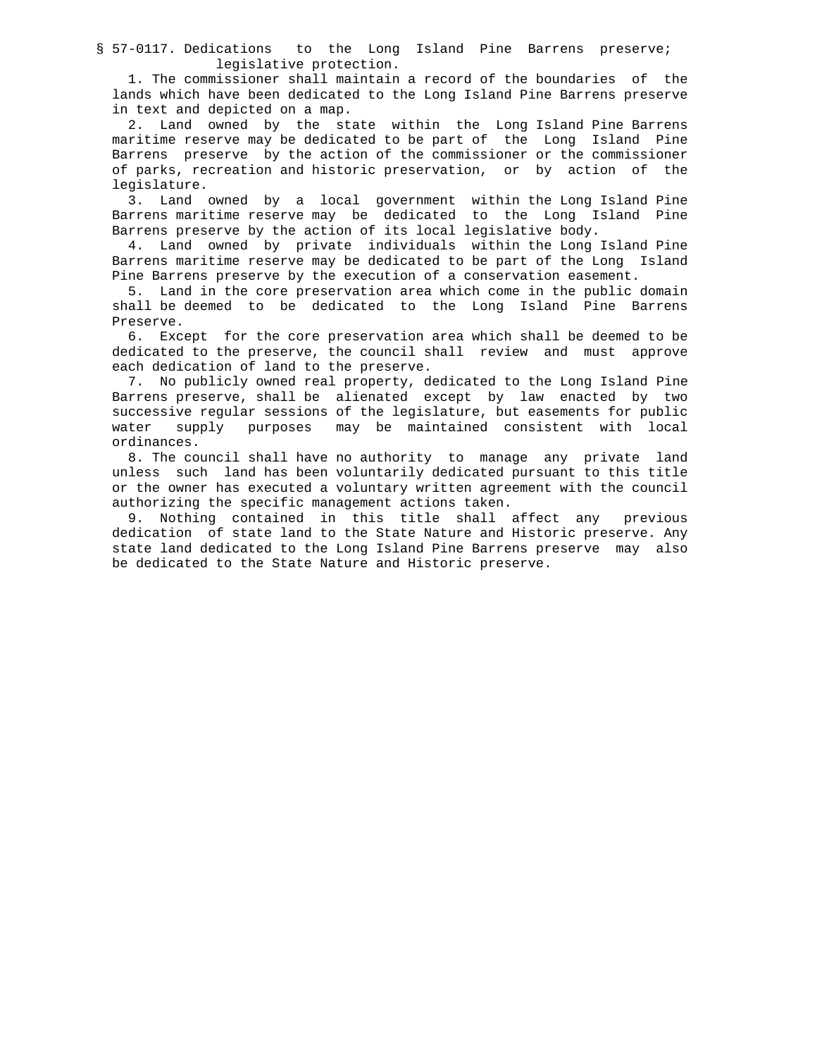§ 57-0117. Dedications to the Long Island Pine Barrens preserve; legislative protection.

1. The commissioner shall maintain a record of the boundaries of the lands which have been dedicated to the Long Island Pine Barrens preserve in text and depicted on a map.

2. Land owned by the state within the Long Island Pine Barrens maritime reserve may be dedicated to be part of the Long Island Pine Barrens preserve by the action of the commissioner or the commissioner of parks, recreation and historic preservation, or by action of the legislature.

3. Land owned by a local government within the Long Island Pine Barrens maritime reserve may be dedicated to the Long Island Pine Barrens preserve by the action of its local legislative body.

4. Land owned by private individuals within the Long Island Pine Barrens maritime reserve may be dedicated to be part of the Long Island Pine Barrens preserve by the execution of a conservation easement.

5. Land in the core preservation area which come in the public domain shall be deemed to be dedicated to the Long Island Pine Barrens Preserve.

6. Except for the core preservation area which shall be deemed to be dedicated to the preserve, the council shall review and must approve each dedication of land to the preserve.

7. No publicly owned real property, dedicated to the Long Island Pine Barrens preserve, shall be alienated except by law enacted by two successive regular sessions of the legislature, but easements for public water supply purposes may be maintained consistent with local ordinances.

8. The council shall have no authority to manage any private land unless such land has been voluntarily dedicated pursuant to this title or the owner has executed a voluntary written agreement with the council authorizing the specific management actions taken.

9. Nothing contained in this title shall affect any previous dedication of state land to the State Nature and Historic preserve. Any state land dedicated to the Long Island Pine Barrens preserve may also be dedicated to the State Nature and Historic preserve.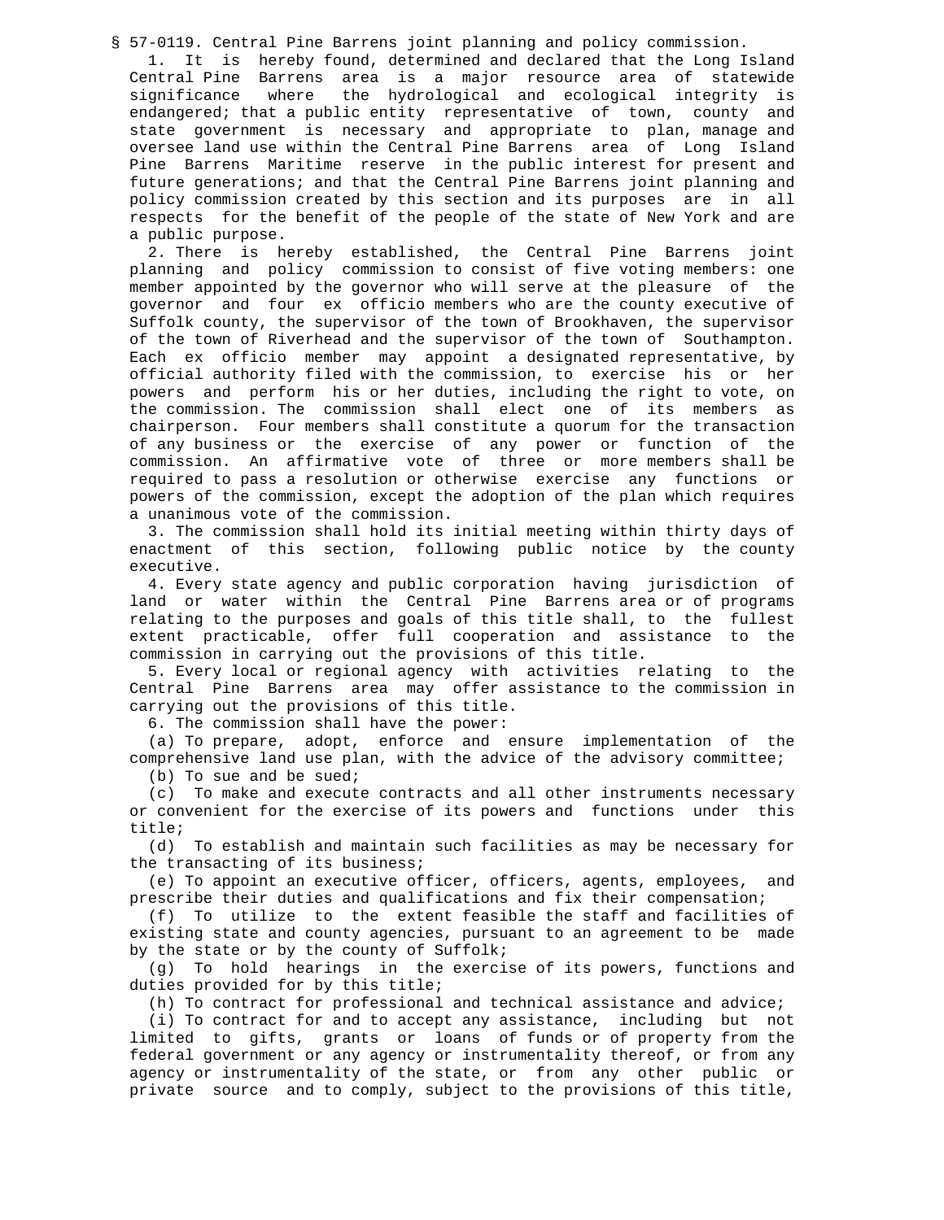§ 57-0119. Central Pine Barrens joint planning and policy commission.

1. It is hereby found, determined and declared that the Long Island Central Pine Barrens area is a major resource area of statewide significance where the hydrological and ecological integrity is endangered; that a public entity representative of town, county and state government is necessary and appropriate to plan, manage and oversee land use within the Central Pine Barrens area of Long Island Pine Barrens Maritime reserve in the public interest for present and future generations; and that the Central Pine Barrens joint planning and policy commission created by this section and its purposes are in all respects for the benefit of the people of the state of New York and are a public purpose.

2. There is hereby established, the Central Pine Barrens joint planning and policy commission to consist of five voting members: one member appointed by the governor who will serve at the pleasure of the governor and four ex officio members who are the county executive of Suffolk county, the supervisor of the town of Brookhaven, the supervisor of the town of Riverhead and the supervisor of the town of Southampton. Each ex officio member may appoint a designated representative, by official authority filed with the commission, to exercise his or her powers and perform his or her duties, including the right to vote, on the commission. The commission shall elect one of its members as chairperson. Four members shall constitute a quorum for the transaction of any business or the exercise of any power or function of the commission. An affirmative vote of three or more members shall be required to pass a resolution or otherwise exercise any functions or powers of the commission, except the adoption of the plan which requires a unanimous vote of the commission.

3. The commission shall hold its initial meeting within thirty days of enactment of this section, following public notice by the county executive.

4. Every state agency and public corporation having jurisdiction of land or water within the Central Pine Barrens area or of programs relating to the purposes and goals of this title shall, to the fullest extent practicable, offer full cooperation and assistance to the commission in carrying out the provisions of this title.

5. Every local or regional agency with activities relating to the Central Pine Barrens area may offer assistance to the commission in carrying out the provisions of this title.

6. The commission shall have the power:

(a) To prepare, adopt, enforce and ensure implementation of the comprehensive land use plan, with the advice of the advisory committee;

(b) To sue and be sued;

(c) To make and execute contracts and all other instruments necessary or convenient for the exercise of its powers and functions under this title;

(d) To establish and maintain such facilities as may be necessary for the transacting of its business;

(e) To appoint an executive officer, officers, agents, employees, and prescribe their duties and qualifications and fix their compensation;

(f) To utilize to the extent feasible the staff and facilities of existing state and county agencies, pursuant to an agreement to be made by the state or by the county of Suffolk;

(g) To hold hearings in the exercise of its powers, functions and duties provided for by this title;

(h) To contract for professional and technical assistance and advice;

(i) To contract for and to accept any assistance, including but not limited to gifts, grants or loans of funds or of property from the federal government or any agency or instrumentality thereof, or from any agency or instrumentality of the state, or from any other public or private source and to comply, subject to the provisions of this title,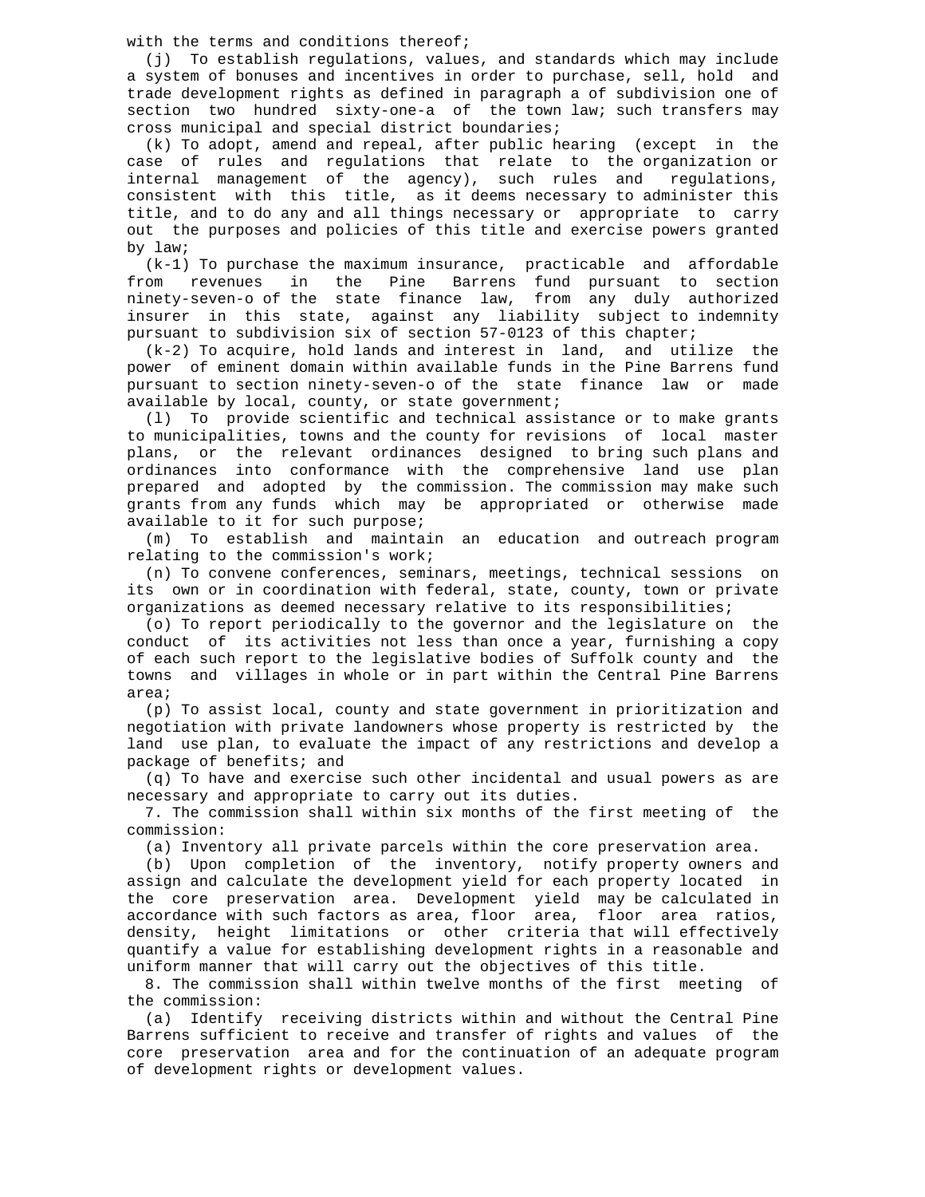with the terms and conditions thereof;

(j) To establish regulations, values, and standards which may include a system of bonuses and incentives in order to purchase, sell, hold and trade development rights as defined in paragraph a of subdivision one of section two hundred sixty-one-a of the town law; such transfers may cross municipal and special district boundaries;

(k) To adopt, amend and repeal, after public hearing (except in the case of rules and regulations that relate to the organization or internal management of the agency), such rules and regulations, consistent with this title, as it deems necessary to administer this title, and to do any and all things necessary or appropriate to carry out the purposes and policies of this title and exercise powers granted by law;

(k-1) To purchase the maximum insurance, practicable and affordable from revenues in the Pine Barrens fund pursuant to section ninety-seven-o of the state finance law, from any duly authorized insurer in this state, against any liability subject to indemnity pursuant to subdivision six of section 57-0123 of this chapter;

(k-2) To acquire, hold lands and interest in land, and utilize the power of eminent domain within available funds in the Pine Barrens fund pursuant to section ninety-seven-o of the state finance law or made available by local, county, or state government;

(l) To provide scientific and technical assistance or to make grants to municipalities, towns and the county for revisions of local master plans, or the relevant ordinances designed to bring such plans and ordinances into conformance with the comprehensive land use plan prepared and adopted by the commission. The commission may make such grants from any funds which may be appropriated or otherwise made available to it for such purpose;

(m) To establish and maintain an education and outreach program relating to the commission's work;

(n) To convene conferences, seminars, meetings, technical sessions on its own or in coordination with federal, state, county, town or private organizations as deemed necessary relative to its responsibilities;

(o) To report periodically to the governor and the legislature on the conduct of its activities not less than once a year, furnishing a copy of each such report to the legislative bodies of Suffolk county and the towns and villages in whole or in part within the Central Pine Barrens area;

(p) To assist local, county and state government in prioritization and negotiation with private landowners whose property is restricted by the land use plan, to evaluate the impact of any restrictions and develop a package of benefits; and

(q) To have and exercise such other incidental and usual powers as are necessary and appropriate to carry out its duties.

7. The commission shall within six months of the first meeting of the commission:

(a) Inventory all private parcels within the core preservation area.

(b) Upon completion of the inventory, notify property owners and assign and calculate the development yield for each property located in the core preservation area. Development yield may be calculated in accordance with such factors as area, floor area, floor area ratios, density, height limitations or other criteria that will effectively quantify a value for establishing development rights in a reasonable and uniform manner that will carry out the objectives of this title.

8. The commission shall within twelve months of the first meeting of the commission:

(a) Identify receiving districts within and without the Central Pine Barrens sufficient to receive and transfer of rights and values of the core preservation area and for the continuation of an adequate program of development rights or development values.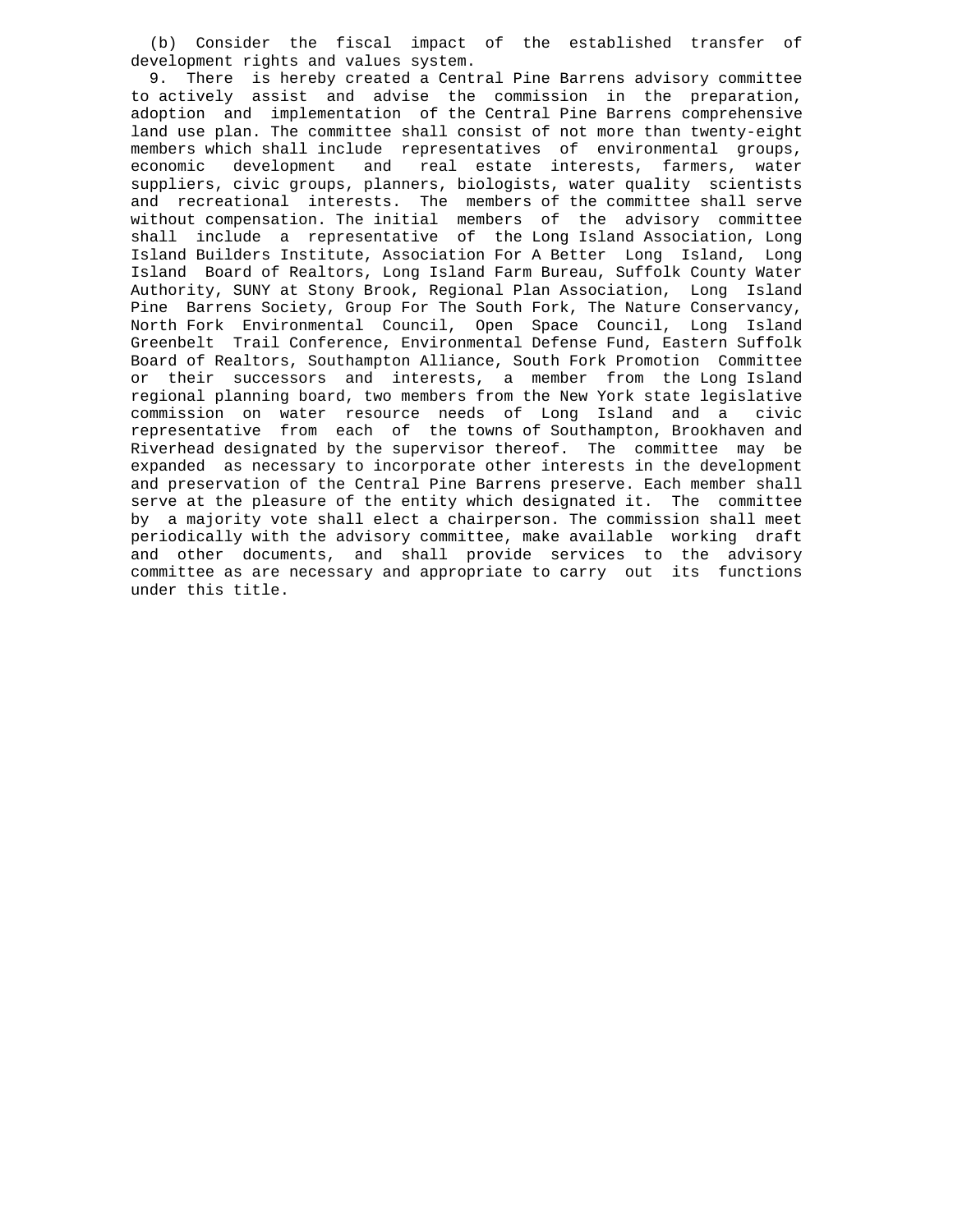(b) Consider the fiscal impact of the established transfer of development rights and values system.

9. There is hereby created a Central Pine Barrens advisory committee to actively assist and advise the commission in the preparation, adoption and implementation of the Central Pine Barrens comprehensive land use plan. The committee shall consist of not more than twenty-eight members which shall include representatives of environmental groups, economic development and real estate interests, farmers, water suppliers, civic groups, planners, biologists, water quality scientists and recreational interests. The members of the committee shall serve without compensation. The initial members of the advisory committee shall include a representative of the Long Island Association, Long Island Builders Institute, Association For A Better Long Island, Long Island Board of Realtors, Long Island Farm Bureau, Suffolk County Water Authority, SUNY at Stony Brook, Regional Plan Association, Long Island Pine Barrens Society, Group For The South Fork, The Nature Conservancy, North Fork Environmental Council, Open Space Council, Long Island Greenbelt Trail Conference, Environmental Defense Fund, Eastern Suffolk Board of Realtors, Southampton Alliance, South Fork Promotion Committee or their successors and interests, a member from the Long Island regional planning board, two members from the New York state legislative commission on water resource needs of Long Island and a civic representative from each of the towns of Southampton, Brookhaven and Riverhead designated by the supervisor thereof. The committee may be expanded as necessary to incorporate other interests in the development and preservation of the Central Pine Barrens preserve. Each member shall serve at the pleasure of the entity which designated it. The committee by a majority vote shall elect a chairperson. The commission shall meet periodically with the advisory committee, make available working draft and other documents, and shall provide services to the advisory committee as are necessary and appropriate to carry out its functions under this title.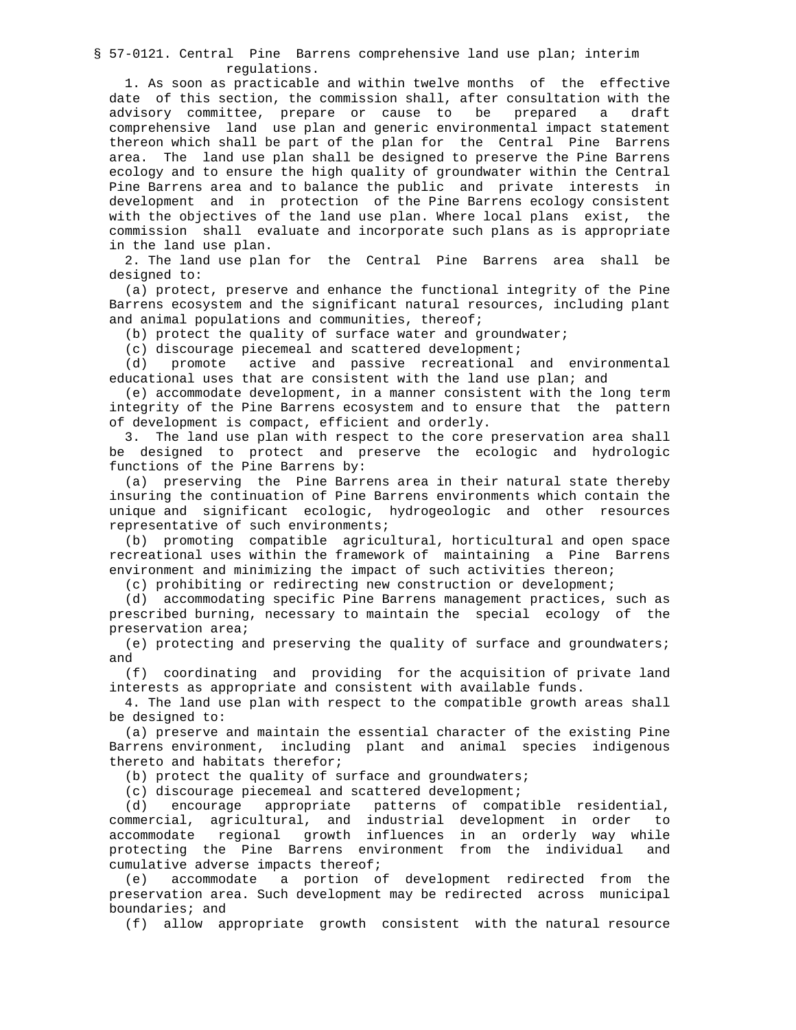§ 57-0121. Central Pine Barrens comprehensive land use plan; interim regulations.

1. As soon as practicable and within twelve months of the effective date of this section, the commission shall, after consultation with the advisory committee, prepare or cause to be prepared a draft comprehensive land use plan and generic environmental impact statement thereon which shall be part of the plan for the Central Pine Barrens area. The land use plan shall be designed to preserve the Pine Barrens ecology and to ensure the high quality of groundwater within the Central Pine Barrens area and to balance the public and private interests in development and in protection of the Pine Barrens ecology consistent with the objectives of the land use plan. Where local plans exist, the commission shall evaluate and incorporate such plans as is appropriate in the land use plan.

2. The land use plan for the Central Pine Barrens area shall be designed to:

(a) protect, preserve and enhance the functional integrity of the Pine Barrens ecosystem and the significant natural resources, including plant and animal populations and communities, thereof;

(b) protect the quality of surface water and groundwater;

(c) discourage piecemeal and scattered development;

(d) promote active and passive recreational and environmental educational uses that are consistent with the land use plan; and

(e) accommodate development, in a manner consistent with the long term integrity of the Pine Barrens ecosystem and to ensure that the pattern of development is compact, efficient and orderly.

3. The land use plan with respect to the core preservation area shall be designed to protect and preserve the ecologic and hydrologic functions of the Pine Barrens by:

(a) preserving the Pine Barrens area in their natural state thereby insuring the continuation of Pine Barrens environments which contain the unique and significant ecologic, hydrogeologic and other resources representative of such environments;

(b) promoting compatible agricultural, horticultural and open space recreational uses within the framework of maintaining a Pine Barrens environment and minimizing the impact of such activities thereon;

(c) prohibiting or redirecting new construction or development;

(d) accommodating specific Pine Barrens management practices, such as prescribed burning, necessary to maintain the special ecology of the preservation area;

(e) protecting and preserving the quality of surface and groundwaters; and

(f) coordinating and providing for the acquisition of private land interests as appropriate and consistent with available funds.

4. The land use plan with respect to the compatible growth areas shall be designed to:

(a) preserve and maintain the essential character of the existing Pine Barrens environment, including plant and animal species indigenous thereto and habitats therefor;

(b) protect the quality of surface and groundwaters;

(c) discourage piecemeal and scattered development;

(d) encourage appropriate patterns of compatible residential, commercial, agricultural, and industrial development in order to accommodate regional growth influences in an orderly way while protecting the Pine Barrens environment from the individual and cumulative adverse impacts thereof;

(e) accommodate a portion of development redirected from the preservation area. Such development may be redirected across municipal boundaries; and

(f) allow appropriate growth consistent with the natural resource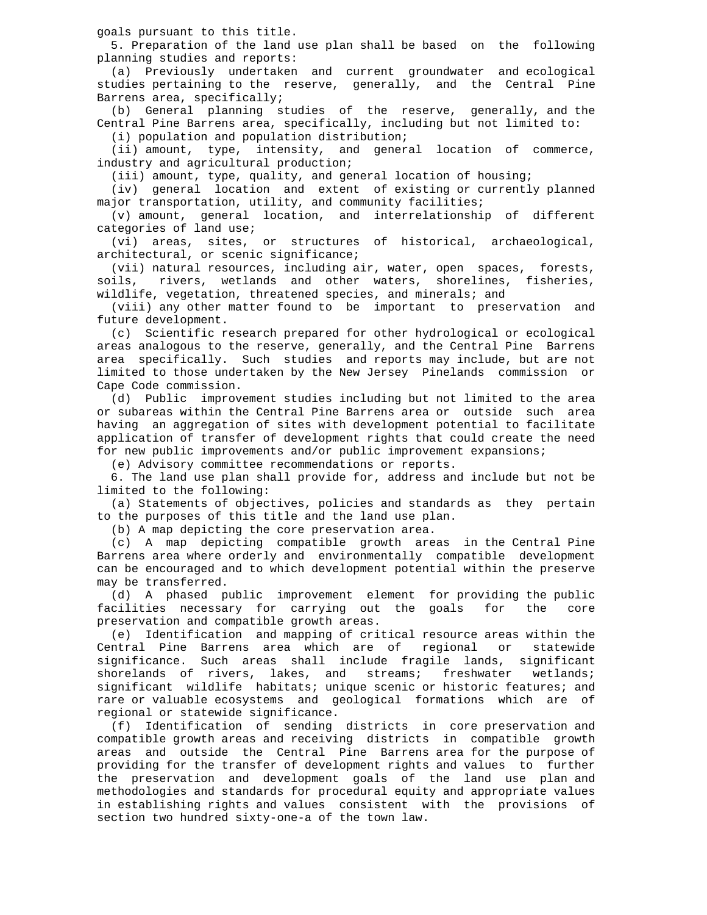goals pursuant to this title.

5. Preparation of the land use plan shall be based on the following planning studies and reports:

(a) Previously undertaken and current groundwater and ecological studies pertaining to the reserve, generally, and the Central Pine Barrens area, specifically;

(b) General planning studies of the reserve, generally, and the Central Pine Barrens area, specifically, including but not limited to:

(i) population and population distribution;

(ii) amount, type, intensity, and general location of commerce, industry and agricultural production;

(iii) amount, type, quality, and general location of housing;

(iv) general location and extent of existing or currently planned major transportation, utility, and community facilities;

(v) amount, general location, and interrelationship of different categories of land use;

(vi) areas, sites, or structures of historical, archaeological, architectural, or scenic significance;

(vii) natural resources, including air, water, open spaces, forests, soils, rivers, wetlands and other waters, shorelines, fisheries, wildlife, vegetation, threatened species, and minerals; and

(viii) any other matter found to be important to preservation and future development.

(c) Scientific research prepared for other hydrological or ecological areas analogous to the reserve, generally, and the Central Pine Barrens area specifically. Such studies and reports may include, but are not limited to those undertaken by the New Jersey Pinelands commission or Cape Code commission.

(d) Public improvement studies including but not limited to the area or subareas within the Central Pine Barrens area or outside such area having an aggregation of sites with development potential to facilitate application of transfer of development rights that could create the need for new public improvements and/or public improvement expansions;

(e) Advisory committee recommendations or reports.

6. The land use plan shall provide for, address and include but not be limited to the following:

(a) Statements of objectives, policies and standards as they pertain to the purposes of this title and the land use plan.

(b) A map depicting the core preservation area.

(c) A map depicting compatible growth areas in the Central Pine Barrens area where orderly and environmentally compatible development can be encouraged and to which development potential within the preserve may be transferred.

(d) A phased public improvement element for providing the public facilities necessary for carrying out the goals for the core preservation and compatible growth areas.

(e) Identification and mapping of critical resource areas within the Central Pine Barrens area which are of regional or statewide significance. Such areas shall include fragile lands, significant shorelands of rivers, lakes, and streams; freshwater wetlands; significant wildlife habitats; unique scenic or historic features; and rare or valuable ecosystems and geological formations which are of regional or statewide significance.

(f) Identification of sending districts in core preservation and compatible growth areas and receiving districts in compatible growth areas and outside the Central Pine Barrens area for the purpose of providing for the transfer of development rights and values to further the preservation and development goals of the land use plan and methodologies and standards for procedural equity and appropriate values in establishing rights and values consistent with the provisions of section two hundred sixty-one-a of the town law.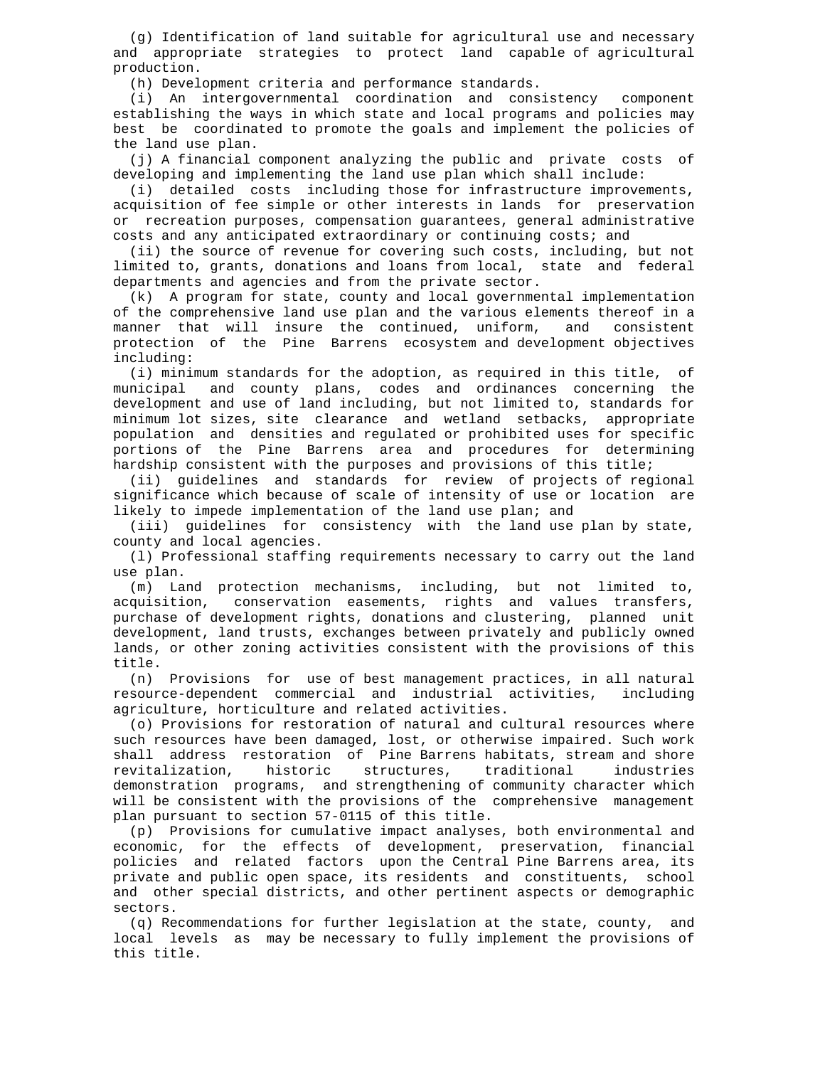(g) Identification of land suitable for agricultural use and necessary and appropriate strategies to protect land capable of agricultural production.

(h) Development criteria and performance standards.

(i) An intergovernmental coordination and consistency component establishing the ways in which state and local programs and policies may best be coordinated to promote the goals and implement the policies of the land use plan.

(j) A financial component analyzing the public and private costs of developing and implementing the land use plan which shall include:

(i) detailed costs including those for infrastructure improvements, acquisition of fee simple or other interests in lands for preservation or recreation purposes, compensation guarantees, general administrative costs and any anticipated extraordinary or continuing costs; and

(ii) the source of revenue for covering such costs, including, but not limited to, grants, donations and loans from local, state and federal departments and agencies and from the private sector.

(k) A program for state, county and local governmental implementation of the comprehensive land use plan and the various elements thereof in a manner that will insure the continued, uniform, and consistent protection of the Pine Barrens ecosystem and development objectives including:

(i) minimum standards for the adoption, as required in this title, of municipal and county plans, codes and ordinances concerning the development and use of land including, but not limited to, standards for minimum lot sizes, site clearance and wetland setbacks, appropriate population and densities and regulated or prohibited uses for specific portions of the Pine Barrens area and procedures for determining hardship consistent with the purposes and provisions of this title;

(ii) guidelines and standards for review of projects of regional significance which because of scale of intensity of use or location are likely to impede implementation of the land use plan; and

(iii) guidelines for consistency with the land use plan by state, county and local agencies.

(l) Professional staffing requirements necessary to carry out the land use plan.

(m) Land protection mechanisms, including, but not limited to, acquisition, conservation easements, rights and values transfers, purchase of development rights, donations and clustering, planned unit development, land trusts, exchanges between privately and publicly owned lands, or other zoning activities consistent with the provisions of this title.

(n) Provisions for use of best management practices, in all natural resource-dependent commercial and industrial activities, including agriculture, horticulture and related activities.

(o) Provisions for restoration of natural and cultural resources where such resources have been damaged, lost, or otherwise impaired. Such work shall address restoration of Pine Barrens habitats, stream and shore revitalization, historic structures, traditional industries demonstration programs, and strengthening of community character which will be consistent with the provisions of the comprehensive management plan pursuant to section 57-0115 of this title.

(p) Provisions for cumulative impact analyses, both environmental and economic, for the effects of development, preservation, financial policies and related factors upon the Central Pine Barrens area, its private and public open space, its residents and constituents, school and other special districts, and other pertinent aspects or demographic sectors.

(q) Recommendations for further legislation at the state, county, and local levels as may be necessary to fully implement the provisions of this title.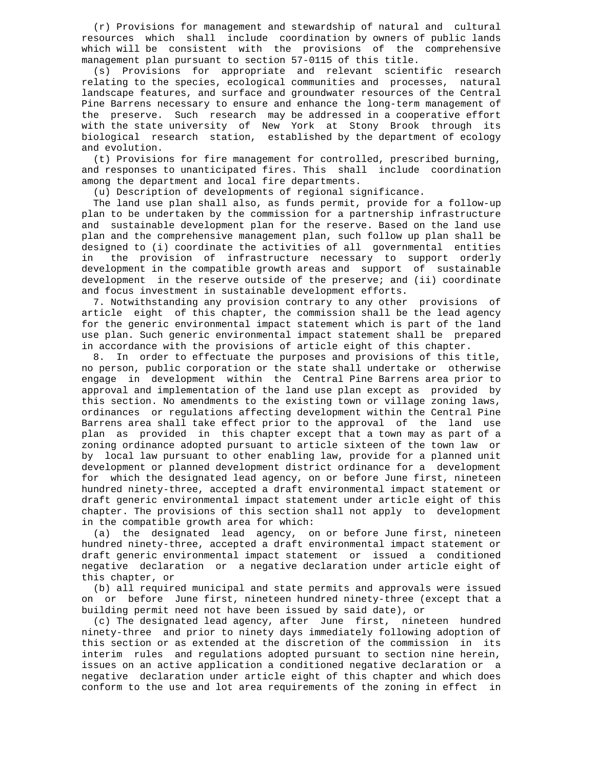(r) Provisions for management and stewardship of natural and cultural resources which shall include coordination by owners of public lands which will be consistent with the provisions of the comprehensive management plan pursuant to section 57-0115 of this title.

(s) Provisions for appropriate and relevant scientific research relating to the species, ecological communities and processes, natural landscape features, and surface and groundwater resources of the Central Pine Barrens necessary to ensure and enhance the long-term management of the preserve. Such research may be addressed in a cooperative effort with the state university of New York at Stony Brook through its biological research station, established by the department of ecology and evolution.

(t) Provisions for fire management for controlled, prescribed burning, and responses to unanticipated fires. This shall include coordination among the department and local fire departments.

(u) Description of developments of regional significance.

The land use plan shall also, as funds permit, provide for a follow-up plan to be undertaken by the commission for a partnership infrastructure and sustainable development plan for the reserve. Based on the land use plan and the comprehensive management plan, such follow up plan shall be designed to (i) coordinate the activities of all governmental entities in the provision of infrastructure necessary to support orderly development in the compatible growth areas and support of sustainable development in the reserve outside of the preserve; and (ii) coordinate and focus investment in sustainable development efforts.

7. Notwithstanding any provision contrary to any other provisions of article eight of this chapter, the commission shall be the lead agency for the generic environmental impact statement which is part of the land use plan. Such generic environmental impact statement shall be prepared in accordance with the provisions of article eight of this chapter.

8. In order to effectuate the purposes and provisions of this title, no person, public corporation or the state shall undertake or otherwise engage in development within the Central Pine Barrens area prior to approval and implementation of the land use plan except as provided by this section. No amendments to the existing town or village zoning laws, ordinances or regulations affecting development within the Central Pine Barrens area shall take effect prior to the approval of the land use plan as provided in this chapter except that a town may as part of a zoning ordinance adopted pursuant to article sixteen of the town law or by local law pursuant to other enabling law, provide for a planned unit development or planned development district ordinance for a development for which the designated lead agency, on or before June first, nineteen hundred ninety-three, accepted a draft environmental impact statement or draft generic environmental impact statement under article eight of this chapter. The provisions of this section shall not apply to development in the compatible growth area for which:

(a) the designated lead agency, on or before June first, nineteen hundred ninety-three, accepted a draft environmental impact statement or draft generic environmental impact statement or issued a conditioned negative declaration or a negative declaration under article eight of this chapter, or

(b) all required municipal and state permits and approvals were issued on or before June first, nineteen hundred ninety-three (except that a building permit need not have been issued by said date), or

(c) The designated lead agency, after June first, nineteen hundred ninety-three and prior to ninety days immediately following adoption of this section or as extended at the discretion of the commission in its interim rules and regulations adopted pursuant to section nine herein, issues on an active application a conditioned negative declaration or a negative declaration under article eight of this chapter and which does conform to the use and lot area requirements of the zoning in effect in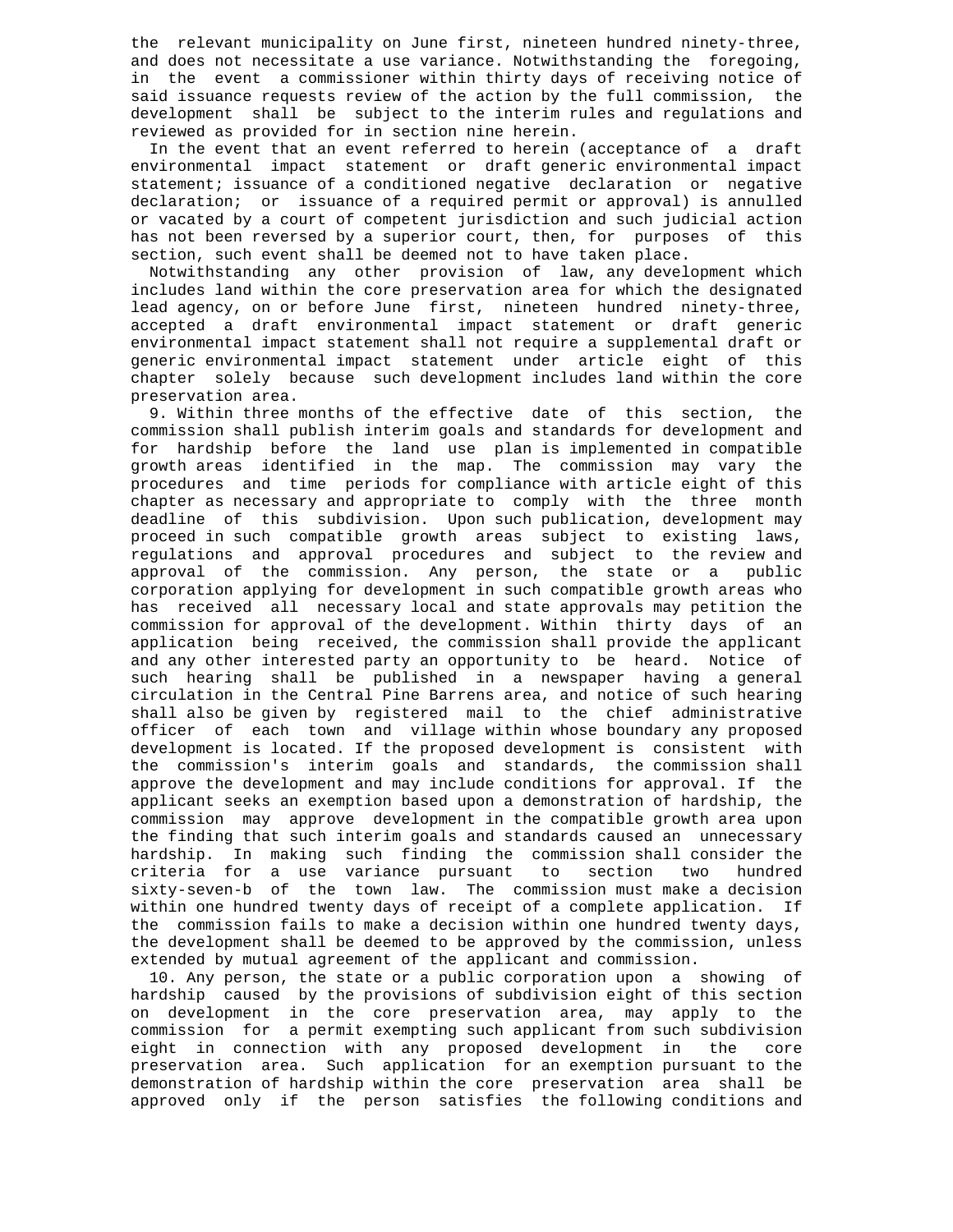the relevant municipality on June first, nineteen hundred ninety-three, and does not necessitate a use variance. Notwithstanding the foregoing, in the event a commissioner within thirty days of receiving notice of said issuance requests review of the action by the full commission, the development shall be subject to the interim rules and regulations and reviewed as provided for in section nine herein.

In the event that an event referred to herein (acceptance of a draft environmental impact statement or draft generic environmental impact statement; issuance of a conditioned negative declaration or negative declaration; or issuance of a required permit or approval) is annulled or vacated by a court of competent jurisdiction and such judicial action has not been reversed by a superior court, then, for purposes of this section, such event shall be deemed not to have taken place.

Notwithstanding any other provision of law, any development which includes land within the core preservation area for which the designated lead agency, on or before June first, nineteen hundred ninety-three, accepted a draft environmental impact statement or draft generic environmental impact statement shall not require a supplemental draft or generic environmental impact statement under article eight of this chapter solely because such development includes land within the core preservation area.

9. Within three months of the effective date of this section, the commission shall publish interim goals and standards for development and for hardship before the land use plan is implemented in compatible growth areas identified in the map. The commission may vary the procedures and time periods for compliance with article eight of this chapter as necessary and appropriate to comply with the three month deadline of this subdivision. Upon such publication, development may proceed in such compatible growth areas subject to existing laws, regulations and approval procedures and subject to the review and approval of the commission. Any person, the state or a public corporation applying for development in such compatible growth areas who has received all necessary local and state approvals may petition the commission for approval of the development. Within thirty days of an application being received, the commission shall provide the applicant and any other interested party an opportunity to be heard. Notice of such hearing shall be published in a newspaper having a general circulation in the Central Pine Barrens area, and notice of such hearing shall also be given by registered mail to the chief administrative officer of each town and village within whose boundary any proposed development is located. If the proposed development is consistent with the commission's interim goals and standards, the commission shall approve the development and may include conditions for approval. If the applicant seeks an exemption based upon a demonstration of hardship, the commission may approve development in the compatible growth area upon the finding that such interim goals and standards caused an unnecessary hardship. In making such finding the commission shall consider the criteria for a use variance pursuant to section two hundred sixty-seven-b of the town law. The commission must make a decision within one hundred twenty days of receipt of a complete application. If the commission fails to make a decision within one hundred twenty days, the development shall be deemed to be approved by the commission, unless extended by mutual agreement of the applicant and commission.

10. Any person, the state or a public corporation upon a showing of hardship caused by the provisions of subdivision eight of this section on development in the core preservation area, may apply to the commission for a permit exempting such applicant from such subdivision eight in connection with any proposed development in the core preservation area. Such application for an exemption pursuant to the demonstration of hardship within the core preservation area shall be approved only if the person satisfies the following conditions and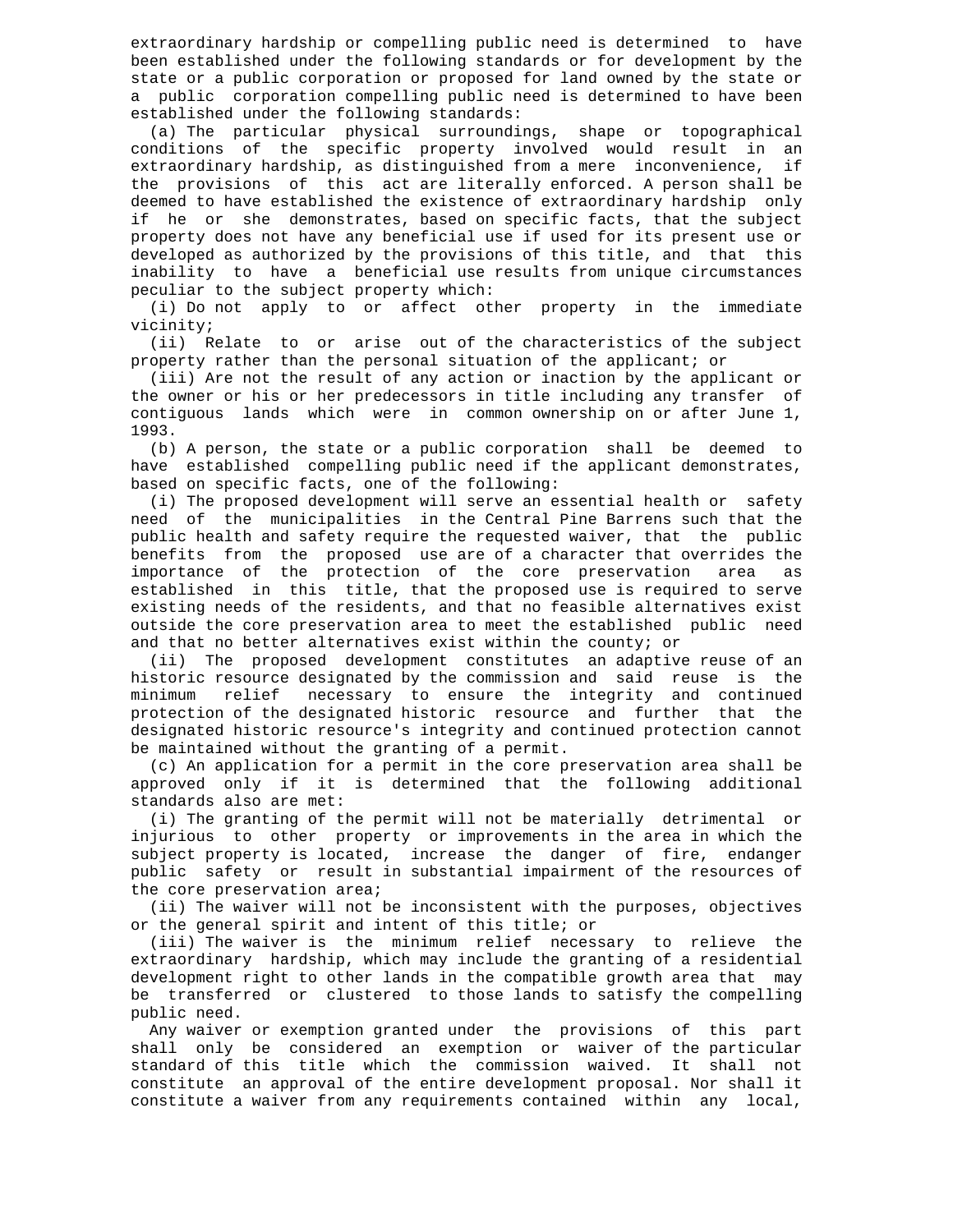extraordinary hardship or compelling public need is determined to have been established under the following standards or for development by the state or a public corporation or proposed for land owned by the state or a public corporation compelling public need is determined to have been established under the following standards:

(a) The particular physical surroundings, shape or topographical conditions of the specific property involved would result in an extraordinary hardship, as distinguished from a mere inconvenience, if the provisions of this act are literally enforced. A person shall be deemed to have established the existence of extraordinary hardship only if he or she demonstrates, based on specific facts, that the subject property does not have any beneficial use if used for its present use or developed as authorized by the provisions of this title, and that this inability to have a beneficial use results from unique circumstances peculiar to the subject property which:

(i) Do not apply to or affect other property in the immediate vicinity;

(ii) Relate to or arise out of the characteristics of the subject property rather than the personal situation of the applicant; or

(iii) Are not the result of any action or inaction by the applicant or the owner or his or her predecessors in title including any transfer of contiguous lands which were in common ownership on or after June 1, 1993.

(b) A person, the state or a public corporation shall be deemed to have established compelling public need if the applicant demonstrates, based on specific facts, one of the following:

(i) The proposed development will serve an essential health or safety need of the municipalities in the Central Pine Barrens such that the public health and safety require the requested waiver, that the public benefits from the proposed use are of a character that overrides the importance of the protection of the core preservation area as established in this title, that the proposed use is required to serve existing needs of the residents, and that no feasible alternatives exist outside the core preservation area to meet the established public need and that no better alternatives exist within the county; or

(ii) The proposed development constitutes an adaptive reuse of an historic resource designated by the commission and said reuse is the minimum relief necessary to ensure the integrity and continued protection of the designated historic resource and further that the designated historic resource's integrity and continued protection cannot be maintained without the granting of a permit.

(c) An application for a permit in the core preservation area shall be approved only if it is determined that the following additional standards also are met:

(i) The granting of the permit will not be materially detrimental or injurious to other property or improvements in the area in which the subject property is located, increase the danger of fire, endanger public safety or result in substantial impairment of the resources of the core preservation area;

(ii) The waiver will not be inconsistent with the purposes, objectives or the general spirit and intent of this title; or

(iii) The waiver is the minimum relief necessary to relieve the extraordinary hardship, which may include the granting of a residential development right to other lands in the compatible growth area that may be transferred or clustered to those lands to satisfy the compelling public need.

Any waiver or exemption granted under the provisions of this part shall only be considered an exemption or waiver of the particular standard of this title which the commission waived. It shall not constitute an approval of the entire development proposal. Nor shall it constitute a waiver from any requirements contained within any local,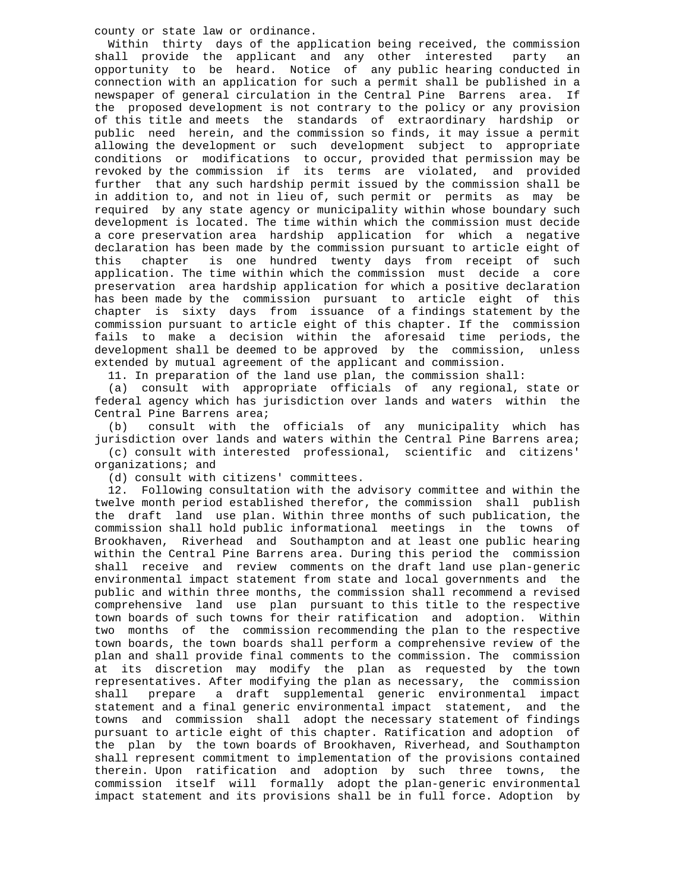county or state law or ordinance.

Within thirty days of the application being received, the commission shall provide the applicant and any other interested party an opportunity to be heard. Notice of any public hearing conducted in connection with an application for such a permit shall be published in a newspaper of general circulation in the Central Pine Barrens area. If the proposed development is not contrary to the policy or any provision of this title and meets the standards of extraordinary hardship or public need herein, and the commission so finds, it may issue a permit allowing the development or such development subject to appropriate conditions or modifications to occur, provided that permission may be revoked by the commission if its terms are violated, and provided further that any such hardship permit issued by the commission shall be in addition to, and not in lieu of, such permit or permits as may be required by any state agency or municipality within whose boundary such development is located. The time within which the commission must decide a core preservation area hardship application for which a negative declaration has been made by the commission pursuant to article eight of this chapter is one hundred twenty days from receipt of such application. The time within which the commission must decide a core preservation area hardship application for which a positive declaration has been made by the commission pursuant to article eight of this chapter is sixty days from issuance of a findings statement by the commission pursuant to article eight of this chapter. If the commission fails to make a decision within the aforesaid time periods, the development shall be deemed to be approved by the commission, unless extended by mutual agreement of the applicant and commission.

11. In preparation of the land use plan, the commission shall:

(a) consult with appropriate officials of any regional, state or federal agency which has jurisdiction over lands and waters within the Central Pine Barrens area;

(b) consult with the officials of any municipality which has jurisdiction over lands and waters within the Central Pine Barrens area;

(c) consult with interested professional, scientific and citizens' organizations; and

(d) consult with citizens' committees.

12. Following consultation with the advisory committee and within the twelve month period established therefor, the commission shall publish the draft land use plan. Within three months of such publication, the commission shall hold public informational meetings in the towns of Brookhaven, Riverhead and Southampton and at least one public hearing within the Central Pine Barrens area. During this period the commission shall receive and review comments on the draft land use plan-generic environmental impact statement from state and local governments and the public and within three months, the commission shall recommend a revised comprehensive land use plan pursuant to this title to the respective town boards of such towns for their ratification and adoption. Within two months of the commission recommending the plan to the respective town boards, the town boards shall perform a comprehensive review of the plan and shall provide final comments to the commission. The commission at its discretion may modify the plan as requested by the town representatives. After modifying the plan as necessary, the commission shall prepare a draft supplemental generic environmental impact statement and a final generic environmental impact statement, and the towns and commission shall adopt the necessary statement of findings pursuant to article eight of this chapter. Ratification and adoption of the plan by the town boards of Brookhaven, Riverhead, and Southampton shall represent commitment to implementation of the provisions contained therein. Upon ratification and adoption by such three towns, the commission itself will formally adopt the plan-generic environmental impact statement and its provisions shall be in full force. Adoption by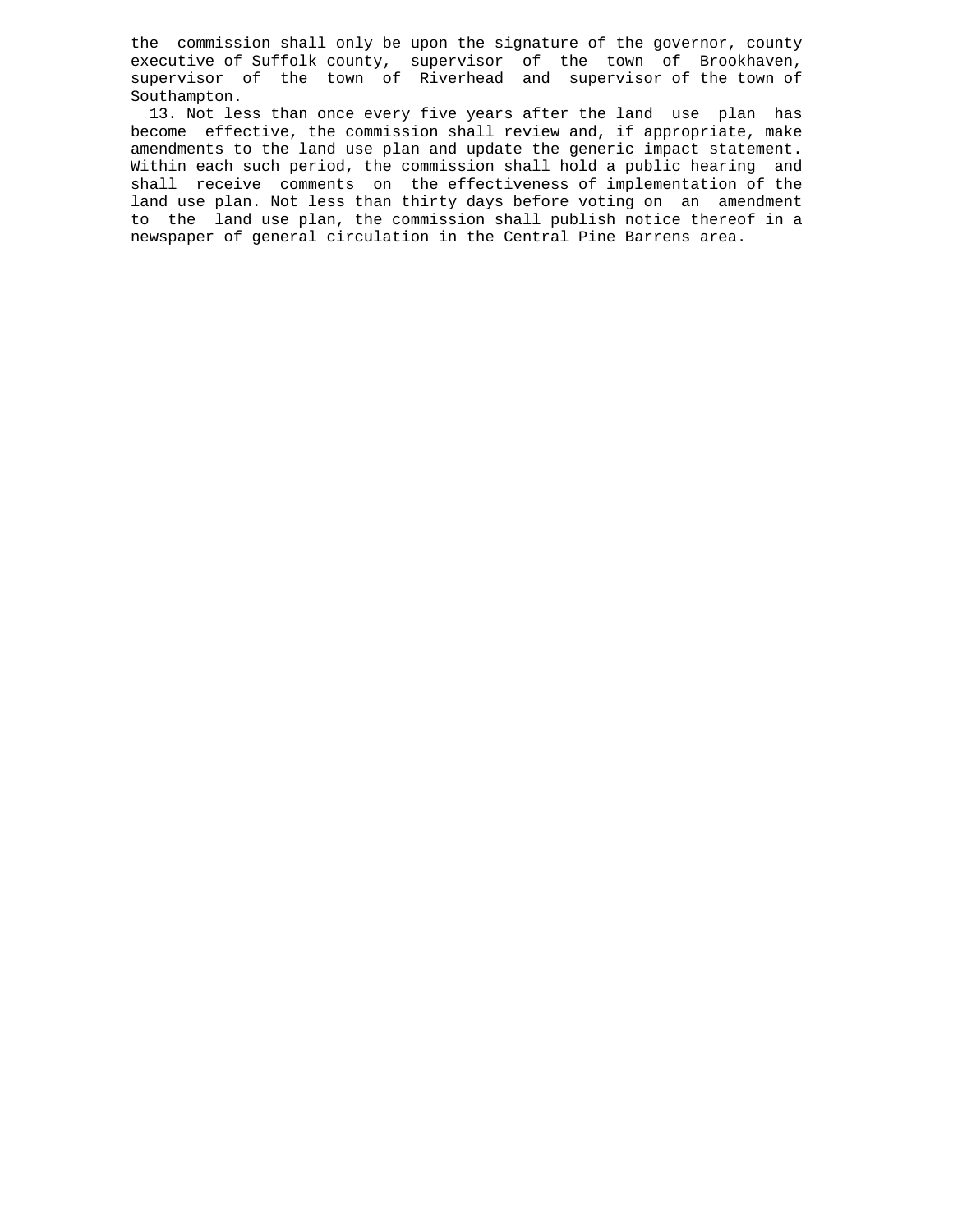the commission shall only be upon the signature of the governor, county executive of Suffolk county, supervisor of the town of Brookhaven, supervisor of the town of Riverhead and supervisor of the town of Southampton.

13. Not less than once every five years after the land use plan has become effective, the commission shall review and, if appropriate, make amendments to the land use plan and update the generic impact statement. Within each such period, the commission shall hold a public hearing and shall receive comments on the effectiveness of implementation of the land use plan. Not less than thirty days before voting on an amendment to the land use plan, the commission shall publish notice thereof in a newspaper of general circulation in the Central Pine Barrens area.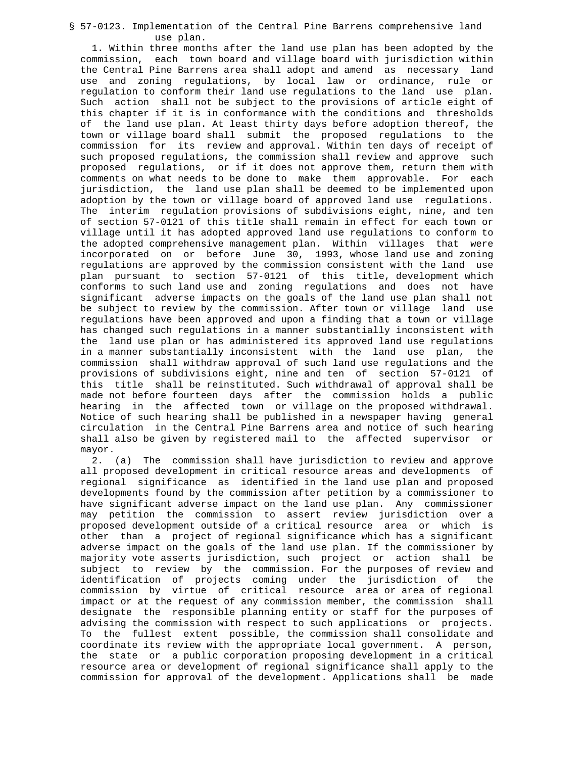§ 57-0123. Implementation of the Central Pine Barrens comprehensive land use plan.

1. Within three months after the land use plan has been adopted by the commission, each town board and village board with jurisdiction within the Central Pine Barrens area shall adopt and amend as necessary land use and zoning regulations, by local law or ordinance, rule or regulation to conform their land use regulations to the land use plan. Such action shall not be subject to the provisions of article eight of this chapter if it is in conformance with the conditions and thresholds of the land use plan. At least thirty days before adoption thereof, the town or village board shall submit the proposed regulations to the commission for its review and approval. Within ten days of receipt of such proposed regulations, the commission shall review and approve such proposed regulations, or if it does not approve them, return them with comments on what needs to be done to make them approvable. For each jurisdiction, the land use plan shall be deemed to be implemented upon adoption by the town or village board of approved land use regulations. The interim regulation provisions of subdivisions eight, nine, and ten of section 57-0121 of this title shall remain in effect for each town or village until it has adopted approved land use regulations to conform to the adopted comprehensive management plan. Within villages that were incorporated on or before June 30, 1993, whose land use and zoning regulations are approved by the commission consistent with the land use plan pursuant to section 57-0121 of this title, development which conforms to such land use and zoning regulations and does not have significant adverse impacts on the goals of the land use plan shall not be subject to review by the commission. After town or village land use regulations have been approved and upon a finding that a town or village has changed such regulations in a manner substantially inconsistent with the land use plan or has administered its approved land use regulations in a manner substantially inconsistent with the land use plan, the commission shall withdraw approval of such land use regulations and the provisions of subdivisions eight, nine and ten of section 57-0121 of this title shall be reinstituted. Such withdrawal of approval shall be made not before fourteen days after the commission holds a public hearing in the affected town or village on the proposed withdrawal. Notice of such hearing shall be published in a newspaper having general circulation in the Central Pine Barrens area and notice of such hearing shall also be given by registered mail to the affected supervisor or mayor.

2. (a) The commission shall have jurisdiction to review and approve all proposed development in critical resource areas and developments of regional significance as identified in the land use plan and proposed developments found by the commission after petition by a commissioner to have significant adverse impact on the land use plan. Any commissioner may petition the commission to assert review jurisdiction over a proposed development outside of a critical resource area or which is other than a project of regional significance which has a significant adverse impact on the goals of the land use plan. If the commissioner by majority vote asserts jurisdiction, such project or action shall be subject to review by the commission. For the purposes of review and identification of projects coming under the jurisdiction of the commission by virtue of critical resource area or area of regional impact or at the request of any commission member, the commission shall designate the responsible planning entity or staff for the purposes of advising the commission with respect to such applications or projects. To the fullest extent possible, the commission shall consolidate and coordinate its review with the appropriate local government. A person, the state or a public corporation proposing development in a critical resource area or development of regional significance shall apply to the commission for approval of the development. Applications shall be made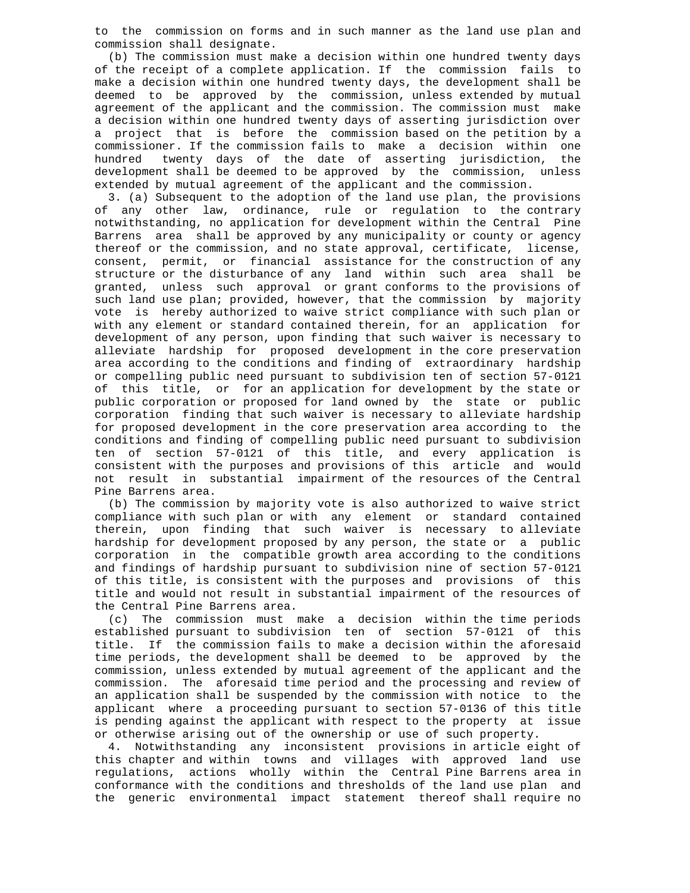to the commission on forms and in such manner as the land use plan and commission shall designate.

(b) The commission must make a decision within one hundred twenty days of the receipt of a complete application. If the commission fails to make a decision within one hundred twenty days, the development shall be deemed to be approved by the commission, unless extended by mutual agreement of the applicant and the commission. The commission must make a decision within one hundred twenty days of asserting jurisdiction over a project that is before the commission based on the petition by a commissioner. If the commission fails to make a decision within one hundred twenty days of the date of asserting jurisdiction, the development shall be deemed to be approved by the commission, unless extended by mutual agreement of the applicant and the commission.

3. (a) Subsequent to the adoption of the land use plan, the provisions of any other law, ordinance, rule or regulation to the contrary notwithstanding, no application for development within the Central Pine Barrens area shall be approved by any municipality or county or agency thereof or the commission, and no state approval, certificate, license, consent, permit, or financial assistance for the construction of any structure or the disturbance of any land within such area shall be granted, unless such approval or grant conforms to the provisions of such land use plan; provided, however, that the commission by majority vote is hereby authorized to waive strict compliance with such plan or with any element or standard contained therein, for an application for development of any person, upon finding that such waiver is necessary to alleviate hardship for proposed development in the core preservation area according to the conditions and finding of extraordinary hardship or compelling public need pursuant to subdivision ten of section 57-0121 of this title, or for an application for development by the state or public corporation or proposed for land owned by the state or public corporation finding that such waiver is necessary to alleviate hardship for proposed development in the core preservation area according to the conditions and finding of compelling public need pursuant to subdivision ten of section 57-0121 of this title, and every application is consistent with the purposes and provisions of this article and would not result in substantial impairment of the resources of the Central Pine Barrens area.

(b) The commission by majority vote is also authorized to waive strict compliance with such plan or with any element or standard contained therein, upon finding that such waiver is necessary to alleviate hardship for development proposed by any person, the state or a public corporation in the compatible growth area according to the conditions and findings of hardship pursuant to subdivision nine of section 57-0121 of this title, is consistent with the purposes and provisions of this title and would not result in substantial impairment of the resources of the Central Pine Barrens area.

(c) The commission must make a decision within the time periods established pursuant to subdivision ten of section 57-0121 of this title. If the commission fails to make a decision within the aforesaid time periods, the development shall be deemed to be approved by the commission, unless extended by mutual agreement of the applicant and the commission. The aforesaid time period and the processing and review of an application shall be suspended by the commission with notice to the applicant where a proceeding pursuant to section 57-0136 of this title is pending against the applicant with respect to the property at issue or otherwise arising out of the ownership or use of such property.

4. Notwithstanding any inconsistent provisions in article eight of this chapter and within towns and villages with approved land use regulations, actions wholly within the Central Pine Barrens area in conformance with the conditions and thresholds of the land use plan and the generic environmental impact statement thereof shall require no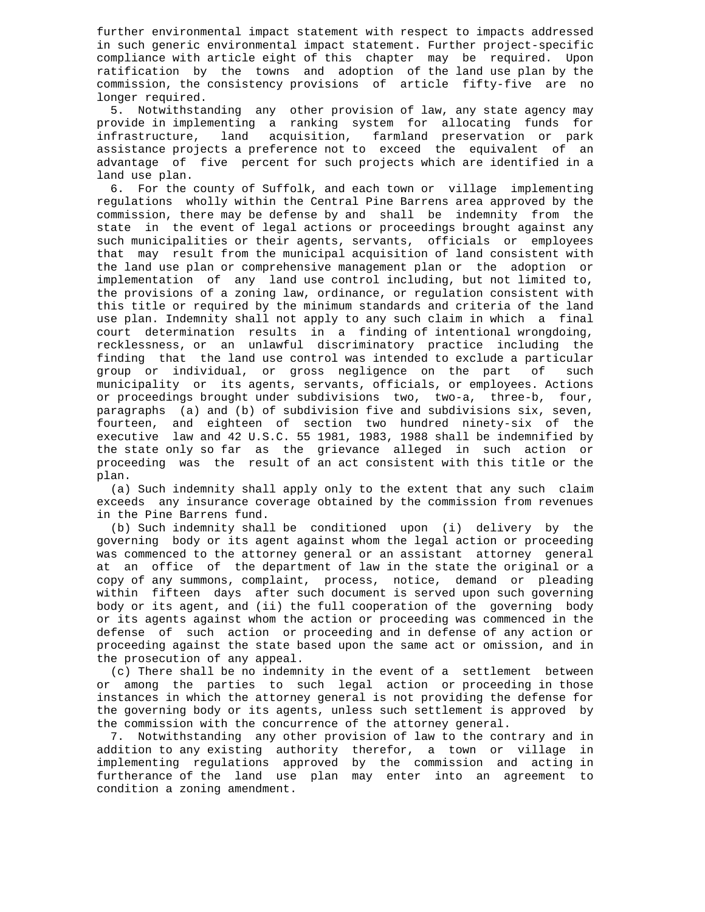further environmental impact statement with respect to impacts addressed in such generic environmental impact statement. Further project-specific compliance with article eight of this chapter may be required. Upon ratification by the towns and adoption of the land use plan by the commission, the consistency provisions of article fifty-five are no longer required.

5. Notwithstanding any other provision of law, any state agency may provide in implementing a ranking system for allocating funds for infrastructure, land acquisition, farmland preservation or park assistance projects a preference not to exceed the equivalent of an advantage of five percent for such projects which are identified in a land use plan.

6. For the county of Suffolk, and each town or village implementing regulations wholly within the Central Pine Barrens area approved by the commission, there may be defense by and shall be indemnity from the state in the event of legal actions or proceedings brought against any such municipalities or their agents, servants, officials or employees that may result from the municipal acquisition of land consistent with the land use plan or comprehensive management plan or the adoption or implementation of any land use control including, but not limited to, the provisions of a zoning law, ordinance, or regulation consistent with this title or required by the minimum standards and criteria of the land use plan. Indemnity shall not apply to any such claim in which a final court determination results in a finding of intentional wrongdoing, recklessness, or an unlawful discriminatory practice including the finding that the land use control was intended to exclude a particular group or individual, or gross negligence on the part of such municipality or its agents, servants, officials, or employees. Actions or proceedings brought under subdivisions two, two-a, three-b, four, paragraphs (a) and (b) of subdivision five and subdivisions six, seven, fourteen, and eighteen of section two hundred ninety-six of the executive law and 42 U.S.C. 55 1981, 1983, 1988 shall be indemnified by the state only so far as the grievance alleged in such action or proceeding was the result of an act consistent with this title or the plan.

(a) Such indemnity shall apply only to the extent that any such claim exceeds any insurance coverage obtained by the commission from revenues in the Pine Barrens fund.

(b) Such indemnity shall be conditioned upon (i) delivery by the governing body or its agent against whom the legal action or proceeding was commenced to the attorney general or an assistant attorney general at an office of the department of law in the state the original or a copy of any summons, complaint, process, notice, demand or pleading within fifteen days after such document is served upon such governing body or its agent, and (ii) the full cooperation of the governing body or its agents against whom the action or proceeding was commenced in the defense of such action or proceeding and in defense of any action or proceeding against the state based upon the same act or omission, and in the prosecution of any appeal.

(c) There shall be no indemnity in the event of a settlement between or among the parties to such legal action or proceeding in those instances in which the attorney general is not providing the defense for the governing body or its agents, unless such settlement is approved by the commission with the concurrence of the attorney general.

7. Notwithstanding any other provision of law to the contrary and in addition to any existing authority therefor, a town or village in implementing regulations approved by the commission and acting in furtherance of the land use plan may enter into an agreement to condition a zoning amendment.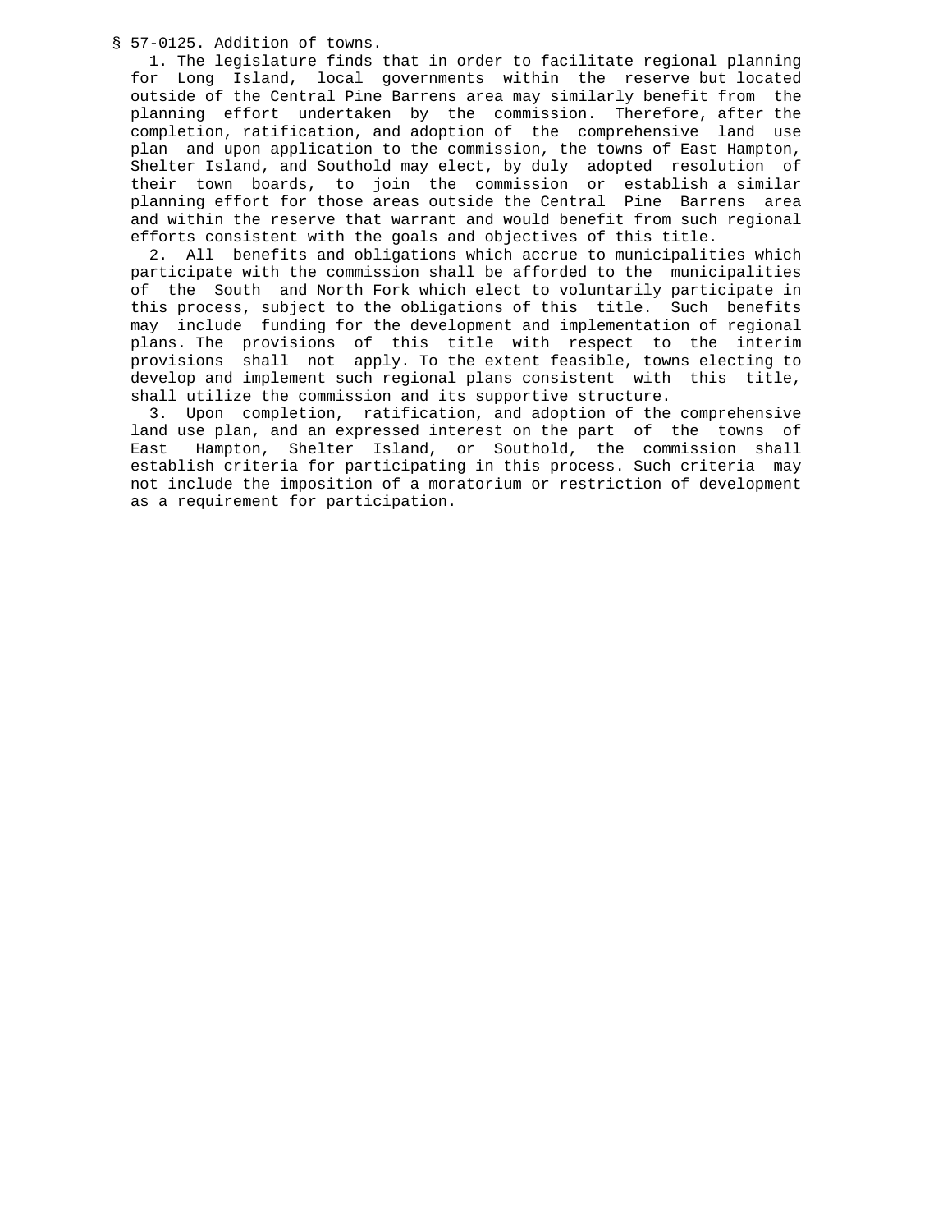§ 57-0125. Addition of towns.

1. The legislature finds that in order to facilitate regional planning for Long Island, local governments within the reserve but located outside of the Central Pine Barrens area may similarly benefit from the planning effort undertaken by the commission. Therefore, after the completion, ratification, and adoption of the comprehensive land use plan and upon application to the commission, the towns of East Hampton, Shelter Island, and Southold may elect, by duly adopted resolution of their town boards, to join the commission or establish a similar planning effort for those areas outside the Central Pine Barrens area and within the reserve that warrant and would benefit from such regional efforts consistent with the goals and objectives of this title.

2. All benefits and obligations which accrue to municipalities which participate with the commission shall be afforded to the municipalities of the South and North Fork which elect to voluntarily participate in this process, subject to the obligations of this title. Such benefits may include funding for the development and implementation of regional plans. The provisions of this title with respect to the interim provisions shall not apply. To the extent feasible, towns electing to develop and implement such regional plans consistent with this title, shall utilize the commission and its supportive structure.

3. Upon completion, ratification, and adoption of the comprehensive land use plan, and an expressed interest on the part of the towns of East Hampton, Shelter Island, or Southold, the commission shall establish criteria for participating in this process. Such criteria may not include the imposition of a moratorium or restriction of development as a requirement for participation.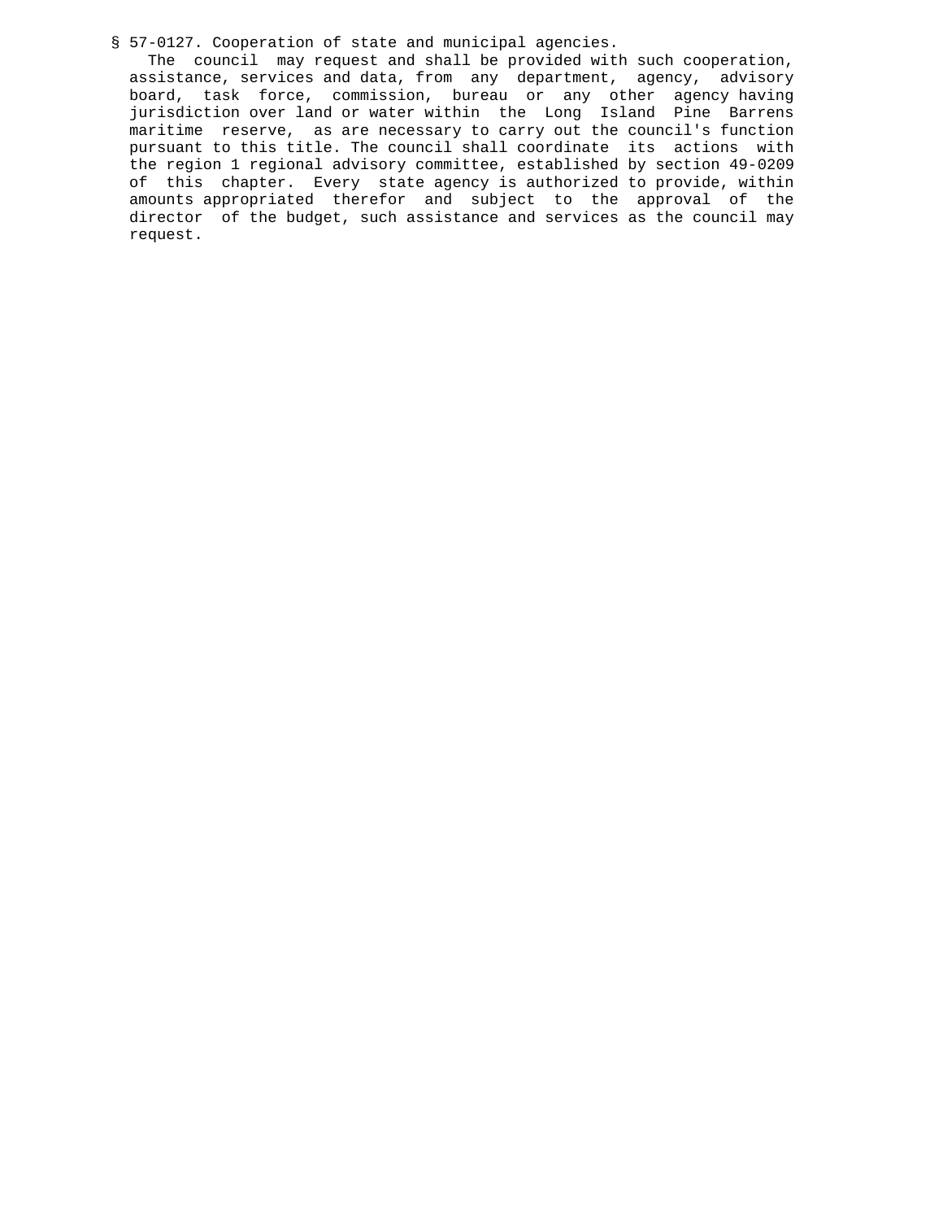§ 57-0127. Cooperation of state and municipal agencies.

The council may request and shall be provided with such cooperation, assistance, services and data, from any department, agency, advisory board, task force, commission, bureau or any other agency having jurisdiction over land or water within the Long Island Pine Barrens maritime reserve, as are necessary to carry out the council's function pursuant to this title. The council shall coordinate its actions with the region 1 regional advisory committee, established by section 49-0209 of this chapter. Every state agency is authorized to provide, within amounts appropriated therefor and subject to the approval of the director of the budget, such assistance and services as the council may request.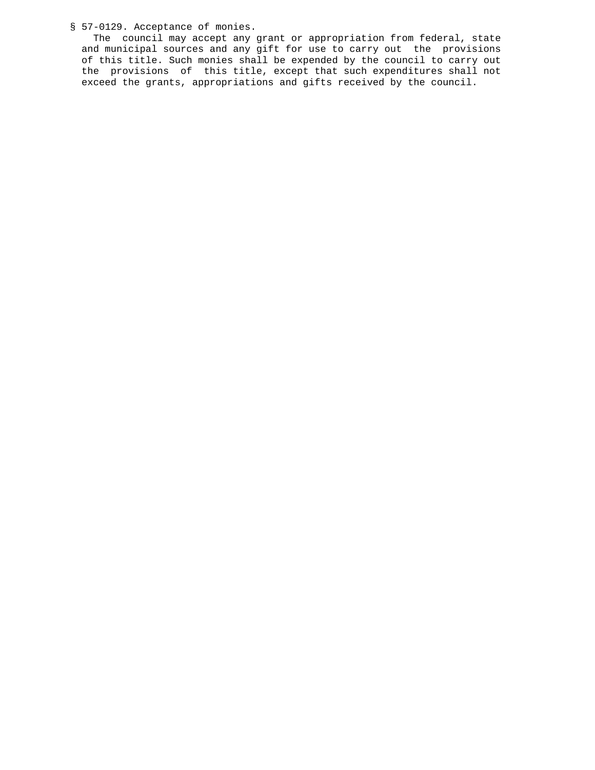§ 57-0129. Acceptance of monies.

The council may accept any grant or appropriation from federal, state and municipal sources and any gift for use to carry out the provisions of this title. Such monies shall be expended by the council to carry out the provisions of this title, except that such expenditures shall not exceed the grants, appropriations and gifts received by the council.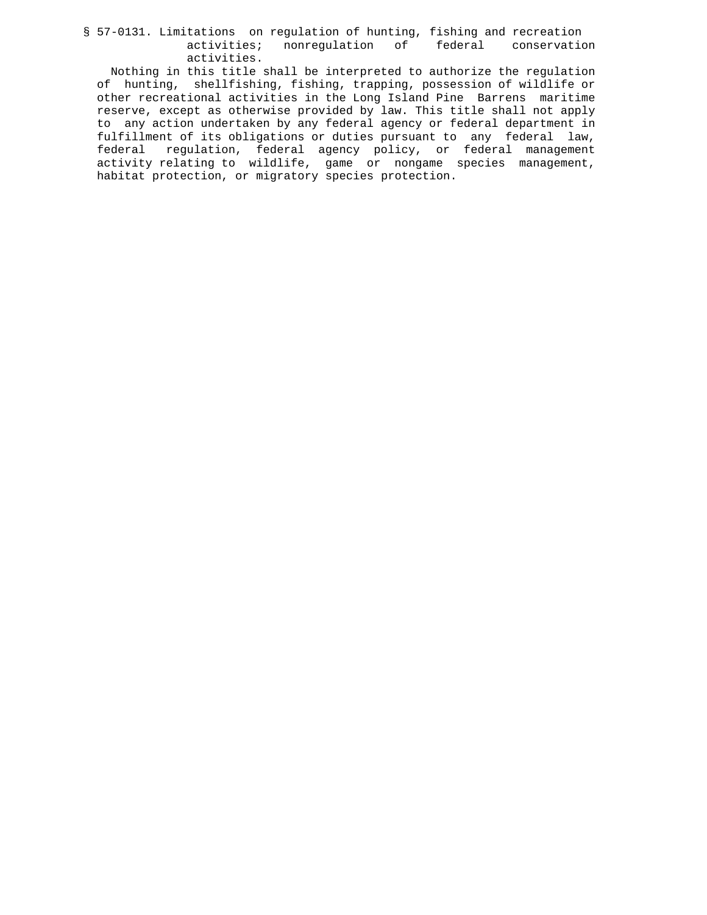§ 57-0131. Limitations on regulation of hunting, fishing and recreation activities; nonregulation of federal conservation activities.

Nothing in this title shall be interpreted to authorize the regulation of hunting, shellfishing, fishing, trapping, possession of wildlife or other recreational activities in the Long Island Pine Barrens maritime reserve, except as otherwise provided by law. This title shall not apply to any action undertaken by any federal agency or federal department in fulfillment of its obligations or duties pursuant to any federal law, federal regulation, federal agency policy, or federal management activity relating to wildlife, game or nongame species management, habitat protection, or migratory species protection.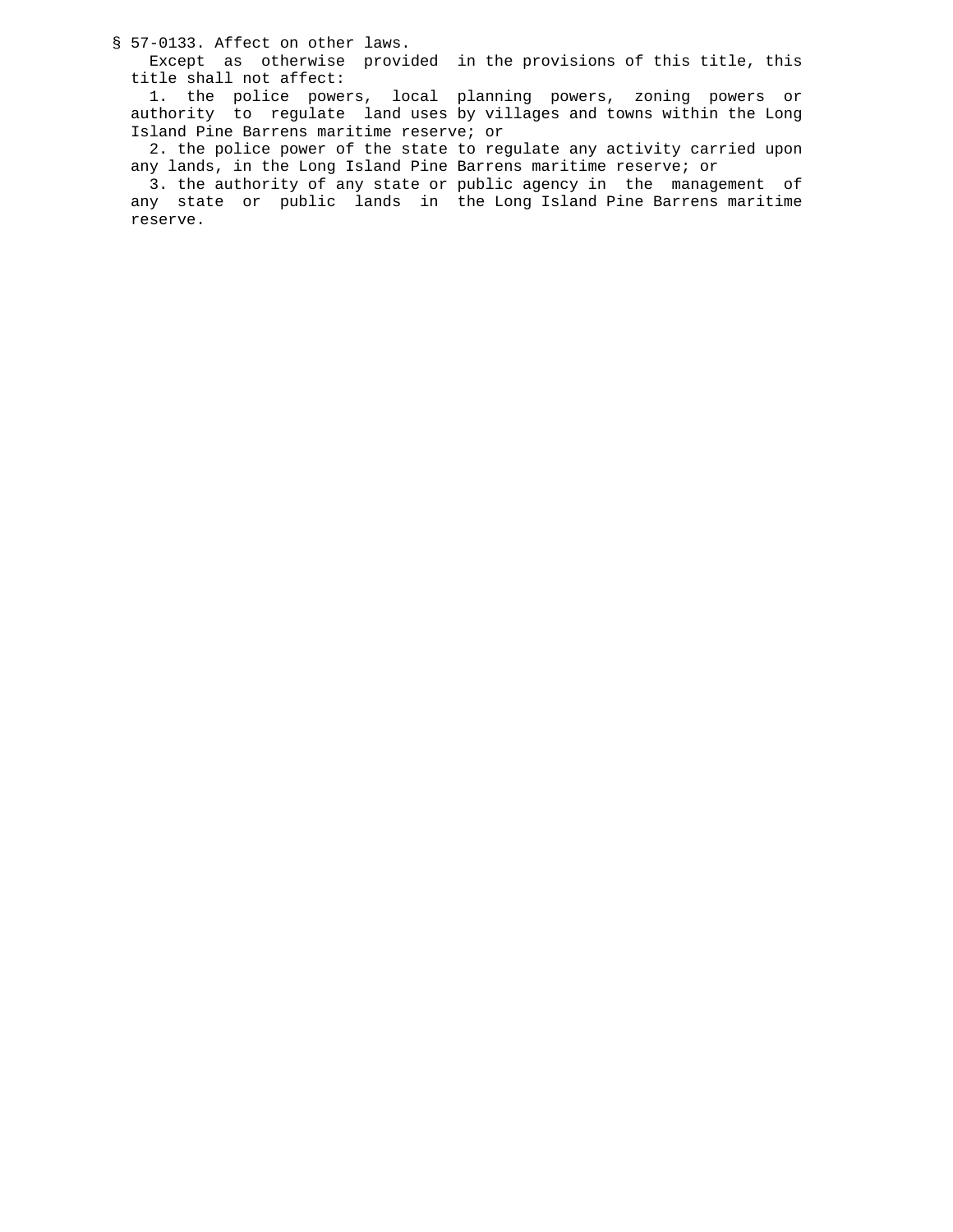§ 57-0133. Affect on other laws.

Except as otherwise provided in the provisions of this title, this title shall not affect:

1. the police powers, local planning powers, zoning powers or authority to regulate land uses by villages and towns within the Long Island Pine Barrens maritime reserve; or

2. the police power of the state to regulate any activity carried upon any lands, in the Long Island Pine Barrens maritime reserve; or

3. the authority of any state or public agency in the management of any state or public lands in the Long Island Pine Barrens maritime reserve.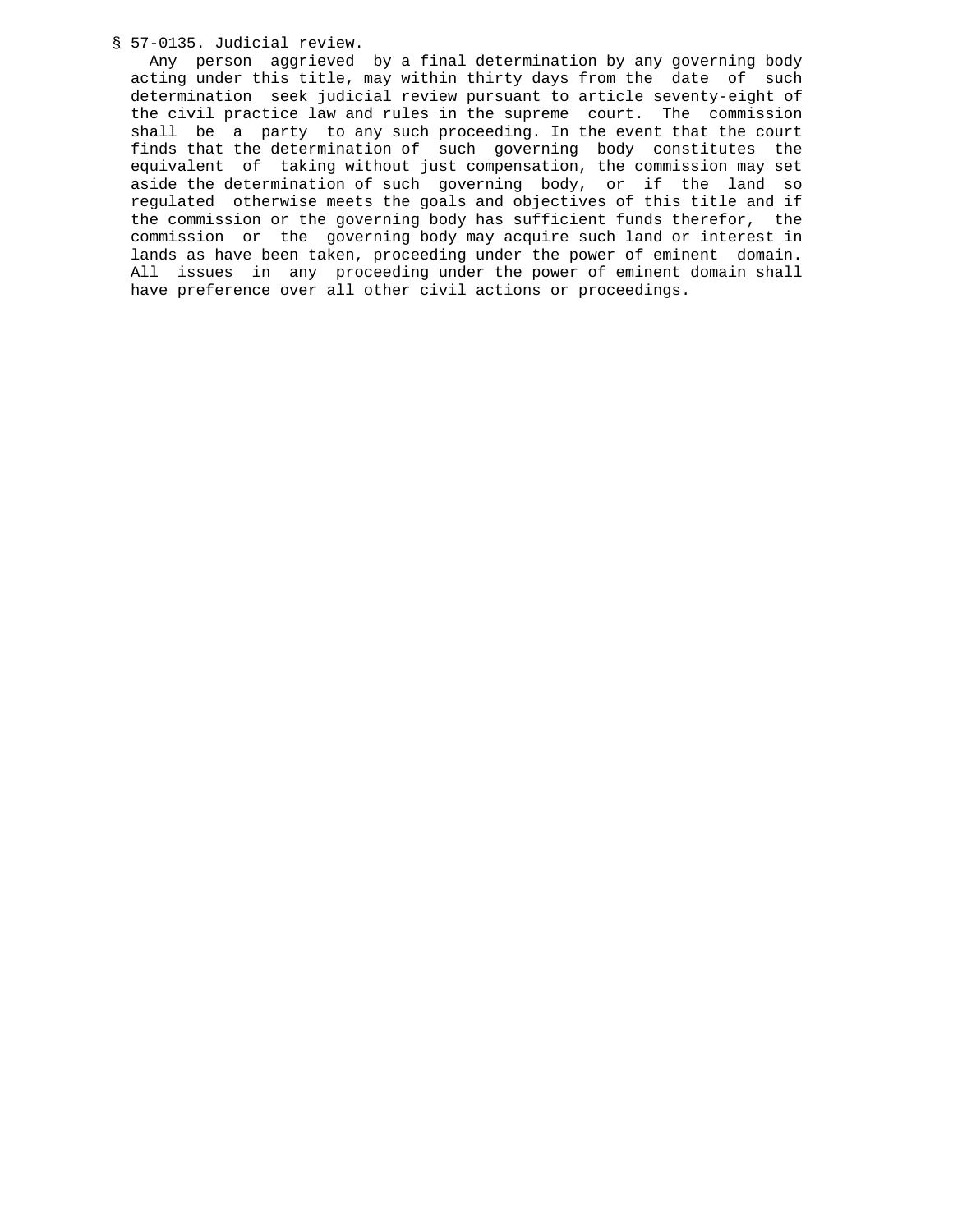§ 57-0135. Judicial review.

Any person aggrieved by a final determination by any governing body acting under this title, may within thirty days from the date of such determination seek judicial review pursuant to article seventy-eight of the civil practice law and rules in the supreme court. The commission shall be a party to any such proceeding. In the event that the court finds that the determination of such governing body constitutes the equivalent of taking without just compensation, the commission may set aside the determination of such governing body, or if the land so regulated otherwise meets the goals and objectives of this title and if the commission or the governing body has sufficient funds therefor, the commission or the governing body may acquire such land or interest in lands as have been taken, proceeding under the power of eminent domain. All issues in any proceeding under the power of eminent domain shall have preference over all other civil actions or proceedings.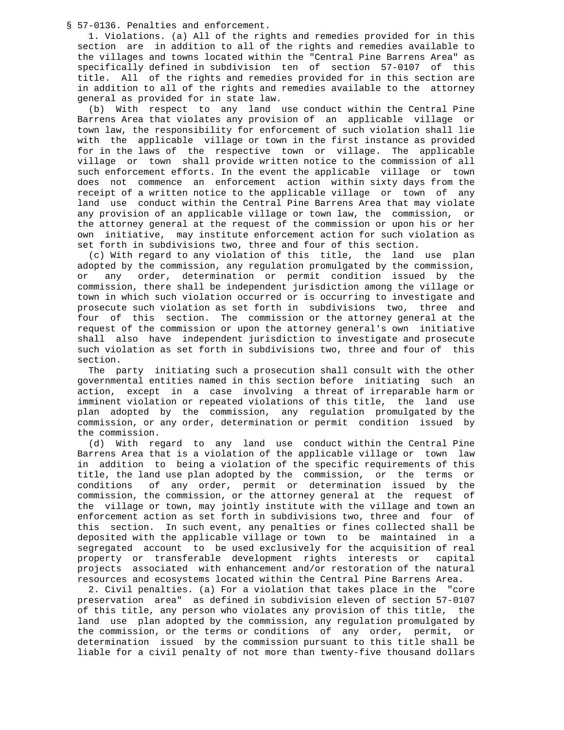§ 57-0136. Penalties and enforcement.

1. Violations. (a) All of the rights and remedies provided for in this section are in addition to all of the rights and remedies available to the villages and towns located within the "Central Pine Barrens Area" as specifically defined in subdivision ten of section 57-0107 of this title. All of the rights and remedies provided for in this section are in addition to all of the rights and remedies available to the attorney general as provided for in state law.

(b) With respect to any land use conduct within the Central Pine Barrens Area that violates any provision of an applicable village or town law, the responsibility for enforcement of such violation shall lie with the applicable village or town in the first instance as provided for in the laws of the respective town or village. The applicable village or town shall provide written notice to the commission of all such enforcement efforts. In the event the applicable village or town does not commence an enforcement action within sixty days from the receipt of a written notice to the applicable village or town of any land use conduct within the Central Pine Barrens Area that may violate any provision of an applicable village or town law, the commission, or the attorney general at the request of the commission or upon his or her own initiative, may institute enforcement action for such violation as set forth in subdivisions two, three and four of this section.

(c) With regard to any violation of this title, the land use plan adopted by the commission, any regulation promulgated by the commission, or any order, determination or permit condition issued by the commission, there shall be independent jurisdiction among the village or town in which such violation occurred or is occurring to investigate and prosecute such violation as set forth in subdivisions two, three and four of this section. The commission or the attorney general at the request of the commission or upon the attorney general's own initiative shall also have independent jurisdiction to investigate and prosecute such violation as set forth in subdivisions two, three and four of this section.

The party initiating such a prosecution shall consult with the other governmental entities named in this section before initiating such an action, except in a case involving a threat of irreparable harm or imminent violation or repeated violations of this title, the land use plan adopted by the commission, any regulation promulgated by the commission, or any order, determination or permit condition issued by the commission.

(d) With regard to any land use conduct within the Central Pine Barrens Area that is a violation of the applicable village or town law in addition to being a violation of the specific requirements of this title, the land use plan adopted by the commission, or the terms or conditions of any order, permit or determination issued by the commission, the commission, or the attorney general at the request of the village or town, may jointly institute with the village and town an enforcement action as set forth in subdivisions two, three and four of this section. In such event, any penalties or fines collected shall be deposited with the applicable village or town to be maintained in a segregated account to be used exclusively for the acquisition of real property or transferable development rights interests or capital projects associated with enhancement and/or restoration of the natural resources and ecosystems located within the Central Pine Barrens Area.

2. Civil penalties. (a) For a violation that takes place in the "core preservation area" as defined in subdivision eleven of section 57-0107 of this title, any person who violates any provision of this title, the land use plan adopted by the commission, any regulation promulgated by the commission, or the terms or conditions of any order, permit, or determination issued by the commission pursuant to this title shall be liable for a civil penalty of not more than twenty-five thousand dollars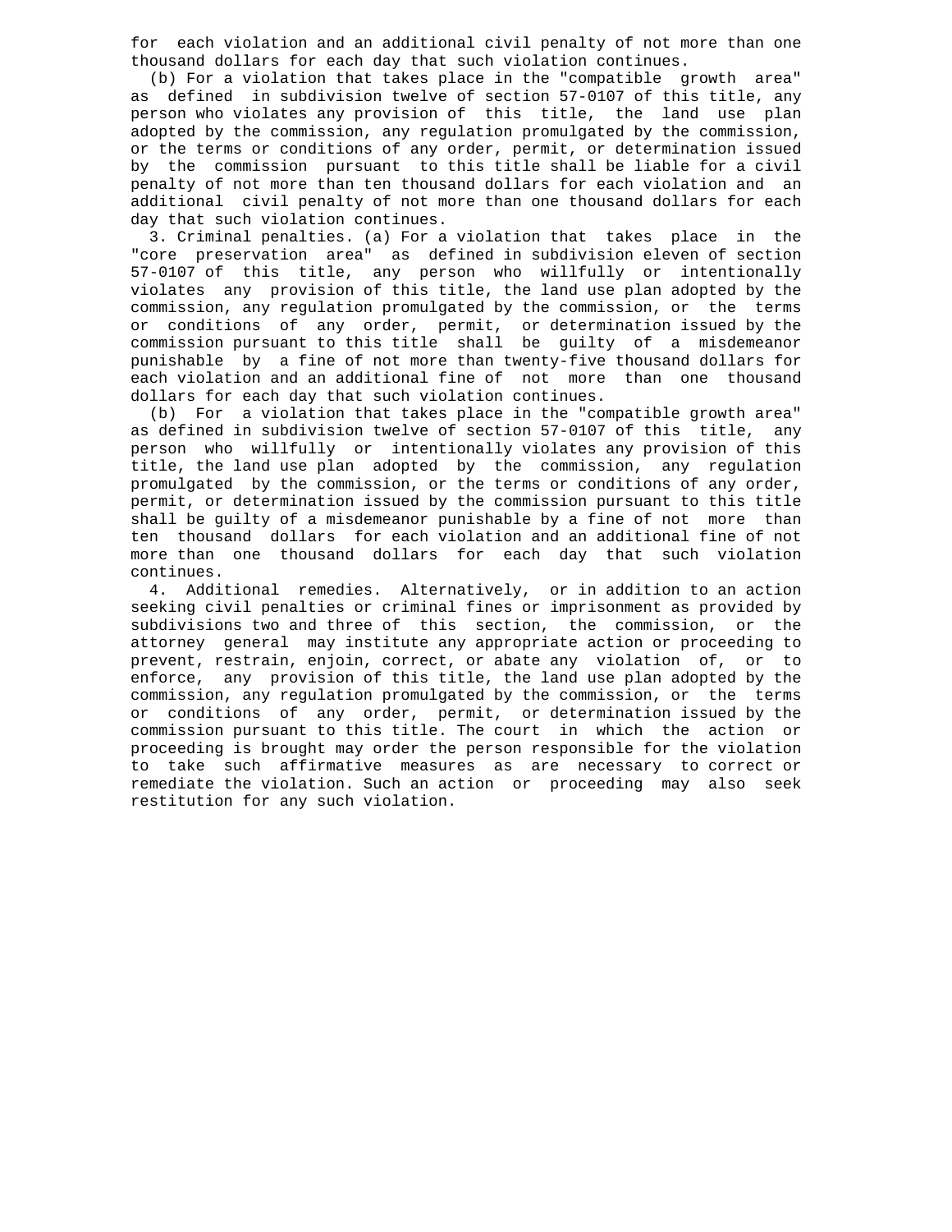for each violation and an additional civil penalty of not more than one thousand dollars for each day that such violation continues.

(b) For a violation that takes place in the "compatible growth area" as defined in subdivision twelve of section 57-0107 of this title, any person who violates any provision of this title, the land use plan adopted by the commission, any regulation promulgated by the commission, or the terms or conditions of any order, permit, or determination issued by the commission pursuant to this title shall be liable for a civil penalty of not more than ten thousand dollars for each violation and an additional civil penalty of not more than one thousand dollars for each day that such violation continues.

3. Criminal penalties. (a) For a violation that takes place in the "core preservation area" as defined in subdivision eleven of section 57-0107 of this title, any person who willfully or intentionally violates any provision of this title, the land use plan adopted by the commission, any regulation promulgated by the commission, or the terms or conditions of any order, permit, or determination issued by the commission pursuant to this title shall be guilty of a misdemeanor punishable by a fine of not more than twenty-five thousand dollars for each violation and an additional fine of not more than one thousand dollars for each day that such violation continues.

(b) For a violation that takes place in the "compatible growth area" as defined in subdivision twelve of section 57-0107 of this title, any person who willfully or intentionally violates any provision of this title, the land use plan adopted by the commission, any regulation promulgated by the commission, or the terms or conditions of any order, permit, or determination issued by the commission pursuant to this title shall be guilty of a misdemeanor punishable by a fine of not more than ten thousand dollars for each violation and an additional fine of not more than one thousand dollars for each day that such violation continues.

4. Additional remedies. Alternatively, or in addition to an action seeking civil penalties or criminal fines or imprisonment as provided by subdivisions two and three of this section, the commission, or the attorney general may institute any appropriate action or proceeding to prevent, restrain, enjoin, correct, or abate any violation of, or to enforce, any provision of this title, the land use plan adopted by the commission, any regulation promulgated by the commission, or the terms or conditions of any order, permit, or determination issued by the commission pursuant to this title. The court in which the action or proceeding is brought may order the person responsible for the violation to take such affirmative measures as are necessary to correct or remediate the violation. Such an action or proceeding may also seek restitution for any such violation.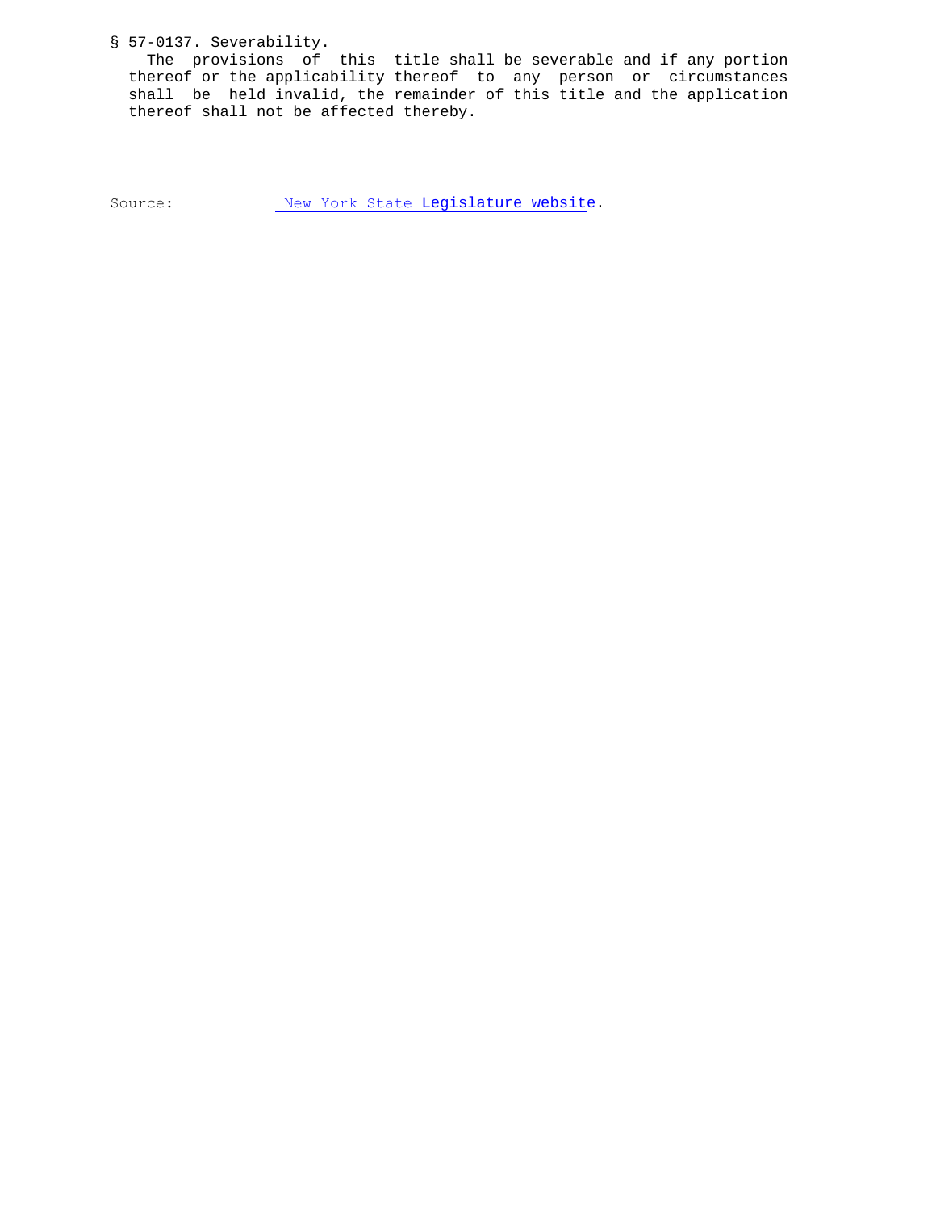§ 57-0137. Severability.

The provisions of this title shall be severable and if any portion thereof or the applicability thereof to any person or circumstances shall be held invalid, the remainder of this title and the application thereof shall not be affected thereby.

Source: New York State Legislature website.